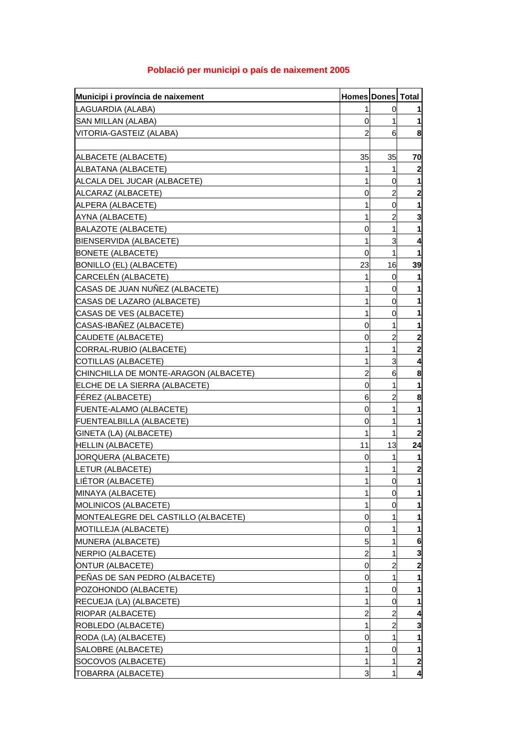# Població per municipi o país de naixement 2005

| Municipi i província de naixement | Homes | Dones | Total |
|---|---|---|---|
| LAGUARDIA (ALABA) | 1 | 0 | **1** |
| SAN MILLAN (ALABA) | 0 | 1 | **1** |
| VITORIA-GASTEIZ (ALABA) | 2 | 6 | **8** |
| | | | |
| ALBACETE (ALBACETE) | 35 | 35 | **70** |
| ALBATANA (ALBACETE) | 1 | 1 | **2** |
| ALCALA DEL JUCAR (ALBACETE) | 1 | 0 | **1** |
| ALCARAZ (ALBACETE) | 0 | 2 | **2** |
| ALPERA (ALBACETE) | 1 | 0 | **1** |
| AYNA (ALBACETE) | 1 | 2 | **3** |
| BALAZOTE (ALBACETE) | 0 | 1 | **1** |
| BIENSERVIDA (ALBACETE) | 1 | 3 | **4** |
| BONETE (ALBACETE) | 0 | 1 | **1** |
| BONILLO (EL) (ALBACETE) | 23 | 16 | **39** |
| CARCELÉN (ALBACETE) | 1 | 0 | **1** |
| CASAS DE JUAN NUÑEZ (ALBACETE) | 1 | 0 | **1** |
| CASAS DE LAZARO (ALBACETE) | 1 | 0 | **1** |
| CASAS DE VES (ALBACETE) | 1 | 0 | **1** |
| CASAS-IBAÑEZ (ALBACETE) | 0 | 1 | **1** |
| CAUDETE (ALBACETE) | 0 | 2 | **2** |
| CORRAL-RUBIO (ALBACETE) | 1 | 1 | **2** |
| COTILLAS (ALBACETE) | 1 | 3 | **4** |
| CHINCHILLA DE MONTE-ARAGON (ALBACETE) | 2 | 6 | **8** |
| ELCHE DE LA SIERRA (ALBACETE) | 0 | 1 | **1** |
| FÉREZ (ALBACETE) | 6 | 2 | **8** |
| FUENTE-ALAMO (ALBACETE) | 0 | 1 | **1** |
| FUENTEALBILLA (ALBACETE) | 0 | 1 | **1** |
| GINETA (LA) (ALBACETE) | 1 | 1 | **2** |
| HELLIN (ALBACETE) | 11 | 13 | **24** |
| JORQUERA (ALBACETE) | 0 | 1 | **1** |
| LETUR (ALBACETE) | 1 | 1 | **2** |
| LIÉTOR (ALBACETE) | 1 | 0 | **1** |
| MINAYA (ALBACETE) | 1 | 0 | **1** |
| MOLINICOS (ALBACETE) | 1 | 0 | **1** |
| MONTEALEGRE DEL CASTILLO (ALBACETE) | 0 | 1 | **1** |
| MOTILLEJA (ALBACETE) | 0 | 1 | **1** |
| MUNERA (ALBACETE) | 5 | 1 | **6** |
| NERPIO (ALBACETE) | 2 | 1 | **3** |
| ONTUR (ALBACETE) | 0 | 2 | **2** |
| PEÑAS DE SAN PEDRO (ALBACETE) | 0 | 1 | **1** |
| POZOHONDO (ALBACETE) | 1 | 0 | **1** |
| RECUEJA (LA) (ALBACETE) | 1 | 0 | **1** |
| RIOPAR (ALBACETE) | 2 | 2 | **4** |
| ROBLEDO (ALBACETE) | 1 | 2 | **3** |
| RODA (LA) (ALBACETE) | 0 | 1 | **1** |
| SALOBRE (ALBACETE) | 1 | 0 | **1** |
| SOCOVOS (ALBACETE) | 1 | 1 | **2** |
| TOBARRA (ALBACETE) | 3 | 1 | **4** |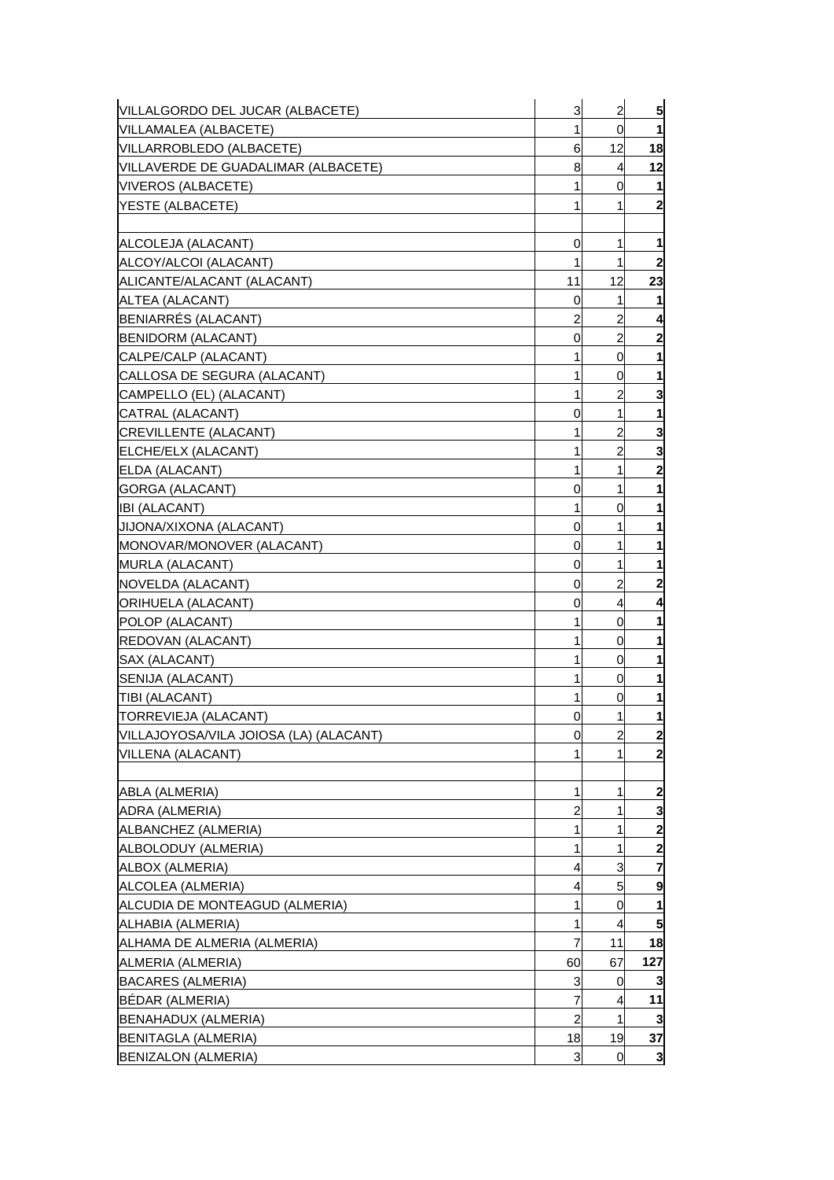| | | | |
|---|---|---|---|
| VILLALGORDO DEL JUCAR (ALBACETE) | 3 | 2 | **5** |
| VILLAMALEA (ALBACETE) | 1 | 0 | **1** |
| VILLARROBLEDO (ALBACETE) | 6 | 12 | **18** |
| VILLAVERDE DE GUADALIMAR (ALBACETE) | 8 | 4 | **12** |
| VIVEROS (ALBACETE) | 1 | 0 | **1** |
| YESTE (ALBACETE) | 1 | 1 | **2** |
| | | | |
| ALCOLEJA (ALACANT) | 0 | 1 | **1** |
| ALCOY/ALCOI (ALACANT) | 1 | 1 | **2** |
| ALICANTE/ALACANT (ALACANT) | 11 | 12 | **23** |
| ALTEA (ALACANT) | 0 | 1 | **1** |
| BENIARRÉS (ALACANT) | 2 | 2 | **4** |
| BENIDORM (ALACANT) | 0 | 2 | **2** |
| CALPE/CALP (ALACANT) | 1 | 0 | **1** |
| CALLOSA DE SEGURA (ALACANT) | 1 | 0 | **1** |
| CAMPELLO (EL) (ALACANT) | 1 | 2 | **3** |
| CATRAL (ALACANT) | 0 | 1 | **1** |
| CREVILLENTE (ALACANT) | 1 | 2 | **3** |
| ELCHE/ELX (ALACANT) | 1 | 2 | **3** |
| ELDA (ALACANT) | 1 | 1 | **2** |
| GORGA (ALACANT) | 0 | 1 | **1** |
| IBI (ALACANT) | 1 | 0 | **1** |
| JIJONA/XIXONA (ALACANT) | 0 | 1 | **1** |
| MONOVAR/MONOVER (ALACANT) | 0 | 1 | **1** |
| MURLA (ALACANT) | 0 | 1 | **1** |
| NOVELDA (ALACANT) | 0 | 2 | **2** |
| ORIHUELA (ALACANT) | 0 | 4 | **4** |
| POLOP (ALACANT) | 1 | 0 | **1** |
| REDOVAN (ALACANT) | 1 | 0 | **1** |
| SAX (ALACANT) | 1 | 0 | **1** |
| SENIJA (ALACANT) | 1 | 0 | **1** |
| TIBI (ALACANT) | 1 | 0 | **1** |
| TORREVIEJA (ALACANT) | 0 | 1 | **1** |
| VILLAJOYOSA/VILA JOIOSA (LA) (ALACANT) | 0 | 2 | **2** |
| VILLENA (ALACANT) | 1 | 1 | **2** |
| | | | |
| ABLA (ALMERIA) | 1 | 1 | **2** |
| ADRA (ALMERIA) | 2 | 1 | **3** |
| ALBANCHEZ (ALMERIA) | 1 | 1 | **2** |
| ALBOLODUY (ALMERIA) | 1 | 1 | **2** |
| ALBOX (ALMERIA) | 4 | 3 | **7** |
| ALCOLEA (ALMERIA) | 4 | 5 | **9** |
| ALCUDIA DE MONTEAGUD (ALMERIA) | 1 | 0 | **1** |
| ALHABIA (ALMERIA) | 1 | 4 | **5** |
| ALHAMA DE ALMERIA (ALMERIA) | 7 | 11 | **18** |
| ALMERIA (ALMERIA) | 60 | 67 | **127** |
| BACARES (ALMERIA) | 3 | 0 | **3** |
| BÉDAR (ALMERIA) | 7 | 4 | **11** |
| BENAHADUX (ALMERIA) | 2 | 1 | **3** |
| BENITAGLA (ALMERIA) | 18 | 19 | **37** |
| BENIZALON (ALMERIA) | 3 | 0 | **3** |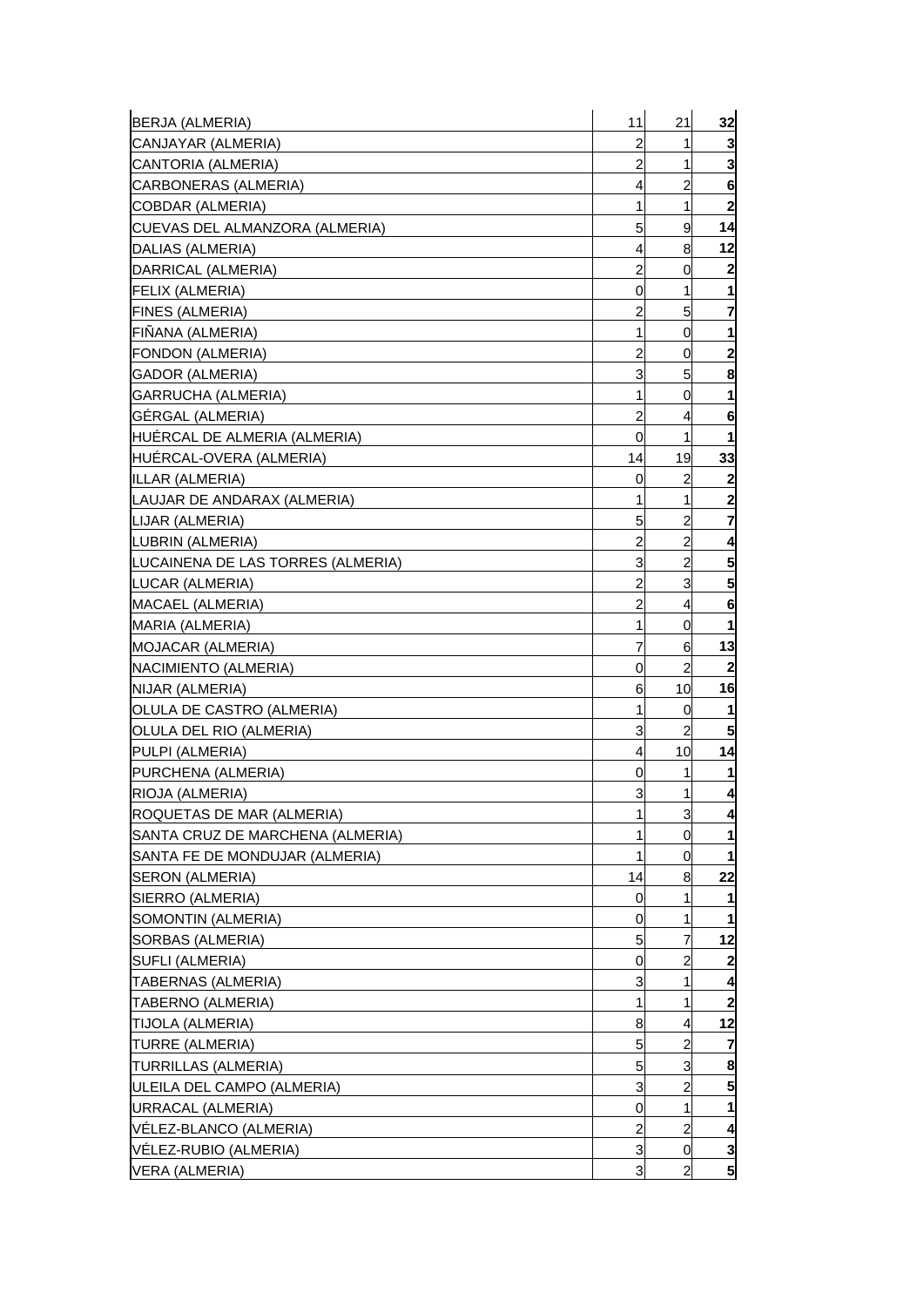| | | | |
|---|---|---|---|
| BERJA (ALMERIA) | 11 | 21 | **32** |
| CANJAYAR (ALMERIA) | 2 | 1 | **3** |
| CANTORIA (ALMERIA) | 2 | 1 | **3** |
| CARBONERAS (ALMERIA) | 4 | 2 | **6** |
| COBDAR (ALMERIA) | 1 | 1 | **2** |
| CUEVAS DEL ALMANZORA (ALMERIA) | 5 | 9 | **14** |
| DALIAS (ALMERIA) | 4 | 8 | **12** |
| DARRICAL (ALMERIA) | 2 | 0 | **2** |
| FELIX (ALMERIA) | 0 | 1 | **1** |
| FINES (ALMERIA) | 2 | 5 | **7** |
| FIÑANA (ALMERIA) | 1 | 0 | **1** |
| FONDON (ALMERIA) | 2 | 0 | **2** |
| GADOR (ALMERIA) | 3 | 5 | **8** |
| GARRUCHA (ALMERIA) | 1 | 0 | **1** |
| GÉRGAL (ALMERIA) | 2 | 4 | **6** |
| HUÉRCAL DE ALMERIA (ALMERIA) | 0 | 1 | **1** |
| HUÉRCAL-OVERA (ALMERIA) | 14 | 19 | **33** |
| ILLAR (ALMERIA) | 0 | 2 | **2** |
| LAUJAR DE ANDARAX (ALMERIA) | 1 | 1 | **2** |
| LIJAR (ALMERIA) | 5 | 2 | **7** |
| LUBRIN (ALMERIA) | 2 | 2 | **4** |
| LUCAINENA DE LAS TORRES (ALMERIA) | 3 | 2 | **5** |
| LUCAR (ALMERIA) | 2 | 3 | **5** |
| MACAEL (ALMERIA) | 2 | 4 | **6** |
| MARIA (ALMERIA) | 1 | 0 | **1** |
| MOJACAR (ALMERIA) | 7 | 6 | **13** |
| NACIMIENTO (ALMERIA) | 0 | 2 | **2** |
| NIJAR (ALMERIA) | 6 | 10 | **16** |
| OLULA DE CASTRO (ALMERIA) | 1 | 0 | **1** |
| OLULA DEL RIO (ALMERIA) | 3 | 2 | **5** |
| PULPI (ALMERIA) | 4 | 10 | **14** |
| PURCHENA (ALMERIA) | 0 | 1 | **1** |
| RIOJA (ALMERIA) | 3 | 1 | **4** |
| ROQUETAS DE MAR (ALMERIA) | 1 | 3 | **4** |
| SANTA CRUZ DE MARCHENA (ALMERIA) | 1 | 0 | **1** |
| SANTA FE DE MONDUJAR (ALMERIA) | 1 | 0 | **1** |
| SERON (ALMERIA) | 14 | 8 | **22** |
| SIERRO (ALMERIA) | 0 | 1 | **1** |
| SOMONTIN (ALMERIA) | 0 | 1 | **1** |
| SORBAS (ALMERIA) | 5 | 7 | **12** |
| SUFLI (ALMERIA) | 0 | 2 | **2** |
| TABERNAS (ALMERIA) | 3 | 1 | **4** |
| TABERNO (ALMERIA) | 1 | 1 | **2** |
| TIJOLA (ALMERIA) | 8 | 4 | **12** |
| TURRE (ALMERIA) | 5 | 2 | **7** |
| TURRILLAS (ALMERIA) | 5 | 3 | **8** |
| ULEILA DEL CAMPO (ALMERIA) | 3 | 2 | **5** |
| URRACAL (ALMERIA) | 0 | 1 | **1** |
| VÉLEZ-BLANCO (ALMERIA) | 2 | 2 | **4** |
| VÉLEZ-RUBIO (ALMERIA) | 3 | 0 | **3** |
| VERA (ALMERIA) | 3 | 2 | **5** |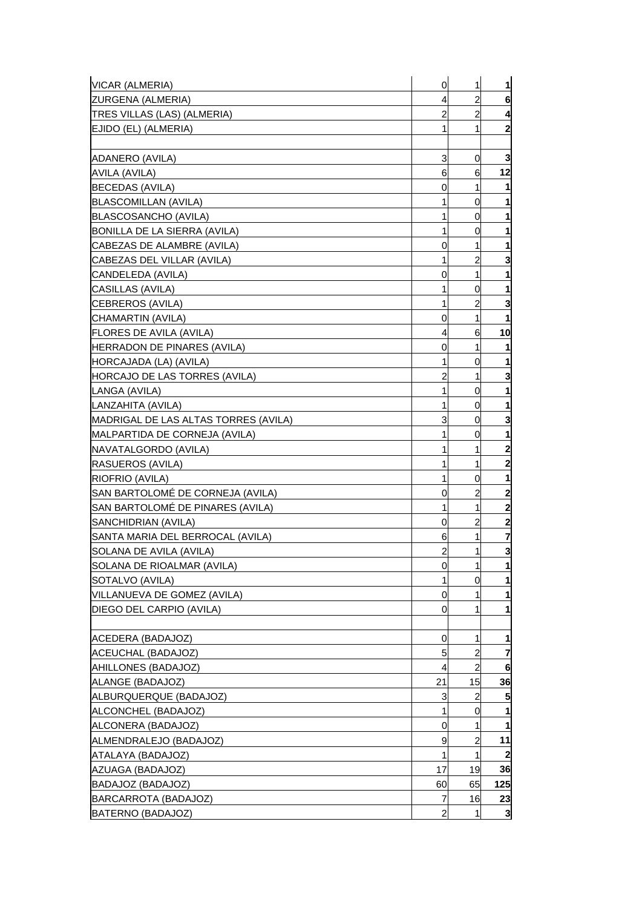| | | | |
|---|---|---|---|
| VICAR (ALMERIA) | 0 | 1 | **1** |
| ZURGENA (ALMERIA) | 4 | 2 | **6** |
| TRES VILLAS (LAS) (ALMERIA) | 2 | 2 | **4** |
| EJIDO (EL) (ALMERIA) | 1 | 1 | **2** |
| | | | |
| ADANERO (AVILA) | 3 | 0 | **3** |
| AVILA (AVILA) | 6 | 6 | **12** |
| BECEDAS (AVILA) | 0 | 1 | **1** |
| BLASCOMILLAN (AVILA) | 1 | 0 | **1** |
| BLASCOSANCHO (AVILA) | 1 | 0 | **1** |
| BONILLA DE LA SIERRA (AVILA) | 1 | 0 | **1** |
| CABEZAS DE ALAMBRE (AVILA) | 0 | 1 | **1** |
| CABEZAS DEL VILLAR (AVILA) | 1 | 2 | **3** |
| CANDELEDA (AVILA) | 0 | 1 | **1** |
| CASILLAS (AVILA) | 1 | 0 | **1** |
| CEBREROS (AVILA) | 1 | 2 | **3** |
| CHAMARTIN (AVILA) | 0 | 1 | **1** |
| FLORES DE AVILA (AVILA) | 4 | 6 | **10** |
| HERRADON DE PINARES (AVILA) | 0 | 1 | **1** |
| HORCAJADA (LA) (AVILA) | 1 | 0 | **1** |
| HORCAJO DE LAS TORRES (AVILA) | 2 | 1 | **3** |
| LANGA (AVILA) | 1 | 0 | **1** |
| LANZAHITA (AVILA) | 1 | 0 | **1** |
| MADRIGAL DE LAS ALTAS TORRES (AVILA) | 3 | 0 | **3** |
| MALPARTIDA DE CORNEJA (AVILA) | 1 | 0 | **1** |
| NAVATALGORDO (AVILA) | 1 | 1 | **2** |
| RASUEROS (AVILA) | 1 | 1 | **2** |
| RIOFRIO (AVILA) | 1 | 0 | **1** |
| SAN BARTOLOMÉ DE CORNEJA (AVILA) | 0 | 2 | **2** |
| SAN BARTOLOMÉ DE PINARES (AVILA) | 1 | 1 | **2** |
| SANCHIDRIAN (AVILA) | 0 | 2 | **2** |
| SANTA MARIA DEL BERROCAL (AVILA) | 6 | 1 | **7** |
| SOLANA DE AVILA (AVILA) | 2 | 1 | **3** |
| SOLANA DE RIOALMAR (AVILA) | 0 | 1 | **1** |
| SOTALVO (AVILA) | 1 | 0 | **1** |
| VILLANUEVA DE GOMEZ (AVILA) | 0 | 1 | **1** |
| DIEGO DEL CARPIO (AVILA) | 0 | 1 | **1** |
| | | | |
| ACEDERA (BADAJOZ) | 0 | 1 | **1** |
| ACEUCHAL (BADAJOZ) | 5 | 2 | **7** |
| AHILLONES (BADAJOZ) | 4 | 2 | **6** |
| ALANGE (BADAJOZ) | 21 | 15 | **36** |
| ALBURQUERQUE (BADAJOZ) | 3 | 2 | **5** |
| ALCONCHEL (BADAJOZ) | 1 | 0 | **1** |
| ALCONERA (BADAJOZ) | 0 | 1 | **1** |
| ALMENDRALEJO (BADAJOZ) | 9 | 2 | **11** |
| ATALAYA (BADAJOZ) | 1 | 1 | **2** |
| AZUAGA (BADAJOZ) | 17 | 19 | **36** |
| BADAJOZ (BADAJOZ) | 60 | 65 | **125** |
| BARCARROTA (BADAJOZ) | 7 | 16 | **23** |
| BATERNO (BADAJOZ) | 2 | 1 | **3** |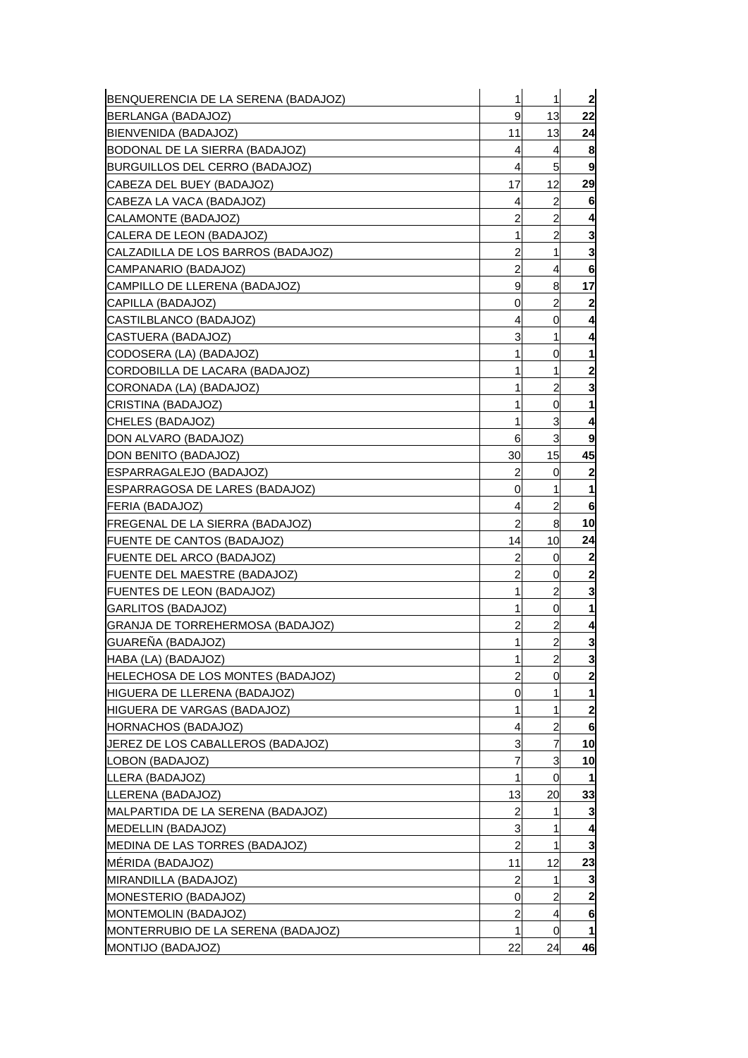| | | | |
|---|---|---|---|
| BENQUERENCIA DE LA SERENA (BADAJOZ) | 1 | 1 | **2** |
| BERLANGA (BADAJOZ) | 9 | 13 | **22** |
| BIENVENIDA (BADAJOZ) | 11 | 13 | **24** |
| BODONAL DE LA SIERRA (BADAJOZ) | 4 | 4 | **8** |
| BURGUILLOS DEL CERRO (BADAJOZ) | 4 | 5 | **9** |
| CABEZA DEL BUEY (BADAJOZ) | 17 | 12 | **29** |
| CABEZA LA VACA (BADAJOZ) | 4 | 2 | **6** |
| CALAMONTE (BADAJOZ) | 2 | 2 | **4** |
| CALERA DE LEON (BADAJOZ) | 1 | 2 | **3** |
| CALZADILLA DE LOS BARROS (BADAJOZ) | 2 | 1 | **3** |
| CAMPANARIO (BADAJOZ) | 2 | 4 | **6** |
| CAMPILLO DE LLERENA (BADAJOZ) | 9 | 8 | **17** |
| CAPILLA (BADAJOZ) | 0 | 2 | **2** |
| CASTILBLANCO (BADAJOZ) | 4 | 0 | **4** |
| CASTUERA (BADAJOZ) | 3 | 1 | **4** |
| CODOSERA (LA) (BADAJOZ) | 1 | 0 | **1** |
| CORDOBILLA DE LACARA (BADAJOZ) | 1 | 1 | **2** |
| CORONADA (LA) (BADAJOZ) | 1 | 2 | **3** |
| CRISTINA (BADAJOZ) | 1 | 0 | **1** |
| CHELES (BADAJOZ) | 1 | 3 | **4** |
| DON ALVARO (BADAJOZ) | 6 | 3 | **9** |
| DON BENITO (BADAJOZ) | 30 | 15 | **45** |
| ESPARRAGALEJO (BADAJOZ) | 2 | 0 | **2** |
| ESPARRAGOSA DE LARES (BADAJOZ) | 0 | 1 | **1** |
| FERIA (BADAJOZ) | 4 | 2 | **6** |
| FREGENAL DE LA SIERRA (BADAJOZ) | 2 | 8 | **10** |
| FUENTE DE CANTOS (BADAJOZ) | 14 | 10 | **24** |
| FUENTE DEL ARCO (BADAJOZ) | 2 | 0 | **2** |
| FUENTE DEL MAESTRE (BADAJOZ) | 2 | 0 | **2** |
| FUENTES DE LEON (BADAJOZ) | 1 | 2 | **3** |
| GARLITOS (BADAJOZ) | 1 | 0 | **1** |
| GRANJA DE TORREHERMOSA (BADAJOZ) | 2 | 2 | **4** |
| GUAREÑA (BADAJOZ) | 1 | 2 | **3** |
| HABA (LA) (BADAJOZ) | 1 | 2 | **3** |
| HELECHOSA DE LOS MONTES (BADAJOZ) | 2 | 0 | **2** |
| HIGUERA DE LLERENA (BADAJOZ) | 0 | 1 | **1** |
| HIGUERA DE VARGAS (BADAJOZ) | 1 | 1 | **2** |
| HORNACHOS (BADAJOZ) | 4 | 2 | **6** |
| JEREZ DE LOS CABALLEROS (BADAJOZ) | 3 | 7 | **10** |
| LOBON (BADAJOZ) | 7 | 3 | **10** |
| LLERA (BADAJOZ) | 1 | 0 | **1** |
| LLERENA (BADAJOZ) | 13 | 20 | **33** |
| MALPARTIDA DE LA SERENA (BADAJOZ) | 2 | 1 | **3** |
| MEDELLIN (BADAJOZ) | 3 | 1 | **4** |
| MEDINA DE LAS TORRES (BADAJOZ) | 2 | 1 | **3** |
| MÉRIDA (BADAJOZ) | 11 | 12 | **23** |
| MIRANDILLA (BADAJOZ) | 2 | 1 | **3** |
| MONESTERIO (BADAJOZ) | 0 | 2 | **2** |
| MONTEMOLIN (BADAJOZ) | 2 | 4 | **6** |
| MONTERRUBIO DE LA SERENA (BADAJOZ) | 1 | 0 | **1** |
| MONTIJO (BADAJOZ) | 22 | 24 | **46** |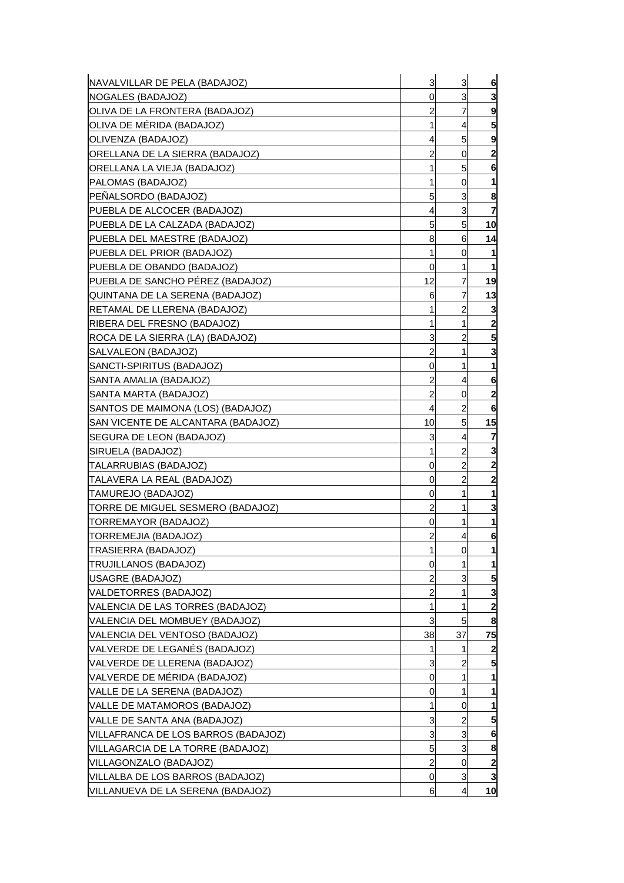| | | | |
|---|---|---|---|
| NAVALVILLAR DE PELA (BADAJOZ) | 3 | 3 | **6** |
| NOGALES (BADAJOZ) | 0 | 3 | **3** |
| OLIVA DE LA FRONTERA (BADAJOZ) | 2 | 7 | **9** |
| OLIVA DE MÉRIDA (BADAJOZ) | 1 | 4 | **5** |
| OLIVENZA (BADAJOZ) | 4 | 5 | **9** |
| ORELLANA DE LA SIERRA (BADAJOZ) | 2 | 0 | **2** |
| ORELLANA LA VIEJA (BADAJOZ) | 1 | 5 | **6** |
| PALOMAS (BADAJOZ) | 1 | 0 | **1** |
| PEÑALSORDO (BADAJOZ) | 5 | 3 | **8** |
| PUEBLA DE ALCOCER (BADAJOZ) | 4 | 3 | **7** |
| PUEBLA DE LA CALZADA (BADAJOZ) | 5 | 5 | **10** |
| PUEBLA DEL MAESTRE (BADAJOZ) | 8 | 6 | **14** |
| PUEBLA DEL PRIOR (BADAJOZ) | 1 | 0 | **1** |
| PUEBLA DE OBANDO (BADAJOZ) | 0 | 1 | **1** |
| PUEBLA DE SANCHO PÉREZ (BADAJOZ) | 12 | 7 | **19** |
| QUINTANA DE LA SERENA (BADAJOZ) | 6 | 7 | **13** |
| RETAMAL DE LLERENA (BADAJOZ) | 1 | 2 | **3** |
| RIBERA DEL FRESNO (BADAJOZ) | 1 | 1 | **2** |
| ROCA DE LA SIERRA (LA) (BADAJOZ) | 3 | 2 | **5** |
| SALVALEON (BADAJOZ) | 2 | 1 | **3** |
| SANCTI-SPIRITUS (BADAJOZ) | 0 | 1 | **1** |
| SANTA AMALIA (BADAJOZ) | 2 | 4 | **6** |
| SANTA MARTA (BADAJOZ) | 2 | 0 | **2** |
| SANTOS DE MAIMONA (LOS) (BADAJOZ) | 4 | 2 | **6** |
| SAN VICENTE DE ALCANTARA (BADAJOZ) | 10 | 5 | **15** |
| SEGURA DE LEON (BADAJOZ) | 3 | 4 | **7** |
| SIRUELA (BADAJOZ) | 1 | 2 | **3** |
| TALARRUBIAS (BADAJOZ) | 0 | 2 | **2** |
| TALAVERA LA REAL (BADAJOZ) | 0 | 2 | **2** |
| TAMUREJO (BADAJOZ) | 0 | 1 | **1** |
| TORRE DE MIGUEL SESMERO (BADAJOZ) | 2 | 1 | **3** |
| TORREMAYOR (BADAJOZ) | 0 | 1 | **1** |
| TORREMEJIA (BADAJOZ) | 2 | 4 | **6** |
| TRASIERRA (BADAJOZ) | 1 | 0 | **1** |
| TRUJILLANOS (BADAJOZ) | 0 | 1 | **1** |
| USAGRE (BADAJOZ) | 2 | 3 | **5** |
| VALDETORRES (BADAJOZ) | 2 | 1 | **3** |
| VALENCIA DE LAS TORRES (BADAJOZ) | 1 | 1 | **2** |
| VALENCIA DEL MOMBUEY (BADAJOZ) | 3 | 5 | **8** |
| VALENCIA DEL VENTOSO (BADAJOZ) | 38 | 37 | **75** |
| VALVERDE DE LEGANÉS (BADAJOZ) | 1 | 1 | **2** |
| VALVERDE DE LLERENA (BADAJOZ) | 3 | 2 | **5** |
| VALVERDE DE MÉRIDA (BADAJOZ) | 0 | 1 | **1** |
| VALLE DE LA SERENA (BADAJOZ) | 0 | 1 | **1** |
| VALLE DE MATAMOROS (BADAJOZ) | 1 | 0 | **1** |
| VALLE DE SANTA ANA (BADAJOZ) | 3 | 2 | **5** |
| VILLAFRANCA DE LOS BARROS (BADAJOZ) | 3 | 3 | **6** |
| VILLAGARCIA DE LA TORRE (BADAJOZ) | 5 | 3 | **8** |
| VILLAGONZALO (BADAJOZ) | 2 | 0 | **2** |
| VILLALBA DE LOS BARROS (BADAJOZ) | 0 | 3 | **3** |
| VILLANUEVA DE LA SERENA (BADAJOZ) | 6 | 4 | **10** |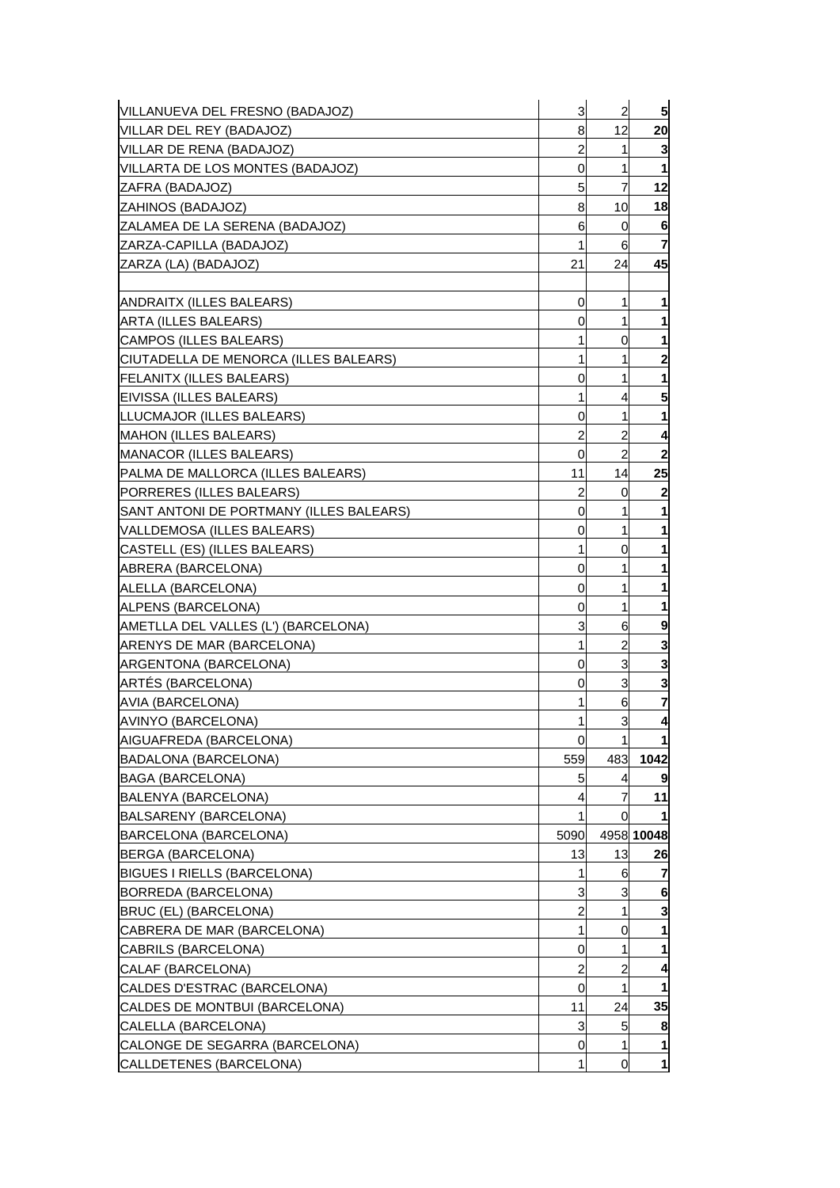| | | | |
|---|---|---|---|
| VILLANUEVA DEL FRESNO (BADAJOZ) | 3 | 2 | **5** |
| VILLAR DEL REY (BADAJOZ) | 8 | 12 | **20** |
| VILLAR DE RENA (BADAJOZ) | 2 | 1 | **3** |
| VILLARTA DE LOS MONTES (BADAJOZ) | 0 | 1 | **1** |
| ZAFRA (BADAJOZ) | 5 | 7 | **12** |
| ZAHINOS (BADAJOZ) | 8 | 10 | **18** |
| ZALAMEA DE LA SERENA (BADAJOZ) | 6 | 0 | **6** |
| ZARZA-CAPILLA (BADAJOZ) | 1 | 6 | **7** |
| ZARZA (LA) (BADAJOZ) | 21 | 24 | **45** |
| | | | |
| ANDRAITX (ILLES BALEARS) | 0 | 1 | **1** |
| ARTA (ILLES BALEARS) | 0 | 1 | **1** |
| CAMPOS (ILLES BALEARS) | 1 | 0 | **1** |
| CIUTADELLA DE MENORCA (ILLES BALEARS) | 1 | 1 | **2** |
| FELANITX (ILLES BALEARS) | 0 | 1 | **1** |
| EIVISSA (ILLES BALEARS) | 1 | 4 | **5** |
| LLUCMAJOR (ILLES BALEARS) | 0 | 1 | **1** |
| MAHON (ILLES BALEARS) | 2 | 2 | **4** |
| MANACOR (ILLES BALEARS) | 0 | 2 | **2** |
| PALMA DE MALLORCA (ILLES BALEARS) | 11 | 14 | **25** |
| PORRERES (ILLES BALEARS) | 2 | 0 | **2** |
| SANT ANTONI DE PORTMANY (ILLES BALEARS) | 0 | 1 | **1** |
| VALLDEMOSA (ILLES BALEARS) | 0 | 1 | **1** |
| CASTELL (ES) (ILLES BALEARS) | 1 | 0 | **1** |
| ABRERA (BARCELONA) | 0 | 1 | **1** |
| ALELLA (BARCELONA) | 0 | 1 | **1** |
| ALPENS (BARCELONA) | 0 | 1 | **1** |
| AMETLLA DEL VALLES (L') (BARCELONA) | 3 | 6 | **9** |
| ARENYS DE MAR (BARCELONA) | 1 | 2 | **3** |
| ARGENTONA (BARCELONA) | 0 | 3 | **3** |
| ARTÉS (BARCELONA) | 0 | 3 | **3** |
| AVIA (BARCELONA) | 1 | 6 | **7** |
| AVINYO (BARCELONA) | 1 | 3 | **4** |
| AIGUAFREDA (BARCELONA) | 0 | 1 | **1** |
| BADALONA (BARCELONA) | 559 | 483 | **1042** |
| BAGA (BARCELONA) | 5 | 4 | **9** |
| BALENYA (BARCELONA) | 4 | 7 | **11** |
| BALSARENY (BARCELONA) | 1 | 0 | **1** |
| BARCELONA (BARCELONA) | 5090 | 4958 | **10048** |
| BERGA (BARCELONA) | 13 | 13 | **26** |
| BIGUES I RIELLS (BARCELONA) | 1 | 6 | **7** |
| BORREDA (BARCELONA) | 3 | 3 | **6** |
| BRUC (EL) (BARCELONA) | 2 | 1 | **3** |
| CABRERA DE MAR (BARCELONA) | 1 | 0 | **1** |
| CABRILS (BARCELONA) | 0 | 1 | **1** |
| CALAF (BARCELONA) | 2 | 2 | **4** |
| CALDES D'ESTRAC (BARCELONA) | 0 | 1 | **1** |
| CALDES DE MONTBUI (BARCELONA) | 11 | 24 | **35** |
| CALELLA (BARCELONA) | 3 | 5 | **8** |
| CALONGE DE SEGARRA (BARCELONA) | 0 | 1 | **1** |
| CALLDETENES (BARCELONA) | 1 | 0 | **1** |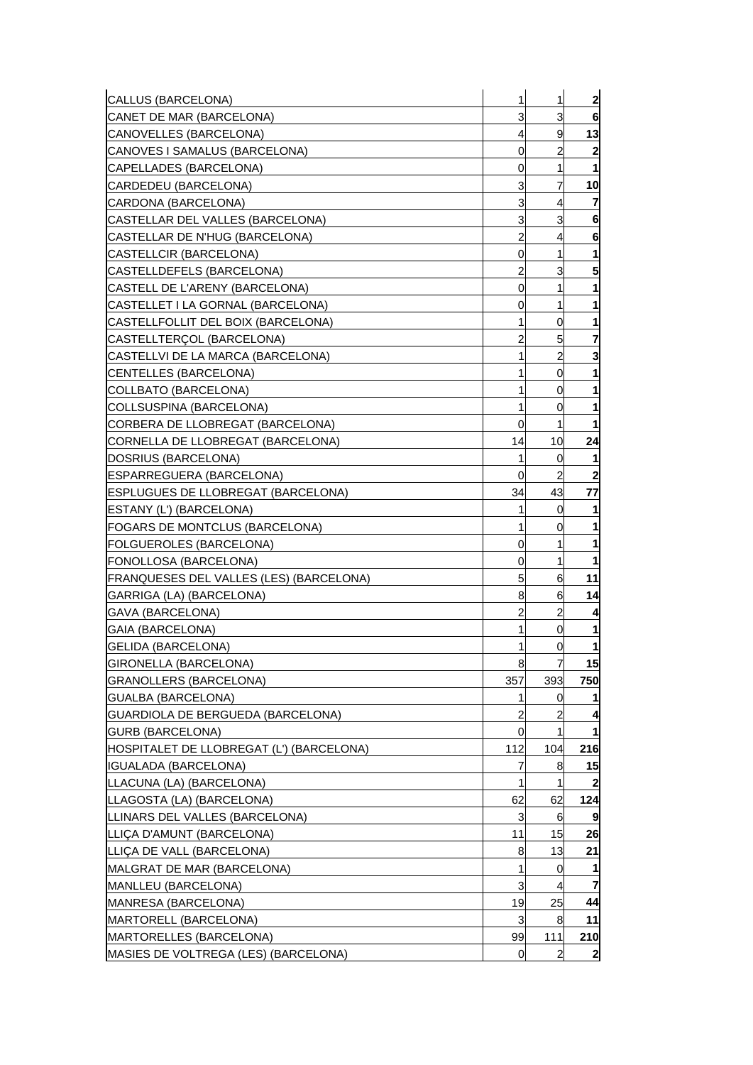| | | | |
|---|---|---|---|
| CALLUS (BARCELONA) | 1 | 1 | **2** |
| CANET DE MAR (BARCELONA) | 3 | 3 | **6** |
| CANOVELLES (BARCELONA) | 4 | 9 | **13** |
| CANOVES I SAMALUS (BARCELONA) | 0 | 2 | **2** |
| CAPELLADES (BARCELONA) | 0 | 1 | **1** |
| CARDEDEU (BARCELONA) | 3 | 7 | **10** |
| CARDONA (BARCELONA) | 3 | 4 | **7** |
| CASTELLAR DEL VALLES (BARCELONA) | 3 | 3 | **6** |
| CASTELLAR DE N'HUG (BARCELONA) | 2 | 4 | **6** |
| CASTELLCIR (BARCELONA) | 0 | 1 | **1** |
| CASTELLDEFELS (BARCELONA) | 2 | 3 | **5** |
| CASTELL DE L'ARENY (BARCELONA) | 0 | 1 | **1** |
| CASTELLET I LA GORNAL (BARCELONA) | 0 | 1 | **1** |
| CASTELLFOLLIT DEL BOIX (BARCELONA) | 1 | 0 | **1** |
| CASTELLTERÇOL (BARCELONA) | 2 | 5 | **7** |
| CASTELLVI DE LA MARCA (BARCELONA) | 1 | 2 | **3** |
| CENTELLES (BARCELONA) | 1 | 0 | **1** |
| COLLBATO (BARCELONA) | 1 | 0 | **1** |
| COLLSUSPINA (BARCELONA) | 1 | 0 | **1** |
| CORBERA DE LLOBREGAT (BARCELONA) | 0 | 1 | **1** |
| CORNELLA DE LLOBREGAT (BARCELONA) | 14 | 10 | **24** |
| DOSRIUS (BARCELONA) | 1 | 0 | **1** |
| ESPARREGUERA (BARCELONA) | 0 | 2 | **2** |
| ESPLUGUES DE LLOBREGAT (BARCELONA) | 34 | 43 | **77** |
| ESTANY (L') (BARCELONA) | 1 | 0 | **1** |
| FOGARS DE MONTCLUS (BARCELONA) | 1 | 0 | **1** |
| FOLGUEROLES (BARCELONA) | 0 | 1 | **1** |
| FONOLLOSA (BARCELONA) | 0 | 1 | **1** |
| FRANQUESES DEL VALLES (LES) (BARCELONA) | 5 | 6 | **11** |
| GARRIGA (LA) (BARCELONA) | 8 | 6 | **14** |
| GAVA (BARCELONA) | 2 | 2 | **4** |
| GAIA (BARCELONA) | 1 | 0 | **1** |
| GELIDA (BARCELONA) | 1 | 0 | **1** |
| GIRONELLA (BARCELONA) | 8 | 7 | **15** |
| GRANOLLERS (BARCELONA) | 357 | 393 | **750** |
| GUALBA (BARCELONA) | 1 | 0 | **1** |
| GUARDIOLA DE BERGUEDA (BARCELONA) | 2 | 2 | **4** |
| GURB (BARCELONA) | 0 | 1 | **1** |
| HOSPITALET DE LLOBREGAT (L') (BARCELONA) | 112 | 104 | **216** |
| IGUALADA (BARCELONA) | 7 | 8 | **15** |
| LLACUNA (LA) (BARCELONA) | 1 | 1 | **2** |
| LLAGOSTA (LA) (BARCELONA) | 62 | 62 | **124** |
| LLINARS DEL VALLES (BARCELONA) | 3 | 6 | **9** |
| LLIÇA D'AMUNT (BARCELONA) | 11 | 15 | **26** |
| LLIÇA DE VALL (BARCELONA) | 8 | 13 | **21** |
| MALGRAT DE MAR (BARCELONA) | 1 | 0 | **1** |
| MANLLEU (BARCELONA) | 3 | 4 | **7** |
| MANRESA (BARCELONA) | 19 | 25 | **44** |
| MARTORELL (BARCELONA) | 3 | 8 | **11** |
| MARTORELLES (BARCELONA) | 99 | 111 | **210** |
| MASIES DE VOLTREGA (LES) (BARCELONA) | 0 | 2 | **2** |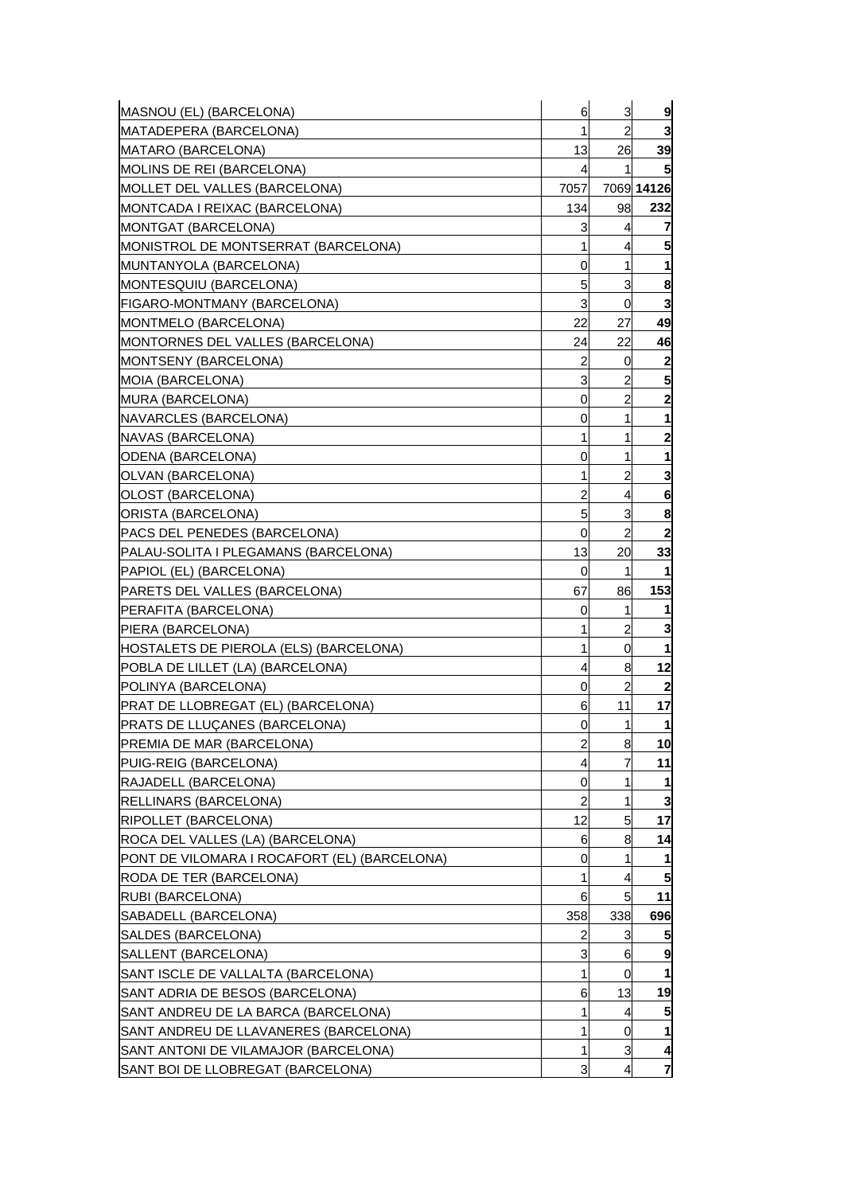| | | | |
|---|---|---|---|
| MASNOU (EL) (BARCELONA) | 6 | 3 | **9** |
| MATADEPERA (BARCELONA) | 1 | 2 | **3** |
| MATARO (BARCELONA) | 13 | 26 | **39** |
| MOLINS DE REI (BARCELONA) | 4 | 1 | **5** |
| MOLLET DEL VALLES (BARCELONA) | 7057 | 7069 | **14126** |
| MONTCADA I REIXAC (BARCELONA) | 134 | 98 | **232** |
| MONTGAT (BARCELONA) | 3 | 4 | **7** |
| MONISTROL DE MONTSERRAT (BARCELONA) | 1 | 4 | **5** |
| MUNTANYOLA (BARCELONA) | 0 | 1 | **1** |
| MONTESQUIU (BARCELONA) | 5 | 3 | **8** |
| FIGARO-MONTMANY (BARCELONA) | 3 | 0 | **3** |
| MONTMELO (BARCELONA) | 22 | 27 | **49** |
| MONTORNES DEL VALLES (BARCELONA) | 24 | 22 | **46** |
| MONTSENY (BARCELONA) | 2 | 0 | **2** |
| MOIA (BARCELONA) | 3 | 2 | **5** |
| MURA (BARCELONA) | 0 | 2 | **2** |
| NAVARCLES (BARCELONA) | 0 | 1 | **1** |
| NAVAS (BARCELONA) | 1 | 1 | **2** |
| ODENA (BARCELONA) | 0 | 1 | **1** |
| OLVAN (BARCELONA) | 1 | 2 | **3** |
| OLOST (BARCELONA) | 2 | 4 | **6** |
| ORISTA (BARCELONA) | 5 | 3 | **8** |
| PACS DEL PENEDES (BARCELONA) | 0 | 2 | **2** |
| PALAU-SOLITA I PLEGAMANS (BARCELONA) | 13 | 20 | **33** |
| PAPIOL (EL) (BARCELONA) | 0 | 1 | **1** |
| PARETS DEL VALLES (BARCELONA) | 67 | 86 | **153** |
| PERAFITA (BARCELONA) | 0 | 1 | **1** |
| PIERA (BARCELONA) | 1 | 2 | **3** |
| HOSTALETS DE PIEROLA (ELS) (BARCELONA) | 1 | 0 | **1** |
| POBLA DE LILLET (LA) (BARCELONA) | 4 | 8 | **12** |
| POLINYA (BARCELONA) | 0 | 2 | **2** |
| PRAT DE LLOBREGAT (EL) (BARCELONA) | 6 | 11 | **17** |
| PRATS DE LLUÇANES (BARCELONA) | 0 | 1 | **1** |
| PREMIA DE MAR (BARCELONA) | 2 | 8 | **10** |
| PUIG-REIG (BARCELONA) | 4 | 7 | **11** |
| RAJADELL (BARCELONA) | 0 | 1 | **1** |
| RELLINARS (BARCELONA) | 2 | 1 | **3** |
| RIPOLLET (BARCELONA) | 12 | 5 | **17** |
| ROCA DEL VALLES (LA) (BARCELONA) | 6 | 8 | **14** |
| PONT DE VILOMARA I ROCAFORT (EL) (BARCELONA) | 0 | 1 | **1** |
| RODA DE TER (BARCELONA) | 1 | 4 | **5** |
| RUBI (BARCELONA) | 6 | 5 | **11** |
| SABADELL (BARCELONA) | 358 | 338 | **696** |
| SALDES (BARCELONA) | 2 | 3 | **5** |
| SALLENT (BARCELONA) | 3 | 6 | **9** |
| SANT ISCLE DE VALLALTA (BARCELONA) | 1 | 0 | **1** |
| SANT ADRIA DE BESOS (BARCELONA) | 6 | 13 | **19** |
| SANT ANDREU DE LA BARCA (BARCELONA) | 1 | 4 | **5** |
| SANT ANDREU DE LLAVANERES (BARCELONA) | 1 | 0 | **1** |
| SANT ANTONI DE VILAMAJOR (BARCELONA) | 1 | 3 | **4** |
| SANT BOI DE LLOBREGAT (BARCELONA) | 3 | 4 | **7** |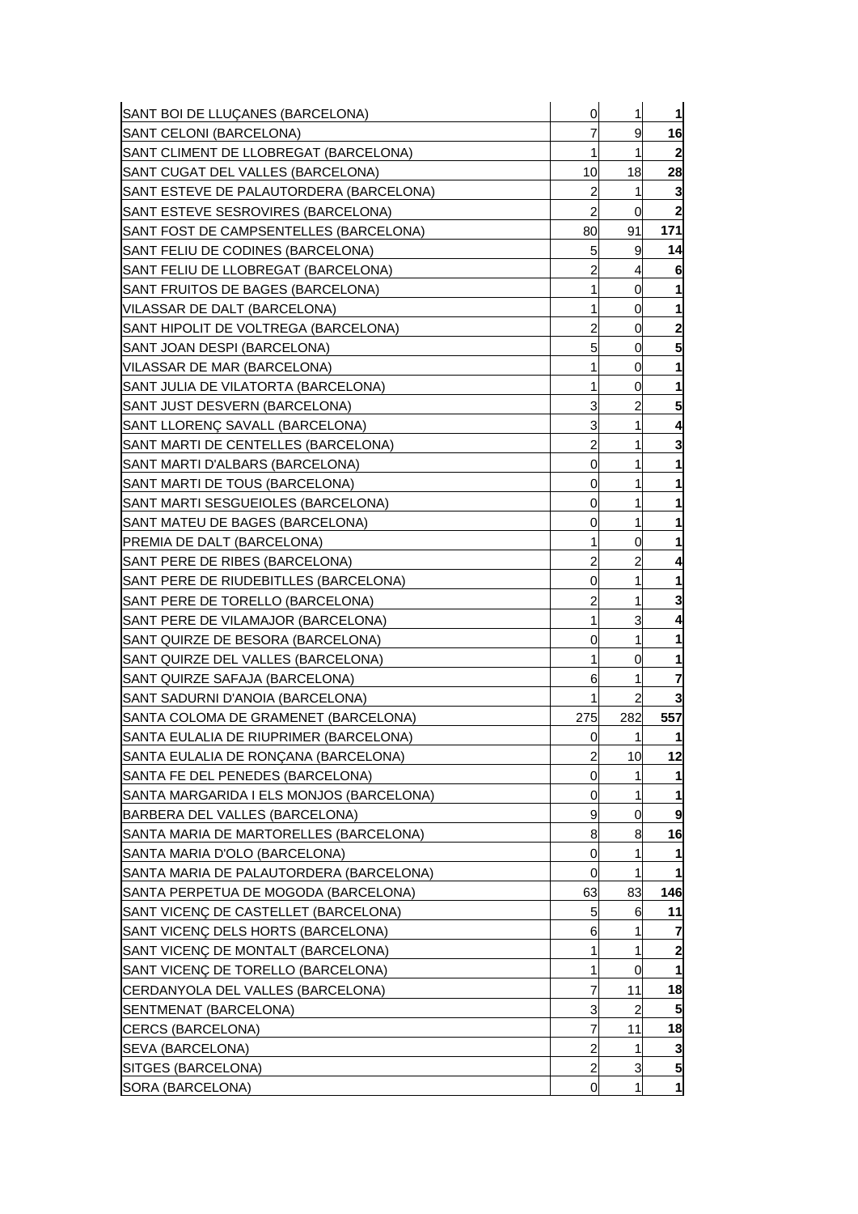| | | | |
|---|---|---|---|
| SANT BOI DE LLUÇANES (BARCELONA) | 0 | 1 | **1** |
| SANT CELONI (BARCELONA) | 7 | 9 | **16** |
| SANT CLIMENT DE LLOBREGAT (BARCELONA) | 1 | 1 | **2** |
| SANT CUGAT DEL VALLES (BARCELONA) | 10 | 18 | **28** |
| SANT ESTEVE DE PALAUTORDERA (BARCELONA) | 2 | 1 | **3** |
| SANT ESTEVE SESROVIRES (BARCELONA) | 2 | 0 | **2** |
| SANT FOST DE CAMPSENTELLES (BARCELONA) | 80 | 91 | **171** |
| SANT FELIU DE CODINES (BARCELONA) | 5 | 9 | **14** |
| SANT FELIU DE LLOBREGAT (BARCELONA) | 2 | 4 | **6** |
| SANT FRUITOS DE BAGES (BARCELONA) | 1 | 0 | **1** |
| VILASSAR DE DALT (BARCELONA) | 1 | 0 | **1** |
| SANT HIPOLIT DE VOLTREGA (BARCELONA) | 2 | 0 | **2** |
| SANT JOAN DESPI (BARCELONA) | 5 | 0 | **5** |
| VILASSAR DE MAR (BARCELONA) | 1 | 0 | **1** |
| SANT JULIA DE VILATORTA (BARCELONA) | 1 | 0 | **1** |
| SANT JUST DESVERN (BARCELONA) | 3 | 2 | **5** |
| SANT LLORENÇ SAVALL (BARCELONA) | 3 | 1 | **4** |
| SANT MARTI DE CENTELLES (BARCELONA) | 2 | 1 | **3** |
| SANT MARTI D'ALBARS (BARCELONA) | 0 | 1 | **1** |
| SANT MARTI DE TOUS (BARCELONA) | 0 | 1 | **1** |
| SANT MARTI SESGUEIOLES (BARCELONA) | 0 | 1 | **1** |
| SANT MATEU DE BAGES (BARCELONA) | 0 | 1 | **1** |
| PREMIA DE DALT (BARCELONA) | 1 | 0 | **1** |
| SANT PERE DE RIBES (BARCELONA) | 2 | 2 | **4** |
| SANT PERE DE RIUDEBITLLES (BARCELONA) | 0 | 1 | **1** |
| SANT PERE DE TORELLO (BARCELONA) | 2 | 1 | **3** |
| SANT PERE DE VILAMAJOR (BARCELONA) | 1 | 3 | **4** |
| SANT QUIRZE DE BESORA (BARCELONA) | 0 | 1 | **1** |
| SANT QUIRZE DEL VALLES (BARCELONA) | 1 | 0 | **1** |
| SANT QUIRZE SAFAJA (BARCELONA) | 6 | 1 | **7** |
| SANT SADURNI D'ANOIA (BARCELONA) | 1 | 2 | **3** |
| SANTA COLOMA DE GRAMENET (BARCELONA) | 275 | 282 | **557** |
| SANTA EULALIA DE RIUPRIMER (BARCELONA) | 0 | 1 | **1** |
| SANTA EULALIA DE RONÇANA (BARCELONA) | 2 | 10 | **12** |
| SANTA FE DEL PENEDES (BARCELONA) | 0 | 1 | **1** |
| SANTA MARGARIDA I ELS MONJOS (BARCELONA) | 0 | 1 | **1** |
| BARBERA DEL VALLES (BARCELONA) | 9 | 0 | **9** |
| SANTA MARIA DE MARTORELLES (BARCELONA) | 8 | 8 | **16** |
| SANTA MARIA D'OLO (BARCELONA) | 0 | 1 | **1** |
| SANTA MARIA DE PALAUTORDERA (BARCELONA) | 0 | 1 | **1** |
| SANTA PERPETUA DE MOGODA (BARCELONA) | 63 | 83 | **146** |
| SANT VICENÇ DE CASTELLET (BARCELONA) | 5 | 6 | **11** |
| SANT VICENÇ DELS HORTS (BARCELONA) | 6 | 1 | **7** |
| SANT VICENÇ DE MONTALT (BARCELONA) | 1 | 1 | **2** |
| SANT VICENÇ DE TORELLO (BARCELONA) | 1 | 0 | **1** |
| CERDANYOLA DEL VALLES (BARCELONA) | 7 | 11 | **18** |
| SENTMENAT (BARCELONA) | 3 | 2 | **5** |
| CERCS (BARCELONA) | 7 | 11 | **18** |
| SEVA (BARCELONA) | 2 | 1 | **3** |
| SITGES (BARCELONA) | 2 | 3 | **5** |
| SORA (BARCELONA) | 0 | 1 | **1** |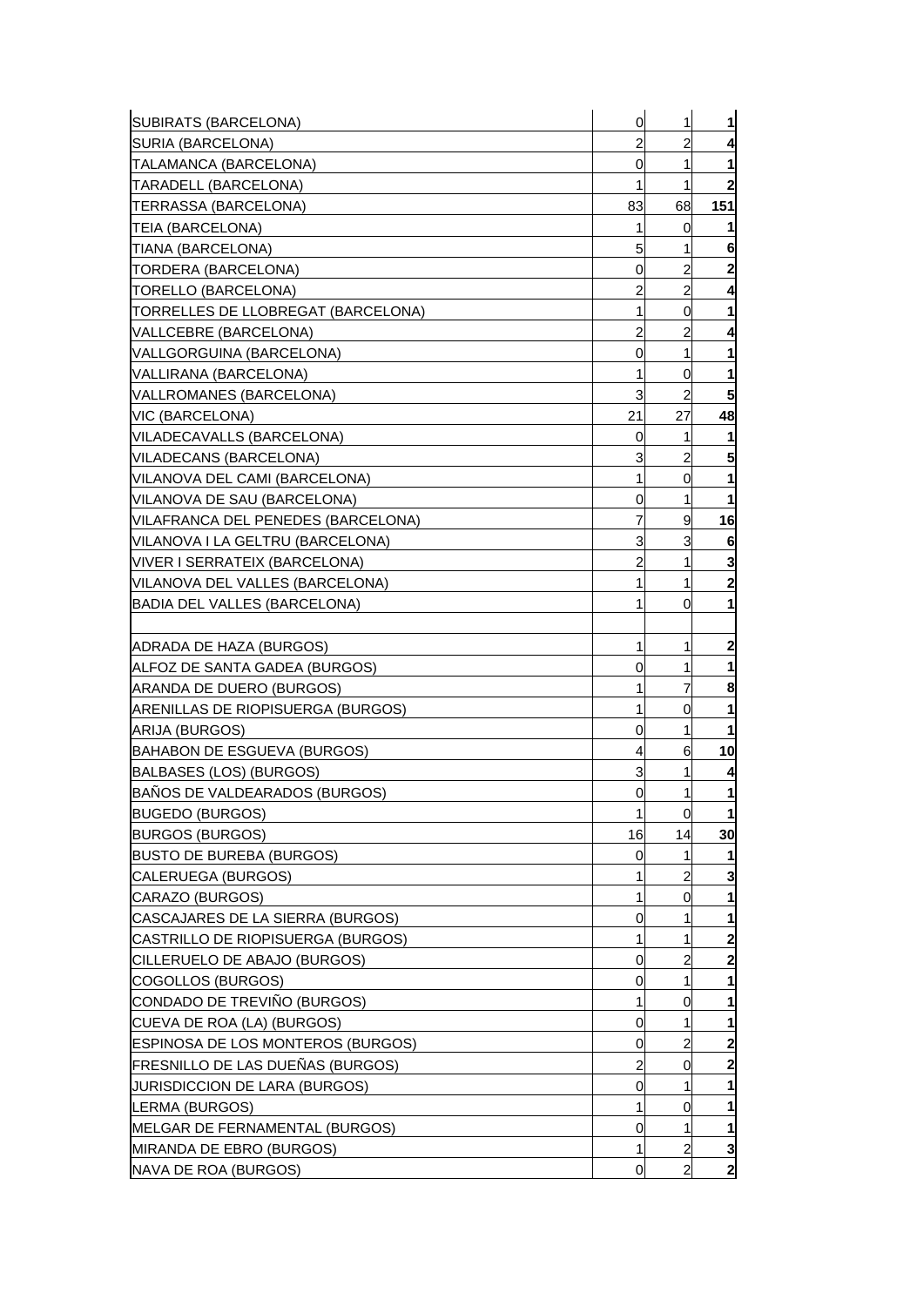| | | | |
|---|---|---|---|
| SUBIRATS (BARCELONA) | 0 | 1 | **1** |
| SURIA (BARCELONA) | 2 | 2 | **4** |
| TALAMANCA (BARCELONA) | 0 | 1 | **1** |
| TARADELL (BARCELONA) | 1 | 1 | **2** |
| TERRASSA (BARCELONA) | 83 | 68 | **151** |
| TEIA (BARCELONA) | 1 | 0 | **1** |
| TIANA (BARCELONA) | 5 | 1 | **6** |
| TORDERA (BARCELONA) | 0 | 2 | **2** |
| TORELLO (BARCELONA) | 2 | 2 | **4** |
| TORRELLES DE LLOBREGAT (BARCELONA) | 1 | 0 | **1** |
| VALLCEBRE (BARCELONA) | 2 | 2 | **4** |
| VALLGORGUINA (BARCELONA) | 0 | 1 | **1** |
| VALLIRANA (BARCELONA) | 1 | 0 | **1** |
| VALLROMANES (BARCELONA) | 3 | 2 | **5** |
| VIC (BARCELONA) | 21 | 27 | **48** |
| VILADECAVALLS (BARCELONA) | 0 | 1 | **1** |
| VILADECANS (BARCELONA) | 3 | 2 | **5** |
| VILANOVA DEL CAMI (BARCELONA) | 1 | 0 | **1** |
| VILANOVA DE SAU (BARCELONA) | 0 | 1 | **1** |
| VILAFRANCA DEL PENEDES (BARCELONA) | 7 | 9 | **16** |
| VILANOVA I LA GELTRU (BARCELONA) | 3 | 3 | **6** |
| VIVER I SERRATEIX (BARCELONA) | 2 | 1 | **3** |
| VILANOVA DEL VALLES (BARCELONA) | 1 | 1 | **2** |
| BADIA DEL VALLES (BARCELONA) | 1 | 0 | **1** |
| | | | |
| ADRADA DE HAZA (BURGOS) | 1 | 1 | **2** |
| ALFOZ DE SANTA GADEA (BURGOS) | 0 | 1 | **1** |
| ARANDA DE DUERO (BURGOS) | 1 | 7 | **8** |
| ARENILLAS DE RIOPISUERGA (BURGOS) | 1 | 0 | **1** |
| ARIJA (BURGOS) | 0 | 1 | **1** |
| BAHABON DE ESGUEVA (BURGOS) | 4 | 6 | **10** |
| BALBASES (LOS) (BURGOS) | 3 | 1 | **4** |
| BAÑOS DE VALDEARADOS (BURGOS) | 0 | 1 | **1** |
| BUGEDO (BURGOS) | 1 | 0 | **1** |
| BURGOS (BURGOS) | 16 | 14 | **30** |
| BUSTO DE BUREBA (BURGOS) | 0 | 1 | **1** |
| CALERUEGA (BURGOS) | 1 | 2 | **3** |
| CARAZO (BURGOS) | 1 | 0 | **1** |
| CASCAJARES DE LA SIERRA (BURGOS) | 0 | 1 | **1** |
| CASTRILLO DE RIOPISUERGA (BURGOS) | 1 | 1 | **2** |
| CILLERUELO DE ABAJO (BURGOS) | 0 | 2 | **2** |
| COGOLLOS (BURGOS) | 0 | 1 | **1** |
| CONDADO DE TREVIÑO (BURGOS) | 1 | 0 | **1** |
| CUEVA DE ROA (LA) (BURGOS) | 0 | 1 | **1** |
| ESPINOSA DE LOS MONTEROS (BURGOS) | 0 | 2 | **2** |
| FRESNILLO DE LAS DUEÑAS (BURGOS) | 2 | 0 | **2** |
| JURISDICCION DE LARA (BURGOS) | 0 | 1 | **1** |
| LERMA (BURGOS) | 1 | 0 | **1** |
| MELGAR DE FERNAMENTAL (BURGOS) | 0 | 1 | **1** |
| MIRANDA DE EBRO (BURGOS) | 1 | 2 | **3** |
| NAVA DE ROA (BURGOS) | 0 | 2 | **2** |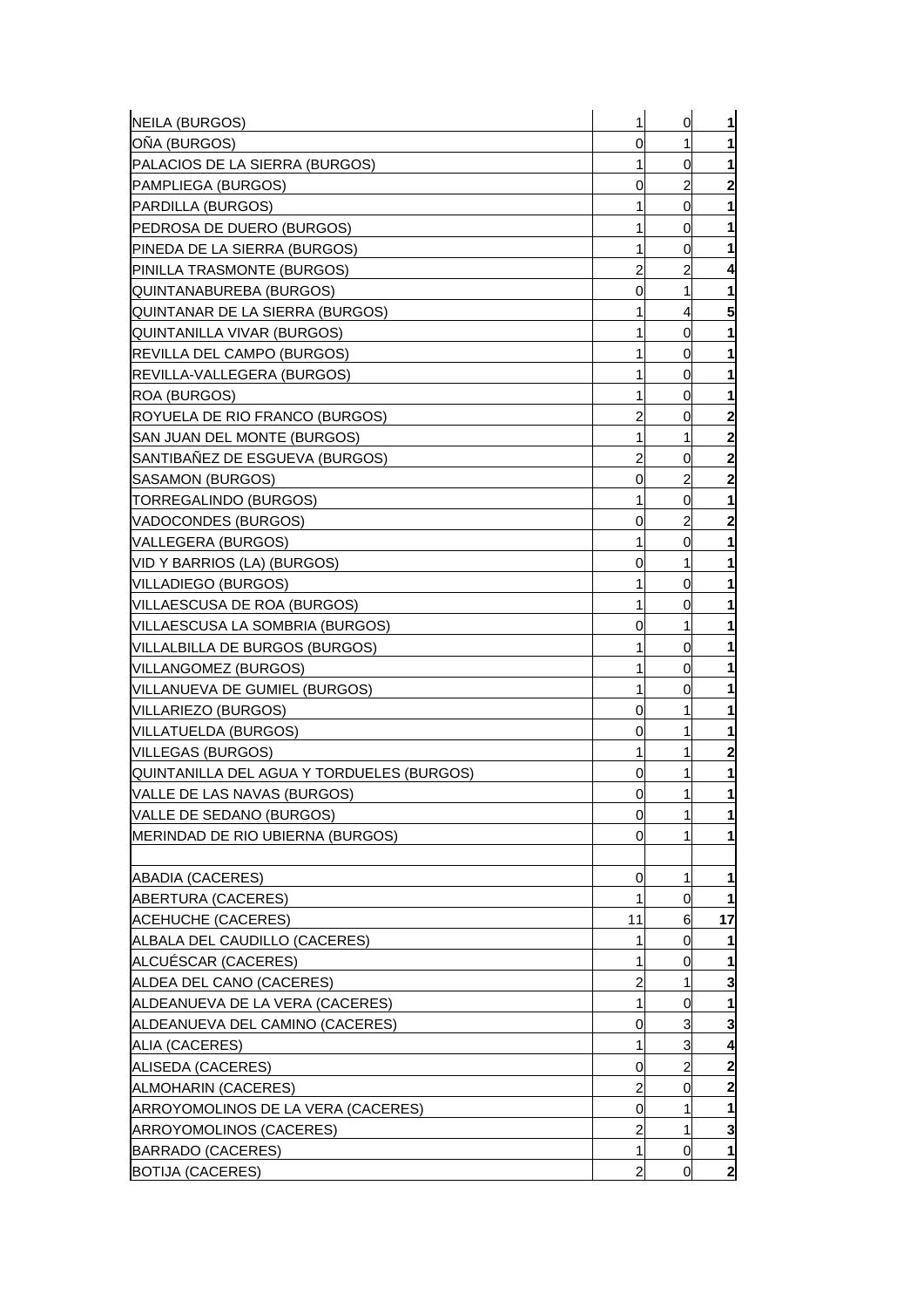| | | | |
|---|---|---|---|
| NEILA (BURGOS) | 1 | 0 | **1** |
| OÑA (BURGOS) | 0 | 1 | **1** |
| PALACIOS DE LA SIERRA (BURGOS) | 1 | 0 | **1** |
| PAMPLIEGA (BURGOS) | 0 | 2 | **2** |
| PARDILLA (BURGOS) | 1 | 0 | **1** |
| PEDROSA DE DUERO (BURGOS) | 1 | 0 | **1** |
| PINEDA DE LA SIERRA (BURGOS) | 1 | 0 | **1** |
| PINILLA TRASMONTE (BURGOS) | 2 | 2 | **4** |
| QUINTANABUREBA (BURGOS) | 0 | 1 | **1** |
| QUINTANAR DE LA SIERRA (BURGOS) | 1 | 4 | **5** |
| QUINTANILLA VIVAR (BURGOS) | 1 | 0 | **1** |
| REVILLA DEL CAMPO (BURGOS) | 1 | 0 | **1** |
| REVILLA-VALLEGERA (BURGOS) | 1 | 0 | **1** |
| ROA (BURGOS) | 1 | 0 | **1** |
| ROYUELA DE RIO FRANCO (BURGOS) | 2 | 0 | **2** |
| SAN JUAN DEL MONTE (BURGOS) | 1 | 1 | **2** |
| SANTIBAÑEZ DE ESGUEVA (BURGOS) | 2 | 0 | **2** |
| SASAMON (BURGOS) | 0 | 2 | **2** |
| TORREGALINDO (BURGOS) | 1 | 0 | **1** |
| VADOCONDES (BURGOS) | 0 | 2 | **2** |
| VALLEGERA (BURGOS) | 1 | 0 | **1** |
| VID Y BARRIOS (LA) (BURGOS) | 0 | 1 | **1** |
| VILLADIEGO (BURGOS) | 1 | 0 | **1** |
| VILLAESCUSA DE ROA (BURGOS) | 1 | 0 | **1** |
| VILLAESCUSA LA SOMBRIA (BURGOS) | 0 | 1 | **1** |
| VILLALBILLA DE BURGOS (BURGOS) | 1 | 0 | **1** |
| VILLANGOMEZ (BURGOS) | 1 | 0 | **1** |
| VILLANUEVA DE GUMIEL (BURGOS) | 1 | 0 | **1** |
| VILLARIEZO (BURGOS) | 0 | 1 | **1** |
| VILLATUELDA (BURGOS) | 0 | 1 | **1** |
| VILLEGAS (BURGOS) | 1 | 1 | **2** |
| QUINTANILLA DEL AGUA Y TORDUELES (BURGOS) | 0 | 1 | **1** |
| VALLE DE LAS NAVAS (BURGOS) | 0 | 1 | **1** |
| VALLE DE SEDANO (BURGOS) | 0 | 1 | **1** |
| MERINDAD DE RIO UBIERNA (BURGOS) | 0 | 1 | **1** |
| | | | |
| ABADIA (CACERES) | 0 | 1 | **1** |
| ABERTURA (CACERES) | 1 | 0 | **1** |
| ACEHUCHE (CACERES) | 11 | 6 | **17** |
| ALBALA DEL CAUDILLO (CACERES) | 1 | 0 | **1** |
| ALCUÉSCAR (CACERES) | 1 | 0 | **1** |
| ALDEA DEL CANO (CACERES) | 2 | 1 | **3** |
| ALDEANUEVA DE LA VERA (CACERES) | 1 | 0 | **1** |
| ALDEANUEVA DEL CAMINO (CACERES) | 0 | 3 | **3** |
| ALIA (CACERES) | 1 | 3 | **4** |
| ALISEDA (CACERES) | 0 | 2 | **2** |
| ALMOHARIN (CACERES) | 2 | 0 | **2** |
| ARROYOMOLINOS DE LA VERA (CACERES) | 0 | 1 | **1** |
| ARROYOMOLINOS (CACERES) | 2 | 1 | **3** |
| BARRADO (CACERES) | 1 | 0 | **1** |
| BOTIJA (CACERES) | 2 | 0 | **2** |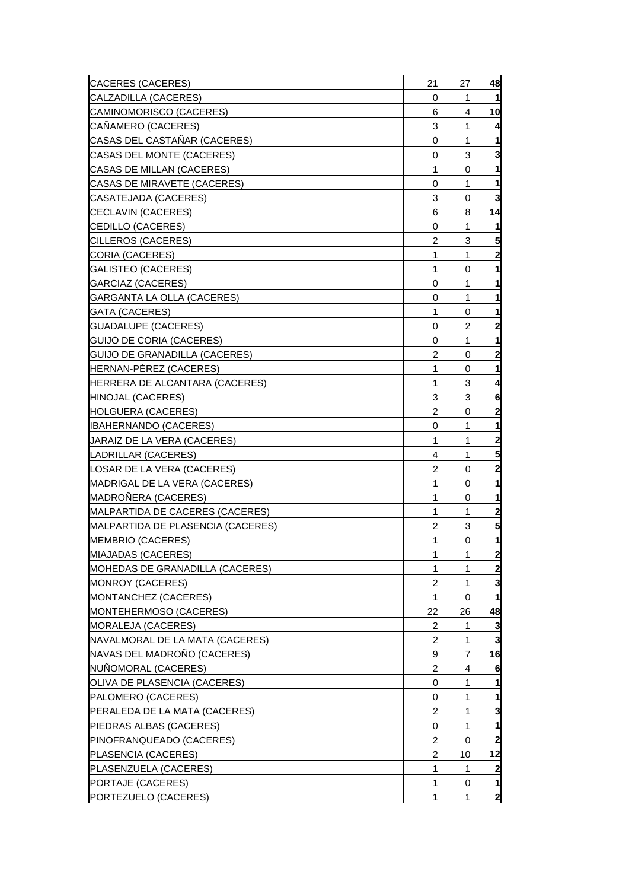| | | | |
|---|---|---|---|
| CACERES (CACERES) | 21 | 27 | **48** |
| CALZADILLA (CACERES) | 0 | 1 | **1** |
| CAMINOMORISCO (CACERES) | 6 | 4 | **10** |
| CAÑAMERO (CACERES) | 3 | 1 | **4** |
| CASAS DEL CASTAÑAR (CACERES) | 0 | 1 | **1** |
| CASAS DEL MONTE (CACERES) | 0 | 3 | **3** |
| CASAS DE MILLAN (CACERES) | 1 | 0 | **1** |
| CASAS DE MIRAVETE (CACERES) | 0 | 1 | **1** |
| CASATEJADA (CACERES) | 3 | 0 | **3** |
| CECLAVIN (CACERES) | 6 | 8 | **14** |
| CEDILLO (CACERES) | 0 | 1 | **1** |
| CILLEROS (CACERES) | 2 | 3 | **5** |
| CORIA (CACERES) | 1 | 1 | **2** |
| GALISTEO (CACERES) | 1 | 0 | **1** |
| GARCIAZ (CACERES) | 0 | 1 | **1** |
| GARGANTA LA OLLA (CACERES) | 0 | 1 | **1** |
| GATA (CACERES) | 1 | 0 | **1** |
| GUADALUPE (CACERES) | 0 | 2 | **2** |
| GUIJO DE CORIA (CACERES) | 0 | 1 | **1** |
| GUIJO DE GRANADILLA (CACERES) | 2 | 0 | **2** |
| HERNAN-PÉREZ (CACERES) | 1 | 0 | **1** |
| HERRERA DE ALCANTARA (CACERES) | 1 | 3 | **4** |
| HINOJAL (CACERES) | 3 | 3 | **6** |
| HOLGUERA (CACERES) | 2 | 0 | **2** |
| IBAHERNANDO (CACERES) | 0 | 1 | **1** |
| JARAIZ DE LA VERA (CACERES) | 1 | 1 | **2** |
| LADRILLAR (CACERES) | 4 | 1 | **5** |
| LOSAR DE LA VERA (CACERES) | 2 | 0 | **2** |
| MADRIGAL DE LA VERA (CACERES) | 1 | 0 | **1** |
| MADROÑERA (CACERES) | 1 | 0 | **1** |
| MALPARTIDA DE CACERES (CACERES) | 1 | 1 | **2** |
| MALPARTIDA DE PLASENCIA (CACERES) | 2 | 3 | **5** |
| MEMBRIO (CACERES) | 1 | 0 | **1** |
| MIAJADAS (CACERES) | 1 | 1 | **2** |
| MOHEDAS DE GRANADILLA (CACERES) | 1 | 1 | **2** |
| MONROY (CACERES) | 2 | 1 | **3** |
| MONTANCHEZ (CACERES) | 1 | 0 | **1** |
| MONTEHERMOSO (CACERES) | 22 | 26 | **48** |
| MORALEJA (CACERES) | 2 | 1 | **3** |
| NAVALMORAL DE LA MATA (CACERES) | 2 | 1 | **3** |
| NAVAS DEL MADROÑO (CACERES) | 9 | 7 | **16** |
| NUÑOMORAL (CACERES) | 2 | 4 | **6** |
| OLIVA DE PLASENCIA (CACERES) | 0 | 1 | **1** |
| PALOMERO (CACERES) | 0 | 1 | **1** |
| PERALEDA DE LA MATA (CACERES) | 2 | 1 | **3** |
| PIEDRAS ALBAS (CACERES) | 0 | 1 | **1** |
| PINOFRANQUEADO (CACERES) | 2 | 0 | **2** |
| PLASENCIA (CACERES) | 2 | 10 | **12** |
| PLASENZUELA (CACERES) | 1 | 1 | **2** |
| PORTAJE (CACERES) | 1 | 0 | **1** |
| PORTEZUELO (CACERES) | 1 | 1 | **2** |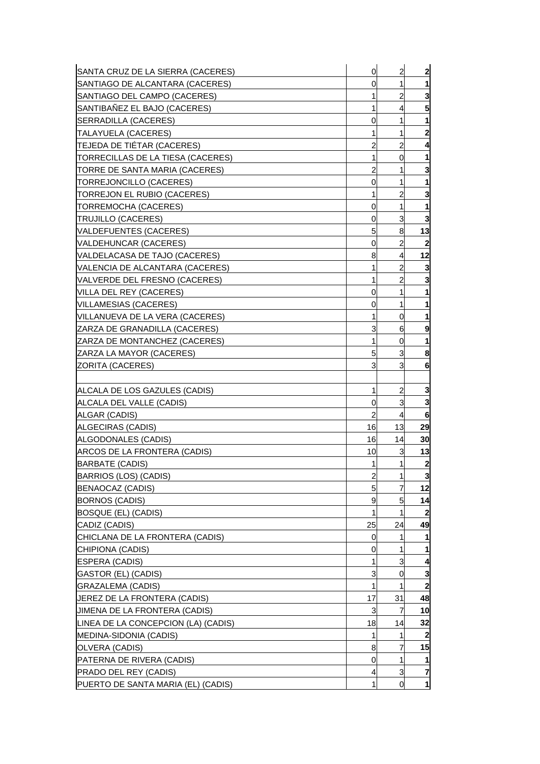| | | | |
|---|---|---|---|
| SANTA CRUZ DE LA SIERRA (CACERES) | 0 | 2 | **2** |
| SANTIAGO DE ALCANTARA (CACERES) | 0 | 1 | **1** |
| SANTIAGO DEL CAMPO (CACERES) | 1 | 2 | **3** |
| SANTIBAÑEZ EL BAJO (CACERES) | 1 | 4 | **5** |
| SERRADILLA (CACERES) | 0 | 1 | **1** |
| TALAYUELA (CACERES) | 1 | 1 | **2** |
| TEJEDA DE TIÉTAR (CACERES) | 2 | 2 | **4** |
| TORRECILLAS DE LA TIESA (CACERES) | 1 | 0 | **1** |
| TORRE DE SANTA MARIA (CACERES) | 2 | 1 | **3** |
| TORREJONCILLO (CACERES) | 0 | 1 | **1** |
| TORREJON EL RUBIO (CACERES) | 1 | 2 | **3** |
| TORREMOCHA (CACERES) | 0 | 1 | **1** |
| TRUJILLO (CACERES) | 0 | 3 | **3** |
| VALDEFUENTES (CACERES) | 5 | 8 | **13** |
| VALDEHUNCAR (CACERES) | 0 | 2 | **2** |
| VALDELACASA DE TAJO (CACERES) | 8 | 4 | **12** |
| VALENCIA DE ALCANTARA (CACERES) | 1 | 2 | **3** |
| VALVERDE DEL FRESNO (CACERES) | 1 | 2 | **3** |
| VILLA DEL REY (CACERES) | 0 | 1 | **1** |
| VILLAMESIAS (CACERES) | 0 | 1 | **1** |
| VILLANUEVA DE LA VERA (CACERES) | 1 | 0 | **1** |
| ZARZA DE GRANADILLA (CACERES) | 3 | 6 | **9** |
| ZARZA DE MONTANCHEZ (CACERES) | 1 | 0 | **1** |
| ZARZA LA MAYOR (CACERES) | 5 | 3 | **8** |
| ZORITA (CACERES) | 3 | 3 | **6** |
| | | | |
| ALCALA DE LOS GAZULES (CADIS) | 1 | 2 | **3** |
| ALCALA DEL VALLE (CADIS) | 0 | 3 | **3** |
| ALGAR (CADIS) | 2 | 4 | **6** |
| ALGECIRAS (CADIS) | 16 | 13 | **29** |
| ALGODONALES (CADIS) | 16 | 14 | **30** |
| ARCOS DE LA FRONTERA (CADIS) | 10 | 3 | **13** |
| BARBATE (CADIS) | 1 | 1 | **2** |
| BARRIOS (LOS) (CADIS) | 2 | 1 | **3** |
| BENAOCAZ (CADIS) | 5 | 7 | **12** |
| BORNOS (CADIS) | 9 | 5 | **14** |
| BOSQUE (EL) (CADIS) | 1 | 1 | **2** |
| CADIZ (CADIS) | 25 | 24 | **49** |
| CHICLANA DE LA FRONTERA (CADIS) | 0 | 1 | **1** |
| CHIPIONA (CADIS) | 0 | 1 | **1** |
| ESPERA (CADIS) | 1 | 3 | **4** |
| GASTOR (EL) (CADIS) | 3 | 0 | **3** |
| GRAZALEMA (CADIS) | 1 | 1 | **2** |
| JEREZ DE LA FRONTERA (CADIS) | 17 | 31 | **48** |
| JIMENA DE LA FRONTERA (CADIS) | 3 | 7 | **10** |
| LINEA DE LA CONCEPCION (LA) (CADIS) | 18 | 14 | **32** |
| MEDINA-SIDONIA (CADIS) | 1 | 1 | **2** |
| OLVERA (CADIS) | 8 | 7 | **15** |
| PATERNA DE RIVERA (CADIS) | 0 | 1 | **1** |
| PRADO DEL REY (CADIS) | 4 | 3 | **7** |
| PUERTO DE SANTA MARIA (EL) (CADIS) | 1 | 0 | **1** |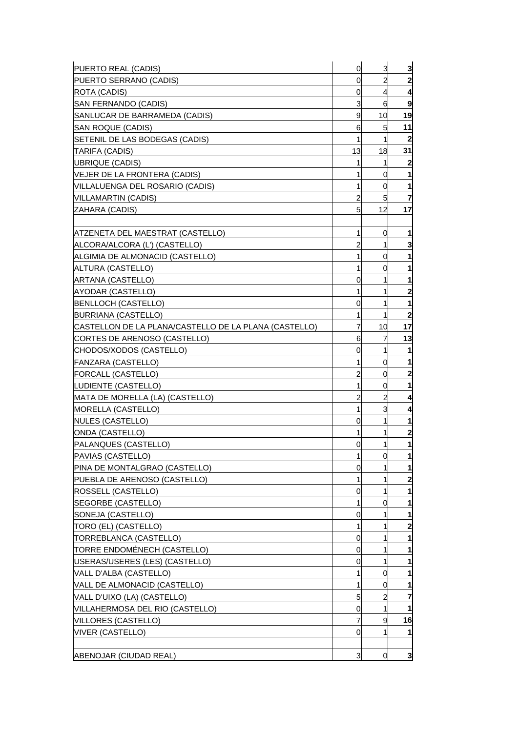| | | | |
|---|---|---|---|
| PUERTO REAL (CADIS) | 0 | 3 | **3** |
| PUERTO SERRANO (CADIS) | 0 | 2 | **2** |
| ROTA (CADIS) | 0 | 4 | **4** |
| SAN FERNANDO (CADIS) | 3 | 6 | **9** |
| SANLUCAR DE BARRAMEDA (CADIS) | 9 | 10 | **19** |
| SAN ROQUE (CADIS) | 6 | 5 | **11** |
| SETENIL DE LAS BODEGAS (CADIS) | 1 | 1 | **2** |
| TARIFA (CADIS) | 13 | 18 | **31** |
| UBRIQUE (CADIS) | 1 | 1 | **2** |
| VEJER DE LA FRONTERA (CADIS) | 1 | 0 | **1** |
| VILLALUENGA DEL ROSARIO (CADIS) | 1 | 0 | **1** |
| VILLAMARTIN (CADIS) | 2 | 5 | **7** |
| ZAHARA (CADIS) | 5 | 12 | **17** |
| | | | |
| ATZENETA DEL MAESTRAT (CASTELLO) | 1 | 0 | **1** |
| ALCORA/ALCORA (L') (CASTELLO) | 2 | 1 | **3** |
| ALGIMIA DE ALMONACID (CASTELLO) | 1 | 0 | **1** |
| ALTURA (CASTELLO) | 1 | 0 | **1** |
| ARTANA (CASTELLO) | 0 | 1 | **1** |
| AYODAR (CASTELLO) | 1 | 1 | **2** |
| BENLLOCH (CASTELLO) | 0 | 1 | **1** |
| BURRIANA (CASTELLO) | 1 | 1 | **2** |
| CASTELLON DE LA PLANA/CASTELLO DE LA PLANA (CASTELLO) | 7 | 10 | **17** |
| CORTES DE ARENOSO (CASTELLO) | 6 | 7 | **13** |
| CHODOS/XODOS (CASTELLO) | 0 | 1 | **1** |
| FANZARA (CASTELLO) | 1 | 0 | **1** |
| FORCALL (CASTELLO) | 2 | 0 | **2** |
| LUDIENTE (CASTELLO) | 1 | 0 | **1** |
| MATA DE MORELLA (LA) (CASTELLO) | 2 | 2 | **4** |
| MORELLA (CASTELLO) | 1 | 3 | **4** |
| NULES (CASTELLO) | 0 | 1 | **1** |
| ONDA (CASTELLO) | 1 | 1 | **2** |
| PALANQUES (CASTELLO) | 0 | 1 | **1** |
| PAVIAS (CASTELLO) | 1 | 0 | **1** |
| PINA DE MONTALGRAO (CASTELLO) | 0 | 1 | **1** |
| PUEBLA DE ARENOSO (CASTELLO) | 1 | 1 | **2** |
| ROSSELL (CASTELLO) | 0 | 1 | **1** |
| SEGORBE (CASTELLO) | 1 | 0 | **1** |
| SONEJA (CASTELLO) | 0 | 1 | **1** |
| TORO (EL) (CASTELLO) | 1 | 1 | **2** |
| TORREBLANCA (CASTELLO) | 0 | 1 | **1** |
| TORRE ENDOMÉNECH (CASTELLO) | 0 | 1 | **1** |
| USERAS/USERES (LES) (CASTELLO) | 0 | 1 | **1** |
| VALL D'ALBA (CASTELLO) | 1 | 0 | **1** |
| VALL DE ALMONACID (CASTELLO) | 1 | 0 | **1** |
| VALL D'UIXO (LA) (CASTELLO) | 5 | 2 | **7** |
| VILLAHERMOSA DEL RIO (CASTELLO) | 0 | 1 | **1** |
| VILLORES (CASTELLO) | 7 | 9 | **16** |
| VIVER (CASTELLO) | 0 | 1 | **1** |
| | | | |
| ABENOJAR (CIUDAD REAL) | 3 | 0 | **3** |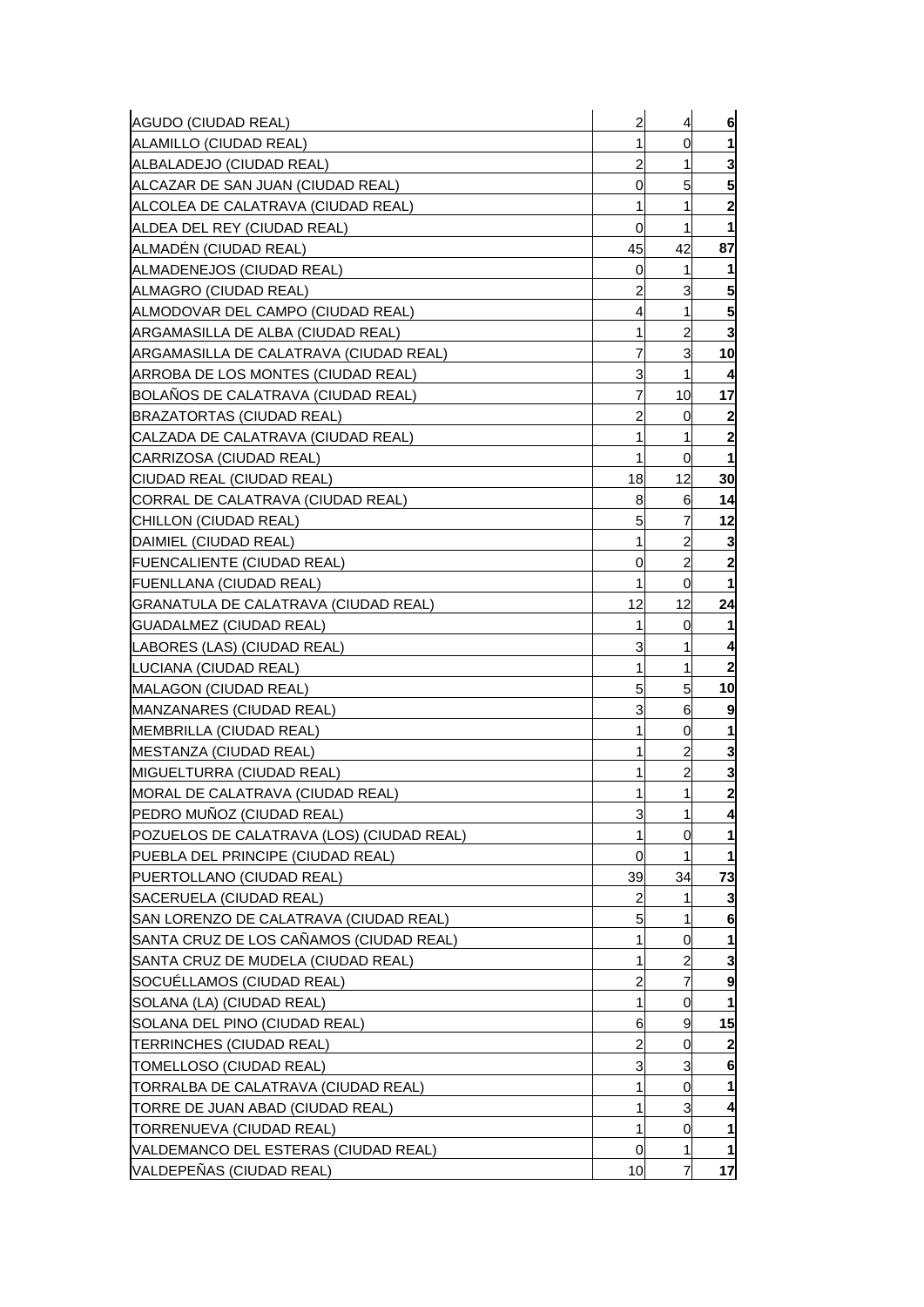| | | | |
|---|---|---|---|
| AGUDO (CIUDAD REAL) | 2 | 4 | **6** |
| ALAMILLO (CIUDAD REAL) | 1 | 0 | **1** |
| ALBALADEJO (CIUDAD REAL) | 2 | 1 | **3** |
| ALCAZAR DE SAN JUAN (CIUDAD REAL) | 0 | 5 | **5** |
| ALCOLEA DE CALATRAVA (CIUDAD REAL) | 1 | 1 | **2** |
| ALDEA DEL REY (CIUDAD REAL) | 0 | 1 | **1** |
| ALMADÉN (CIUDAD REAL) | 45 | 42 | **87** |
| ALMADENEJOS (CIUDAD REAL) | 0 | 1 | **1** |
| ALMAGRO (CIUDAD REAL) | 2 | 3 | **5** |
| ALMODOVAR DEL CAMPO (CIUDAD REAL) | 4 | 1 | **5** |
| ARGAMASILLA DE ALBA (CIUDAD REAL) | 1 | 2 | **3** |
| ARGAMASILLA DE CALATRAVA (CIUDAD REAL) | 7 | 3 | **10** |
| ARROBA DE LOS MONTES (CIUDAD REAL) | 3 | 1 | **4** |
| BOLAÑOS DE CALATRAVA (CIUDAD REAL) | 7 | 10 | **17** |
| BRAZATORTAS (CIUDAD REAL) | 2 | 0 | **2** |
| CALZADA DE CALATRAVA (CIUDAD REAL) | 1 | 1 | **2** |
| CARRIZOSA (CIUDAD REAL) | 1 | 0 | **1** |
| CIUDAD REAL (CIUDAD REAL) | 18 | 12 | **30** |
| CORRAL DE CALATRAVA (CIUDAD REAL) | 8 | 6 | **14** |
| CHILLON (CIUDAD REAL) | 5 | 7 | **12** |
| DAIMIEL (CIUDAD REAL) | 1 | 2 | **3** |
| FUENCALIENTE (CIUDAD REAL) | 0 | 2 | **2** |
| FUENLLANA (CIUDAD REAL) | 1 | 0 | **1** |
| GRANATULA DE CALATRAVA (CIUDAD REAL) | 12 | 12 | **24** |
| GUADALMEZ (CIUDAD REAL) | 1 | 0 | **1** |
| LABORES (LAS) (CIUDAD REAL) | 3 | 1 | **4** |
| LUCIANA (CIUDAD REAL) | 1 | 1 | **2** |
| MALAGON (CIUDAD REAL) | 5 | 5 | **10** |
| MANZANARES (CIUDAD REAL) | 3 | 6 | **9** |
| MEMBRILLA (CIUDAD REAL) | 1 | 0 | **1** |
| MESTANZA (CIUDAD REAL) | 1 | 2 | **3** |
| MIGUELTURRA (CIUDAD REAL) | 1 | 2 | **3** |
| MORAL DE CALATRAVA (CIUDAD REAL) | 1 | 1 | **2** |
| PEDRO MUÑOZ (CIUDAD REAL) | 3 | 1 | **4** |
| POZUELOS DE CALATRAVA (LOS) (CIUDAD REAL) | 1 | 0 | **1** |
| PUEBLA DEL PRINCIPE (CIUDAD REAL) | 0 | 1 | **1** |
| PUERTOLLANO (CIUDAD REAL) | 39 | 34 | **73** |
| SACERUELA (CIUDAD REAL) | 2 | 1 | **3** |
| SAN LORENZO DE CALATRAVA (CIUDAD REAL) | 5 | 1 | **6** |
| SANTA CRUZ DE LOS CAÑAMOS (CIUDAD REAL) | 1 | 0 | **1** |
| SANTA CRUZ DE MUDELA (CIUDAD REAL) | 1 | 2 | **3** |
| SOCUÉLLAMOS (CIUDAD REAL) | 2 | 7 | **9** |
| SOLANA (LA) (CIUDAD REAL) | 1 | 0 | **1** |
| SOLANA DEL PINO (CIUDAD REAL) | 6 | 9 | **15** |
| TERRINCHES (CIUDAD REAL) | 2 | 0 | **2** |
| TOMELLOSO (CIUDAD REAL) | 3 | 3 | **6** |
| TORRALBA DE CALATRAVA (CIUDAD REAL) | 1 | 0 | **1** |
| TORRE DE JUAN ABAD (CIUDAD REAL) | 1 | 3 | **4** |
| TORRENUEVA (CIUDAD REAL) | 1 | 0 | **1** |
| VALDEMANCO DEL ESTERAS (CIUDAD REAL) | 0 | 1 | **1** |
| VALDEPEÑAS (CIUDAD REAL) | 10 | 7 | **17** |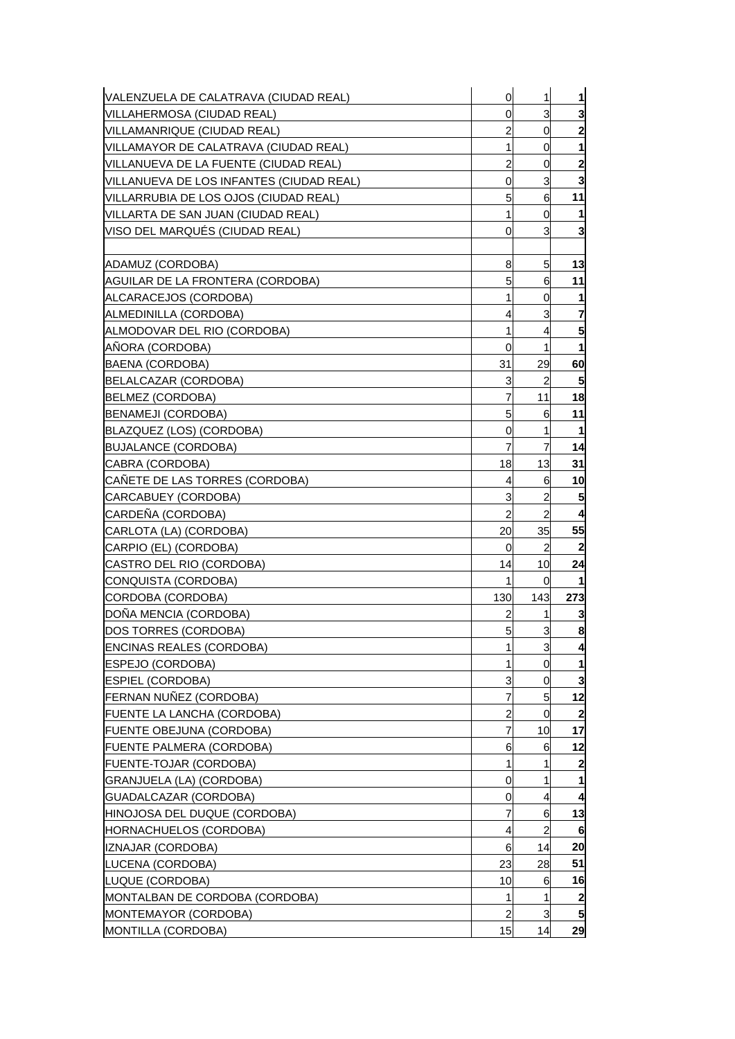| | | | |
|---|---|---|---|
| VALENZUELA DE CALATRAVA (CIUDAD REAL) | 0 | 1 | **1** |
| VILLAHERMOSA (CIUDAD REAL) | 0 | 3 | **3** |
| VILLAMANRIQUE (CIUDAD REAL) | 2 | 0 | **2** |
| VILLAMAYOR DE CALATRAVA (CIUDAD REAL) | 1 | 0 | **1** |
| VILLANUEVA DE LA FUENTE (CIUDAD REAL) | 2 | 0 | **2** |
| VILLANUEVA DE LOS INFANTES (CIUDAD REAL) | 0 | 3 | **3** |
| VILLARRUBIA DE LOS OJOS (CIUDAD REAL) | 5 | 6 | **11** |
| VILLARTA DE SAN JUAN (CIUDAD REAL) | 1 | 0 | **1** |
| VISO DEL MARQUÉS (CIUDAD REAL) | 0 | 3 | **3** |
| | | | |
| ADAMUZ (CORDOBA) | 8 | 5 | **13** |
| AGUILAR DE LA FRONTERA (CORDOBA) | 5 | 6 | **11** |
| ALCARACEJOS (CORDOBA) | 1 | 0 | **1** |
| ALMEDINILLA (CORDOBA) | 4 | 3 | **7** |
| ALMODOVAR DEL RIO (CORDOBA) | 1 | 4 | **5** |
| AÑORA (CORDOBA) | 0 | 1 | **1** |
| BAENA (CORDOBA) | 31 | 29 | **60** |
| BELALCAZAR (CORDOBA) | 3 | 2 | **5** |
| BELMEZ (CORDOBA) | 7 | 11 | **18** |
| BENAMEJI (CORDOBA) | 5 | 6 | **11** |
| BLAZQUEZ (LOS) (CORDOBA) | 0 | 1 | **1** |
| BUJALANCE (CORDOBA) | 7 | 7 | **14** |
| CABRA (CORDOBA) | 18 | 13 | **31** |
| CAÑETE DE LAS TORRES (CORDOBA) | 4 | 6 | **10** |
| CARCABUEY (CORDOBA) | 3 | 2 | **5** |
| CARDEÑA (CORDOBA) | 2 | 2 | **4** |
| CARLOTA (LA) (CORDOBA) | 20 | 35 | **55** |
| CARPIO (EL) (CORDOBA) | 0 | 2 | **2** |
| CASTRO DEL RIO (CORDOBA) | 14 | 10 | **24** |
| CONQUISTA (CORDOBA) | 1 | 0 | **1** |
| CORDOBA (CORDOBA) | 130 | 143 | **273** |
| DOÑA MENCIA (CORDOBA) | 2 | 1 | **3** |
| DOS TORRES (CORDOBA) | 5 | 3 | **8** |
| ENCINAS REALES (CORDOBA) | 1 | 3 | **4** |
| ESPEJO (CORDOBA) | 1 | 0 | **1** |
| ESPIEL (CORDOBA) | 3 | 0 | **3** |
| FERNAN NUÑEZ (CORDOBA) | 7 | 5 | **12** |
| FUENTE LA LANCHA (CORDOBA) | 2 | 0 | **2** |
| FUENTE OBEJUNA (CORDOBA) | 7 | 10 | **17** |
| FUENTE PALMERA (CORDOBA) | 6 | 6 | **12** |
| FUENTE-TOJAR (CORDOBA) | 1 | 1 | **2** |
| GRANJUELA (LA) (CORDOBA) | 0 | 1 | **1** |
| GUADALCAZAR (CORDOBA) | 0 | 4 | **4** |
| HINOJOSA DEL DUQUE (CORDOBA) | 7 | 6 | **13** |
| HORNACHUELOS (CORDOBA) | 4 | 2 | **6** |
| IZNAJAR (CORDOBA) | 6 | 14 | **20** |
| LUCENA (CORDOBA) | 23 | 28 | **51** |
| LUQUE (CORDOBA) | 10 | 6 | **16** |
| MONTALBAN DE CORDOBA (CORDOBA) | 1 | 1 | **2** |
| MONTEMAYOR (CORDOBA) | 2 | 3 | **5** |
| MONTILLA (CORDOBA) | 15 | 14 | **29** |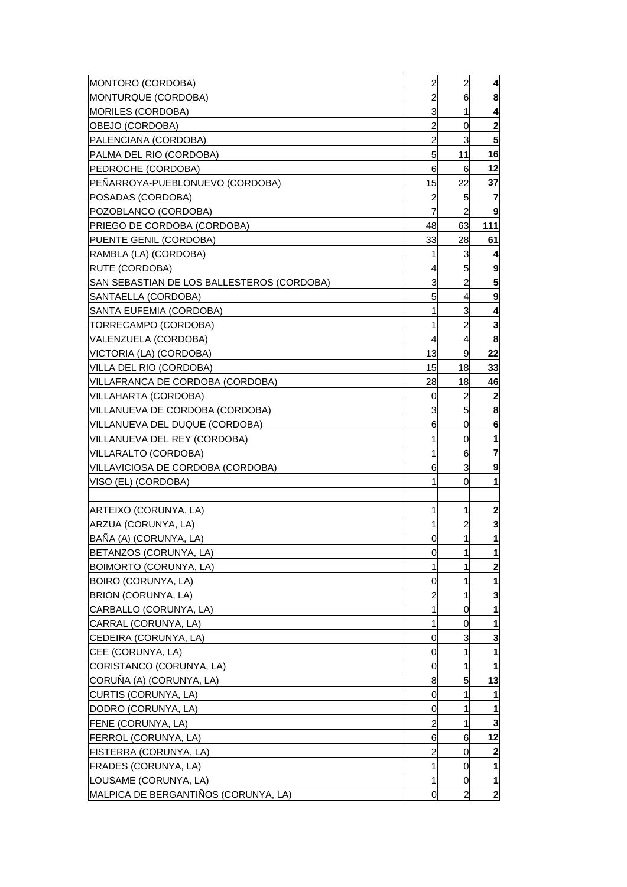| | | | |
|---|---|---|---|
| MONTORO (CORDOBA) | 2 | 2 | **4** |
| MONTURQUE (CORDOBA) | 2 | 6 | **8** |
| MORILES (CORDOBA) | 3 | 1 | **4** |
| OBEJO (CORDOBA) | 2 | 0 | **2** |
| PALENCIANA (CORDOBA) | 2 | 3 | **5** |
| PALMA DEL RIO (CORDOBA) | 5 | 11 | **16** |
| PEDROCHE (CORDOBA) | 6 | 6 | **12** |
| PEÑARROYA-PUEBLONUEVO (CORDOBA) | 15 | 22 | **37** |
| POSADAS (CORDOBA) | 2 | 5 | **7** |
| POZOBLANCO (CORDOBA) | 7 | 2 | **9** |
| PRIEGO DE CORDOBA (CORDOBA) | 48 | 63 | **111** |
| PUENTE GENIL (CORDOBA) | 33 | 28 | **61** |
| RAMBLA (LA) (CORDOBA) | 1 | 3 | **4** |
| RUTE (CORDOBA) | 4 | 5 | **9** |
| SAN SEBASTIAN DE LOS BALLESTEROS (CORDOBA) | 3 | 2 | **5** |
| SANTAELLA (CORDOBA) | 5 | 4 | **9** |
| SANTA EUFEMIA (CORDOBA) | 1 | 3 | **4** |
| TORRECAMPO (CORDOBA) | 1 | 2 | **3** |
| VALENZUELA (CORDOBA) | 4 | 4 | **8** |
| VICTORIA (LA) (CORDOBA) | 13 | 9 | **22** |
| VILLA DEL RIO (CORDOBA) | 15 | 18 | **33** |
| VILLAFRANCA DE CORDOBA (CORDOBA) | 28 | 18 | **46** |
| VILLAHARTA (CORDOBA) | 0 | 2 | **2** |
| VILLANUEVA DE CORDOBA (CORDOBA) | 3 | 5 | **8** |
| VILLANUEVA DEL DUQUE (CORDOBA) | 6 | 0 | **6** |
| VILLANUEVA DEL REY (CORDOBA) | 1 | 0 | **1** |
| VILLARALTO (CORDOBA) | 1 | 6 | **7** |
| VILLAVICIOSA DE CORDOBA (CORDOBA) | 6 | 3 | **9** |
| VISO (EL) (CORDOBA) | 1 | 0 | **1** |
| | | | |
| ARTEIXO (CORUNYA, LA) | 1 | 1 | **2** |
| ARZUA (CORUNYA, LA) | 1 | 2 | **3** |
| BAÑA (A) (CORUNYA, LA) | 0 | 1 | **1** |
| BETANZOS (CORUNYA, LA) | 0 | 1 | **1** |
| BOIMORTO (CORUNYA, LA) | 1 | 1 | **2** |
| BOIRO (CORUNYA, LA) | 0 | 1 | **1** |
| BRION (CORUNYA, LA) | 2 | 1 | **3** |
| CARBALLO (CORUNYA, LA) | 1 | 0 | **1** |
| CARRAL (CORUNYA, LA) | 1 | 0 | **1** |
| CEDEIRA (CORUNYA, LA) | 0 | 3 | **3** |
| CEE (CORUNYA, LA) | 0 | 1 | **1** |
| CORISTANCO (CORUNYA, LA) | 0 | 1 | **1** |
| CORUÑA (A) (CORUNYA, LA) | 8 | 5 | **13** |
| CURTIS (CORUNYA, LA) | 0 | 1 | **1** |
| DODRO (CORUNYA, LA) | 0 | 1 | **1** |
| FENE (CORUNYA, LA) | 2 | 1 | **3** |
| FERROL (CORUNYA, LA) | 6 | 6 | **12** |
| FISTERRA (CORUNYA, LA) | 2 | 0 | **2** |
| FRADES (CORUNYA, LA) | 1 | 0 | **1** |
| LOUSAME (CORUNYA, LA) | 1 | 0 | **1** |
| MALPICA DE BERGANTIÑOS (CORUNYA, LA) | 0 | 2 | **2** |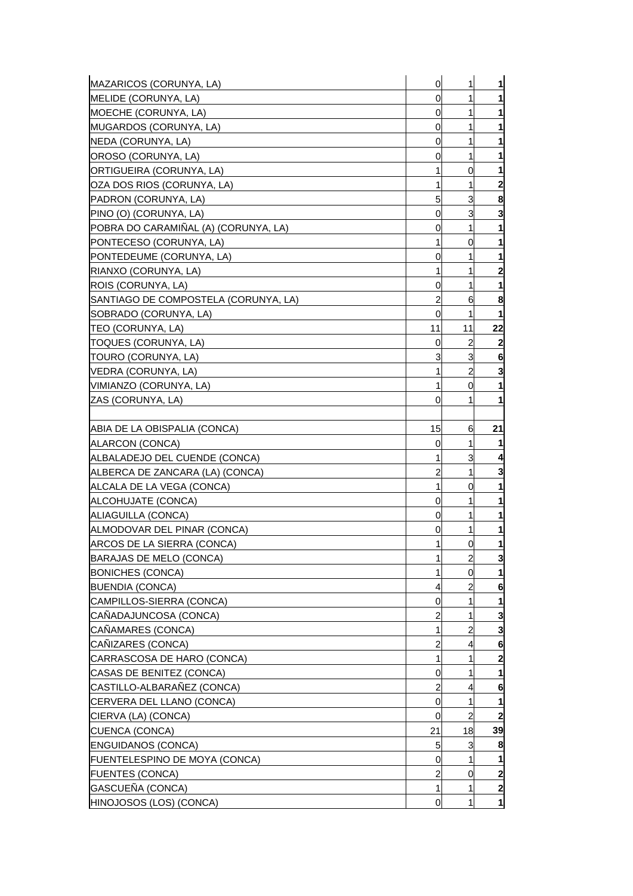| | | | |
|---|---|---|---|
| MAZARICOS (CORUNYA, LA) | 0 | 1 | **1** |
| MELIDE (CORUNYA, LA) | 0 | 1 | **1** |
| MOECHE (CORUNYA, LA) | 0 | 1 | **1** |
| MUGARDOS (CORUNYA, LA) | 0 | 1 | **1** |
| NEDA (CORUNYA, LA) | 0 | 1 | **1** |
| OROSO (CORUNYA, LA) | 0 | 1 | **1** |
| ORTIGUEIRA (CORUNYA, LA) | 1 | 0 | **1** |
| OZA DOS RIOS (CORUNYA, LA) | 1 | 1 | **2** |
| PADRON (CORUNYA, LA) | 5 | 3 | **8** |
| PINO (O) (CORUNYA, LA) | 0 | 3 | **3** |
| POBRA DO CARAMIÑAL (A) (CORUNYA, LA) | 0 | 1 | **1** |
| PONTECESO (CORUNYA, LA) | 1 | 0 | **1** |
| PONTEDEUME (CORUNYA, LA) | 0 | 1 | **1** |
| RIANXO (CORUNYA, LA) | 1 | 1 | **2** |
| ROIS (CORUNYA, LA) | 0 | 1 | **1** |
| SANTIAGO DE COMPOSTELA (CORUNYA, LA) | 2 | 6 | **8** |
| SOBRADO (CORUNYA, LA) | 0 | 1 | **1** |
| TEO (CORUNYA, LA) | 11 | 11 | **22** |
| TOQUES (CORUNYA, LA) | 0 | 2 | **2** |
| TOURO (CORUNYA, LA) | 3 | 3 | **6** |
| VEDRA (CORUNYA, LA) | 1 | 2 | **3** |
| VIMIANZO (CORUNYA, LA) | 1 | 0 | **1** |
| ZAS (CORUNYA, LA) | 0 | 1 | **1** |
| | | | |
| ABIA DE LA OBISPALIA (CONCA) | 15 | 6 | **21** |
| ALARCON (CONCA) | 0 | 1 | **1** |
| ALBALADEJO DEL CUENDE (CONCA) | 1 | 3 | **4** |
| ALBERCA DE ZANCARA (LA) (CONCA) | 2 | 1 | **3** |
| ALCALA DE LA VEGA (CONCA) | 1 | 0 | **1** |
| ALCOHUJATE (CONCA) | 0 | 1 | **1** |
| ALIAGUILLA (CONCA) | 0 | 1 | **1** |
| ALMODOVAR DEL PINAR (CONCA) | 0 | 1 | **1** |
| ARCOS DE LA SIERRA (CONCA) | 1 | 0 | **1** |
| BARAJAS DE MELO (CONCA) | 1 | 2 | **3** |
| BONICHES (CONCA) | 1 | 0 | **1** |
| BUENDIA (CONCA) | 4 | 2 | **6** |
| CAMPILLOS-SIERRA (CONCA) | 0 | 1 | **1** |
| CAÑADAJUNCOSA (CONCA) | 2 | 1 | **3** |
| CAÑAMARES (CONCA) | 1 | 2 | **3** |
| CAÑIZARES (CONCA) | 2 | 4 | **6** |
| CARRASCOSA DE HARO (CONCA) | 1 | 1 | **2** |
| CASAS DE BENITEZ (CONCA) | 0 | 1 | **1** |
| CASTILLO-ALBARAÑEZ (CONCA) | 2 | 4 | **6** |
| CERVERA DEL LLANO (CONCA) | 0 | 1 | **1** |
| CIERVA (LA) (CONCA) | 0 | 2 | **2** |
| CUENCA (CONCA) | 21 | 18 | **39** |
| ENGUIDANOS (CONCA) | 5 | 3 | **8** |
| FUENTELESPINO DE MOYA (CONCA) | 0 | 1 | **1** |
| FUENTES (CONCA) | 2 | 0 | **2** |
| GASCUEÑA (CONCA) | 1 | 1 | **2** |
| HINOJOSOS (LOS) (CONCA) | 0 | 1 | **1** |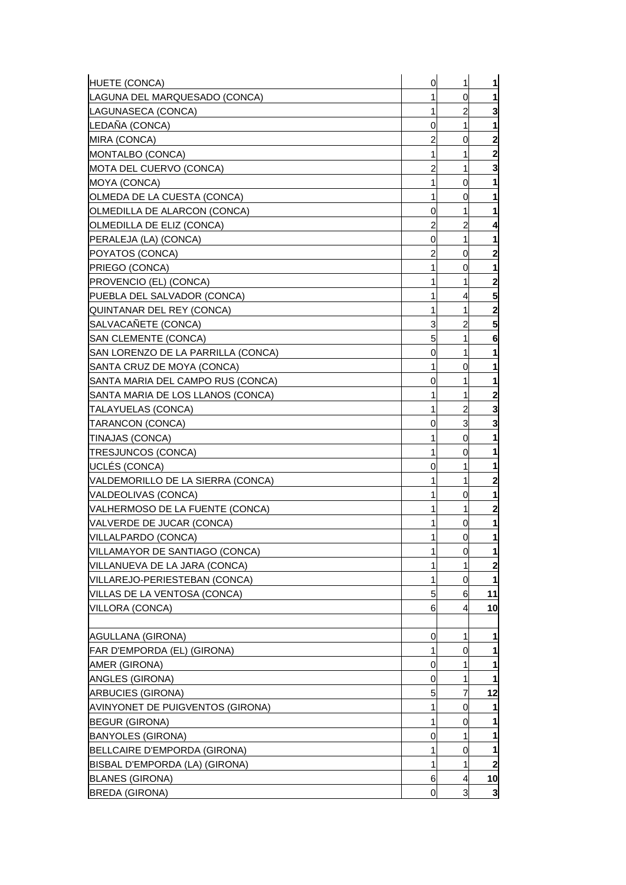| | | | |
|---|---|---|---|
| HUETE (CONCA) | 0 | 1 | **1** |
| LAGUNA DEL MARQUESADO (CONCA) | 1 | 0 | **1** |
| LAGUNASECA (CONCA) | 1 | 2 | **3** |
| LEDAÑA (CONCA) | 0 | 1 | **1** |
| MIRA (CONCA) | 2 | 0 | **2** |
| MONTALBO (CONCA) | 1 | 1 | **2** |
| MOTA DEL CUERVO (CONCA) | 2 | 1 | **3** |
| MOYA (CONCA) | 1 | 0 | **1** |
| OLMEDA DE LA CUESTA (CONCA) | 1 | 0 | **1** |
| OLMEDILLA DE ALARCON (CONCA) | 0 | 1 | **1** |
| OLMEDILLA DE ELIZ (CONCA) | 2 | 2 | **4** |
| PERALEJA (LA) (CONCA) | 0 | 1 | **1** |
| POYATOS (CONCA) | 2 | 0 | **2** |
| PRIEGO (CONCA) | 1 | 0 | **1** |
| PROVENCIO (EL) (CONCA) | 1 | 1 | **2** |
| PUEBLA DEL SALVADOR (CONCA) | 1 | 4 | **5** |
| QUINTANAR DEL REY (CONCA) | 1 | 1 | **2** |
| SALVACAÑETE (CONCA) | 3 | 2 | **5** |
| SAN CLEMENTE (CONCA) | 5 | 1 | **6** |
| SAN LORENZO DE LA PARRILLA (CONCA) | 0 | 1 | **1** |
| SANTA CRUZ DE MOYA (CONCA) | 1 | 0 | **1** |
| SANTA MARIA DEL CAMPO RUS (CONCA) | 0 | 1 | **1** |
| SANTA MARIA DE LOS LLANOS (CONCA) | 1 | 1 | **2** |
| TALAYUELAS (CONCA) | 1 | 2 | **3** |
| TARANCON (CONCA) | 0 | 3 | **3** |
| TINAJAS (CONCA) | 1 | 0 | **1** |
| TRESJUNCOS (CONCA) | 1 | 0 | **1** |
| UCLÉS (CONCA) | 0 | 1 | **1** |
| VALDEMORILLO DE LA SIERRA (CONCA) | 1 | 1 | **2** |
| VALDEOLIVAS (CONCA) | 1 | 0 | **1** |
| VALHERMOSO DE LA FUENTE (CONCA) | 1 | 1 | **2** |
| VALVERDE DE JUCAR (CONCA) | 1 | 0 | **1** |
| VILLALPARDO (CONCA) | 1 | 0 | **1** |
| VILLAMAYOR DE SANTIAGO (CONCA) | 1 | 0 | **1** |
| VILLANUEVA DE LA JARA (CONCA) | 1 | 1 | **2** |
| VILLAREJO-PERIESTEBAN (CONCA) | 1 | 0 | **1** |
| VILLAS DE LA VENTOSA (CONCA) | 5 | 6 | **11** |
| VILLORA (CONCA) | 6 | 4 | **10** |
| | | | |
| AGULLANA (GIRONA) | 0 | 1 | **1** |
| FAR D'EMPORDA (EL) (GIRONA) | 1 | 0 | **1** |
| AMER (GIRONA) | 0 | 1 | **1** |
| ANGLES (GIRONA) | 0 | 1 | **1** |
| ARBUCIES (GIRONA) | 5 | 7 | **12** |
| AVINYONET DE PUIGVENTOS (GIRONA) | 1 | 0 | **1** |
| BEGUR (GIRONA) | 1 | 0 | **1** |
| BANYOLES (GIRONA) | 0 | 1 | **1** |
| BELLCAIRE D'EMPORDA (GIRONA) | 1 | 0 | **1** |
| BISBAL D'EMPORDA (LA) (GIRONA) | 1 | 1 | **2** |
| BLANES (GIRONA) | 6 | 4 | **10** |
| BREDA (GIRONA) | 0 | 3 | **3** |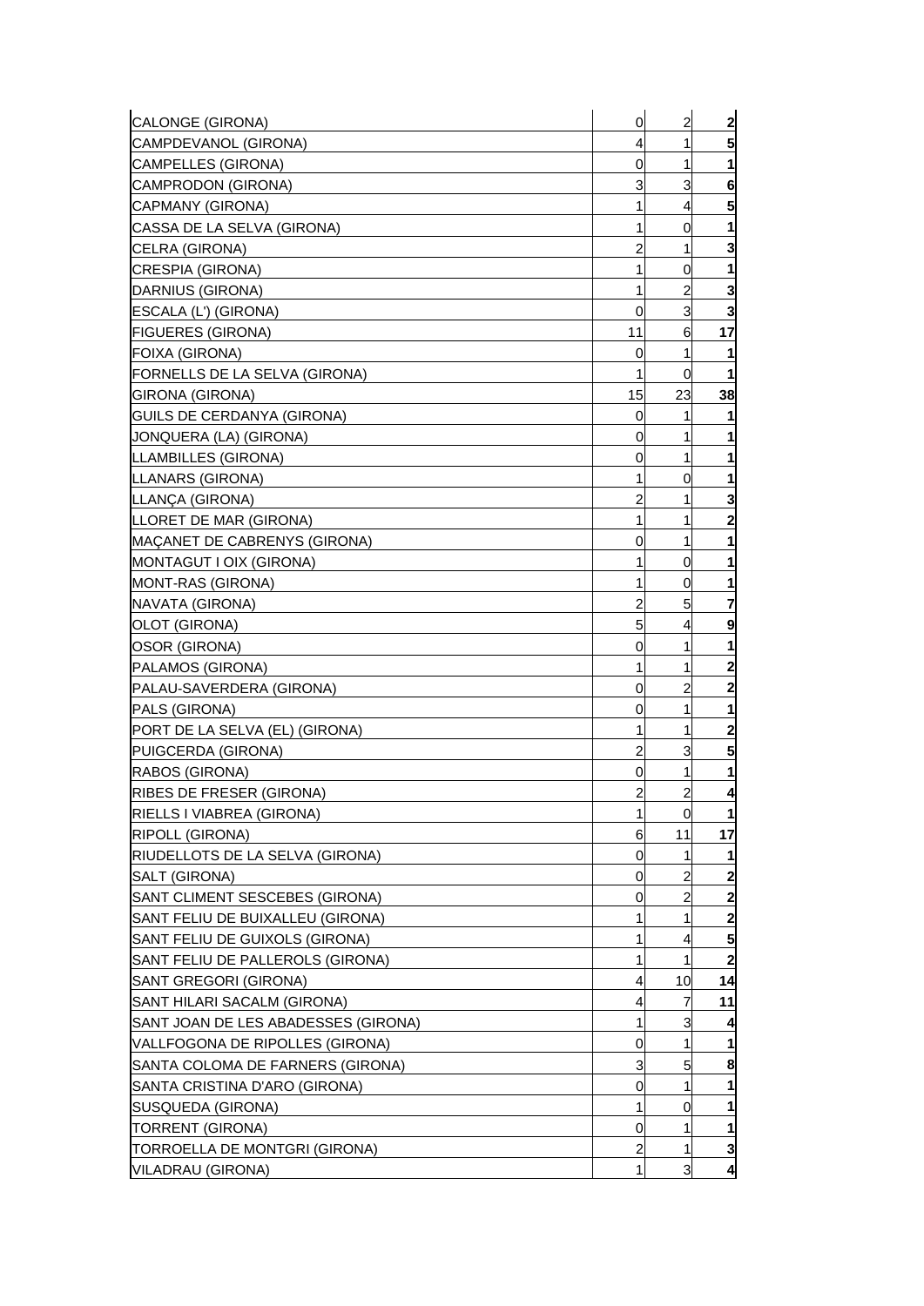| | | | |
|---|---|---|---|
| CALONGE (GIRONA) | 0 | 2 | **2** |
| CAMPDEVANOL (GIRONA) | 4 | 1 | **5** |
| CAMPELLES (GIRONA) | 0 | 1 | **1** |
| CAMPRODON (GIRONA) | 3 | 3 | **6** |
| CAPMANY (GIRONA) | 1 | 4 | **5** |
| CASSA DE LA SELVA (GIRONA) | 1 | 0 | **1** |
| CELRA (GIRONA) | 2 | 1 | **3** |
| CRESPIA (GIRONA) | 1 | 0 | **1** |
| DARNIUS (GIRONA) | 1 | 2 | **3** |
| ESCALA (L') (GIRONA) | 0 | 3 | **3** |
| FIGUERES (GIRONA) | 11 | 6 | **17** |
| FOIXA (GIRONA) | 0 | 1 | **1** |
| FORNELLS DE LA SELVA (GIRONA) | 1 | 0 | **1** |
| GIRONA (GIRONA) | 15 | 23 | **38** |
| GUILS DE CERDANYA (GIRONA) | 0 | 1 | **1** |
| JONQUERA (LA) (GIRONA) | 0 | 1 | **1** |
| LLAMBILLES (GIRONA) | 0 | 1 | **1** |
| LLANARS (GIRONA) | 1 | 0 | **1** |
| LLANÇA (GIRONA) | 2 | 1 | **3** |
| LLORET DE MAR (GIRONA) | 1 | 1 | **2** |
| MAÇANET DE CABRENYS (GIRONA) | 0 | 1 | **1** |
| MONTAGUT I OIX (GIRONA) | 1 | 0 | **1** |
| MONT-RAS (GIRONA) | 1 | 0 | **1** |
| NAVATA (GIRONA) | 2 | 5 | **7** |
| OLOT (GIRONA) | 5 | 4 | **9** |
| OSOR (GIRONA) | 0 | 1 | **1** |
| PALAMOS (GIRONA) | 1 | 1 | **2** |
| PALAU-SAVERDERA (GIRONA) | 0 | 2 | **2** |
| PALS (GIRONA) | 0 | 1 | **1** |
| PORT DE LA SELVA (EL) (GIRONA) | 1 | 1 | **2** |
| PUIGCERDA (GIRONA) | 2 | 3 | **5** |
| RABOS (GIRONA) | 0 | 1 | **1** |
| RIBES DE FRESER (GIRONA) | 2 | 2 | **4** |
| RIELLS I VIABREA (GIRONA) | 1 | 0 | **1** |
| RIPOLL (GIRONA) | 6 | 11 | **17** |
| RIUDELLOTS DE LA SELVA (GIRONA) | 0 | 1 | **1** |
| SALT (GIRONA) | 0 | 2 | **2** |
| SANT CLIMENT SESCEBES (GIRONA) | 0 | 2 | **2** |
| SANT FELIU DE BUIXALLEU (GIRONA) | 1 | 1 | **2** |
| SANT FELIU DE GUIXOLS (GIRONA) | 1 | 4 | **5** |
| SANT FELIU DE PALLEROLS (GIRONA) | 1 | 1 | **2** |
| SANT GREGORI (GIRONA) | 4 | 10 | **14** |
| SANT HILARI SACALM (GIRONA) | 4 | 7 | **11** |
| SANT JOAN DE LES ABADESSES (GIRONA) | 1 | 3 | **4** |
| VALLFOGONA DE RIPOLLES (GIRONA) | 0 | 1 | **1** |
| SANTA COLOMA DE FARNERS (GIRONA) | 3 | 5 | **8** |
| SANTA CRISTINA D'ARO (GIRONA) | 0 | 1 | **1** |
| SUSQUEDA (GIRONA) | 1 | 0 | **1** |
| TORRENT (GIRONA) | 0 | 1 | **1** |
| TORROELLA DE MONTGRI (GIRONA) | 2 | 1 | **3** |
| VILADRAU (GIRONA) | 1 | 3 | **4** |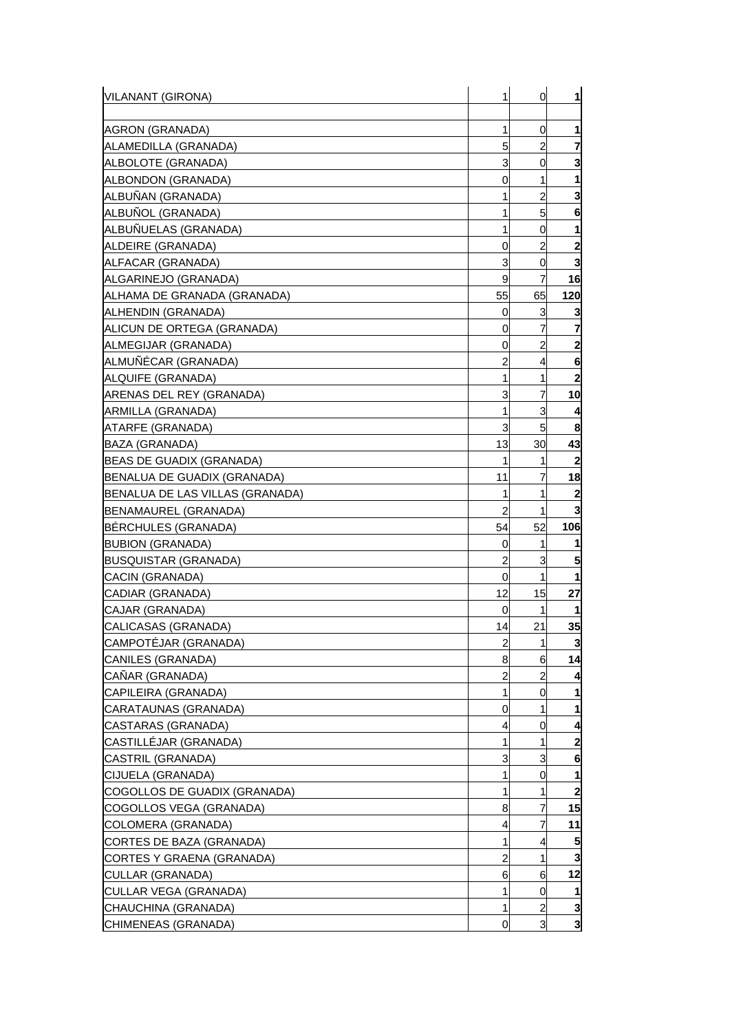| | | | |
|---|---|---|---|
| VILANANT (GIRONA) | 1 | 0 | **1** |
| | | | |
| AGRON (GRANADA) | 1 | 0 | **1** |
| ALAMEDILLA (GRANADA) | 5 | 2 | **7** |
| ALBOLOTE (GRANADA) | 3 | 0 | **3** |
| ALBONDON (GRANADA) | 0 | 1 | **1** |
| ALBUÑAN (GRANADA) | 1 | 2 | **3** |
| ALBUÑOL (GRANADA) | 1 | 5 | **6** |
| ALBUÑUELAS (GRANADA) | 1 | 0 | **1** |
| ALDEIRE (GRANADA) | 0 | 2 | **2** |
| ALFACAR (GRANADA) | 3 | 0 | **3** |
| ALGARINEJO (GRANADA) | 9 | 7 | **16** |
| ALHAMA DE GRANADA (GRANADA) | 55 | 65 | **120** |
| ALHENDIN (GRANADA) | 0 | 3 | **3** |
| ALICUN DE ORTEGA (GRANADA) | 0 | 7 | **7** |
| ALMEGIJAR (GRANADA) | 0 | 2 | **2** |
| ALMUÑÉCAR (GRANADA) | 2 | 4 | **6** |
| ALQUIFE (GRANADA) | 1 | 1 | **2** |
| ARENAS DEL REY (GRANADA) | 3 | 7 | **10** |
| ARMILLA (GRANADA) | 1 | 3 | **4** |
| ATARFE (GRANADA) | 3 | 5 | **8** |
| BAZA (GRANADA) | 13 | 30 | **43** |
| BEAS DE GUADIX (GRANADA) | 1 | 1 | **2** |
| BENALUA DE GUADIX (GRANADA) | 11 | 7 | **18** |
| BENALUA DE LAS VILLAS (GRANADA) | 1 | 1 | **2** |
| BENAMAUREL (GRANADA) | 2 | 1 | **3** |
| BÉRCHULES (GRANADA) | 54 | 52 | **106** |
| BUBION (GRANADA) | 0 | 1 | **1** |
| BUSQUISTAR (GRANADA) | 2 | 3 | **5** |
| CACIN (GRANADA) | 0 | 1 | **1** |
| CADIAR (GRANADA) | 12 | 15 | **27** |
| CAJAR (GRANADA) | 0 | 1 | **1** |
| CALICASAS (GRANADA) | 14 | 21 | **35** |
| CAMPOTÉJAR (GRANADA) | 2 | 1 | **3** |
| CANILES (GRANADA) | 8 | 6 | **14** |
| CAÑAR (GRANADA) | 2 | 2 | **4** |
| CAPILEIRA (GRANADA) | 1 | 0 | **1** |
| CARATAUNAS (GRANADA) | 0 | 1 | **1** |
| CASTARAS (GRANADA) | 4 | 0 | **4** |
| CASTILLÉJAR (GRANADA) | 1 | 1 | **2** |
| CASTRIL (GRANADA) | 3 | 3 | **6** |
| CIJUELA (GRANADA) | 1 | 0 | **1** |
| COGOLLOS DE GUADIX (GRANADA) | 1 | 1 | **2** |
| COGOLLOS VEGA (GRANADA) | 8 | 7 | **15** |
| COLOMERA (GRANADA) | 4 | 7 | **11** |
| CORTES DE BAZA (GRANADA) | 1 | 4 | **5** |
| CORTES Y GRAENA (GRANADA) | 2 | 1 | **3** |
| CULLAR (GRANADA) | 6 | 6 | **12** |
| CULLAR VEGA (GRANADA) | 1 | 0 | **1** |
| CHAUCHINA (GRANADA) | 1 | 2 | **3** |
| CHIMENEAS (GRANADA) | 0 | 3 | **3** |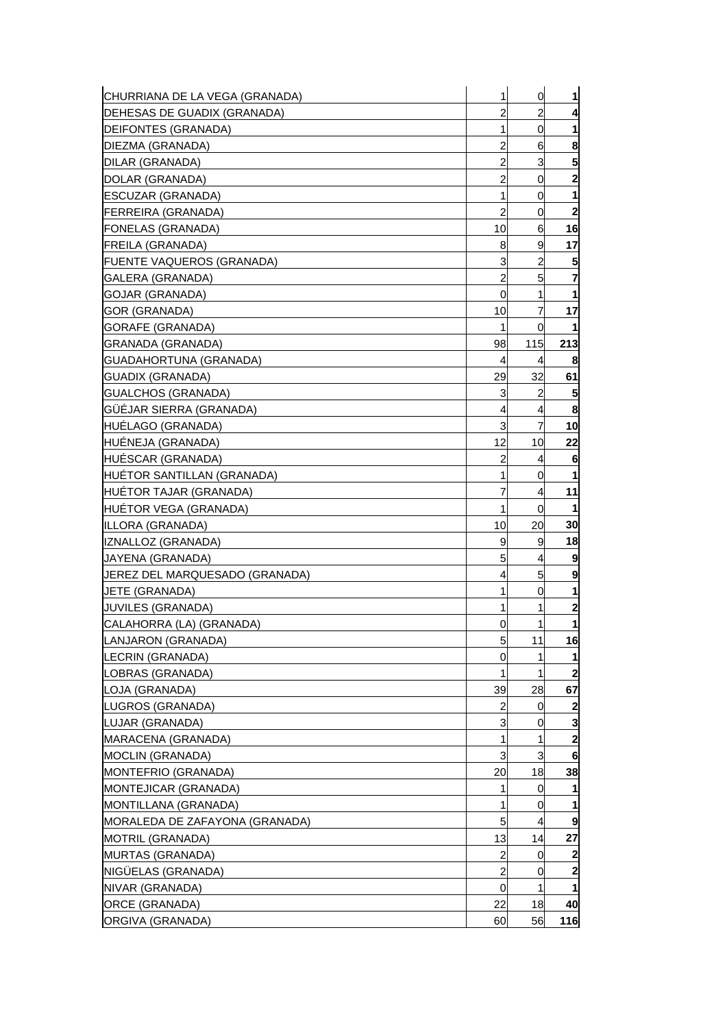| | | | |
|---|---|---|---|
| CHURRIANA DE LA VEGA (GRANADA) | 1 | 0 | **1** |
| DEHESAS DE GUADIX (GRANADA) | 2 | 2 | **4** |
| DEIFONTES (GRANADA) | 1 | 0 | **1** |
| DIEZMA (GRANADA) | 2 | 6 | **8** |
| DILAR (GRANADA) | 2 | 3 | **5** |
| DOLAR (GRANADA) | 2 | 0 | **2** |
| ESCUZAR (GRANADA) | 1 | 0 | **1** |
| FERREIRA (GRANADA) | 2 | 0 | **2** |
| FONELAS (GRANADA) | 10 | 6 | **16** |
| FREILA (GRANADA) | 8 | 9 | **17** |
| FUENTE VAQUEROS (GRANADA) | 3 | 2 | **5** |
| GALERA (GRANADA) | 2 | 5 | **7** |
| GOJAR (GRANADA) | 0 | 1 | **1** |
| GOR (GRANADA) | 10 | 7 | **17** |
| GORAFE (GRANADA) | 1 | 0 | **1** |
| GRANADA (GRANADA) | 98 | 115 | **213** |
| GUADAHORTUNA (GRANADA) | 4 | 4 | **8** |
| GUADIX (GRANADA) | 29 | 32 | **61** |
| GUALCHOS (GRANADA) | 3 | 2 | **5** |
| GÜÉJAR SIERRA (GRANADA) | 4 | 4 | **8** |
| HUÉLAGO (GRANADA) | 3 | 7 | **10** |
| HUÉNEJA (GRANADA) | 12 | 10 | **22** |
| HUÉSCAR (GRANADA) | 2 | 4 | **6** |
| HUÉTOR SANTILLAN (GRANADA) | 1 | 0 | **1** |
| HUÉTOR TAJAR (GRANADA) | 7 | 4 | **11** |
| HUÉTOR VEGA (GRANADA) | 1 | 0 | **1** |
| ILLORA (GRANADA) | 10 | 20 | **30** |
| IZNALLOZ (GRANADA) | 9 | 9 | **18** |
| JAYENA (GRANADA) | 5 | 4 | **9** |
| JEREZ DEL MARQUESADO (GRANADA) | 4 | 5 | **9** |
| JETE (GRANADA) | 1 | 0 | **1** |
| JUVILES (GRANADA) | 1 | 1 | **2** |
| CALAHORRA (LA) (GRANADA) | 0 | 1 | **1** |
| LANJARON (GRANADA) | 5 | 11 | **16** |
| LECRIN (GRANADA) | 0 | 1 | **1** |
| LOBRAS (GRANADA) | 1 | 1 | **2** |
| LOJA (GRANADA) | 39 | 28 | **67** |
| LUGROS (GRANADA) | 2 | 0 | **2** |
| LUJAR (GRANADA) | 3 | 0 | **3** |
| MARACENA (GRANADA) | 1 | 1 | **2** |
| MOCLIN (GRANADA) | 3 | 3 | **6** |
| MONTEFRIO (GRANADA) | 20 | 18 | **38** |
| MONTEJICAR (GRANADA) | 1 | 0 | **1** |
| MONTILLANA (GRANADA) | 1 | 0 | **1** |
| MORALEDA DE ZAFAYONA (GRANADA) | 5 | 4 | **9** |
| MOTRIL (GRANADA) | 13 | 14 | **27** |
| MURTAS (GRANADA) | 2 | 0 | **2** |
| NIGÜELAS (GRANADA) | 2 | 0 | **2** |
| NIVAR (GRANADA) | 0 | 1 | **1** |
| ORCE (GRANADA) | 22 | 18 | **40** |
| ORGIVA (GRANADA) | 60 | 56 | **116** |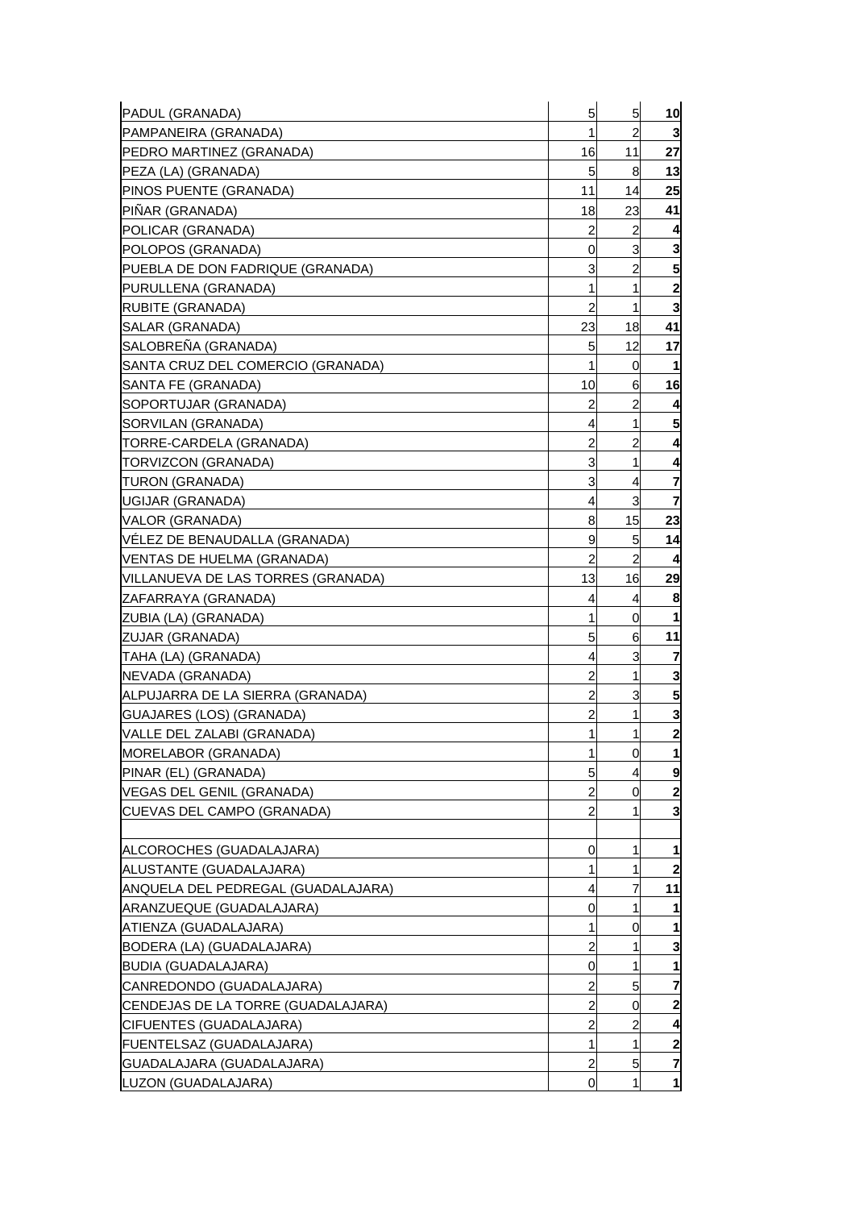| | | | |
|---|---|---|---|
| PADUL (GRANADA) | 5 | 5 | **10** |
| PAMPANEIRA (GRANADA) | 1 | 2 | **3** |
| PEDRO MARTINEZ (GRANADA) | 16 | 11 | **27** |
| PEZA (LA) (GRANADA) | 5 | 8 | **13** |
| PINOS PUENTE (GRANADA) | 11 | 14 | **25** |
| PIÑAR (GRANADA) | 18 | 23 | **41** |
| POLICAR (GRANADA) | 2 | 2 | **4** |
| POLOPOS (GRANADA) | 0 | 3 | **3** |
| PUEBLA DE DON FADRIQUE (GRANADA) | 3 | 2 | **5** |
| PURULLENA (GRANADA) | 1 | 1 | **2** |
| RUBITE (GRANADA) | 2 | 1 | **3** |
| SALAR (GRANADA) | 23 | 18 | **41** |
| SALOBREÑA (GRANADA) | 5 | 12 | **17** |
| SANTA CRUZ DEL COMERCIO (GRANADA) | 1 | 0 | **1** |
| SANTA FE (GRANADA) | 10 | 6 | **16** |
| SOPORTUJAR (GRANADA) | 2 | 2 | **4** |
| SORVILAN (GRANADA) | 4 | 1 | **5** |
| TORRE-CARDELA (GRANADA) | 2 | 2 | **4** |
| TORVIZCON (GRANADA) | 3 | 1 | **4** |
| TURON (GRANADA) | 3 | 4 | **7** |
| UGIJAR (GRANADA) | 4 | 3 | **7** |
| VALOR (GRANADA) | 8 | 15 | **23** |
| VÉLEZ DE BENAUDALLA (GRANADA) | 9 | 5 | **14** |
| VENTAS DE HUELMA (GRANADA) | 2 | 2 | **4** |
| VILLANUEVA DE LAS TORRES (GRANADA) | 13 | 16 | **29** |
| ZAFARRAYA (GRANADA) | 4 | 4 | **8** |
| ZUBIA (LA) (GRANADA) | 1 | 0 | **1** |
| ZUJAR (GRANADA) | 5 | 6 | **11** |
| TAHA (LA) (GRANADA) | 4 | 3 | **7** |
| NEVADA (GRANADA) | 2 | 1 | **3** |
| ALPUJARRA DE LA SIERRA (GRANADA) | 2 | 3 | **5** |
| GUAJARES (LOS) (GRANADA) | 2 | 1 | **3** |
| VALLE DEL ZALABI (GRANADA) | 1 | 1 | **2** |
| MORELABOR (GRANADA) | 1 | 0 | **1** |
| PINAR (EL) (GRANADA) | 5 | 4 | **9** |
| VEGAS DEL GENIL (GRANADA) | 2 | 0 | **2** |
| CUEVAS DEL CAMPO (GRANADA) | 2 | 1 | **3** |
| | | | |
| ALCOROCHES (GUADALAJARA) | 0 | 1 | **1** |
| ALUSTANTE (GUADALAJARA) | 1 | 1 | **2** |
| ANQUELA DEL PEDREGAL (GUADALAJARA) | 4 | 7 | **11** |
| ARANZUEQUE (GUADALAJARA) | 0 | 1 | **1** |
| ATIENZA (GUADALAJARA) | 1 | 0 | **1** |
| BODERA (LA) (GUADALAJARA) | 2 | 1 | **3** |
| BUDIA (GUADALAJARA) | 0 | 1 | **1** |
| CANREDONDO (GUADALAJARA) | 2 | 5 | **7** |
| CENDEJAS DE LA TORRE (GUADALAJARA) | 2 | 0 | **2** |
| CIFUENTES (GUADALAJARA) | 2 | 2 | **4** |
| FUENTELSAZ (GUADALAJARA) | 1 | 1 | **2** |
| GUADALAJARA (GUADALAJARA) | 2 | 5 | **7** |
| LUZON (GUADALAJARA) | 0 | 1 | **1** |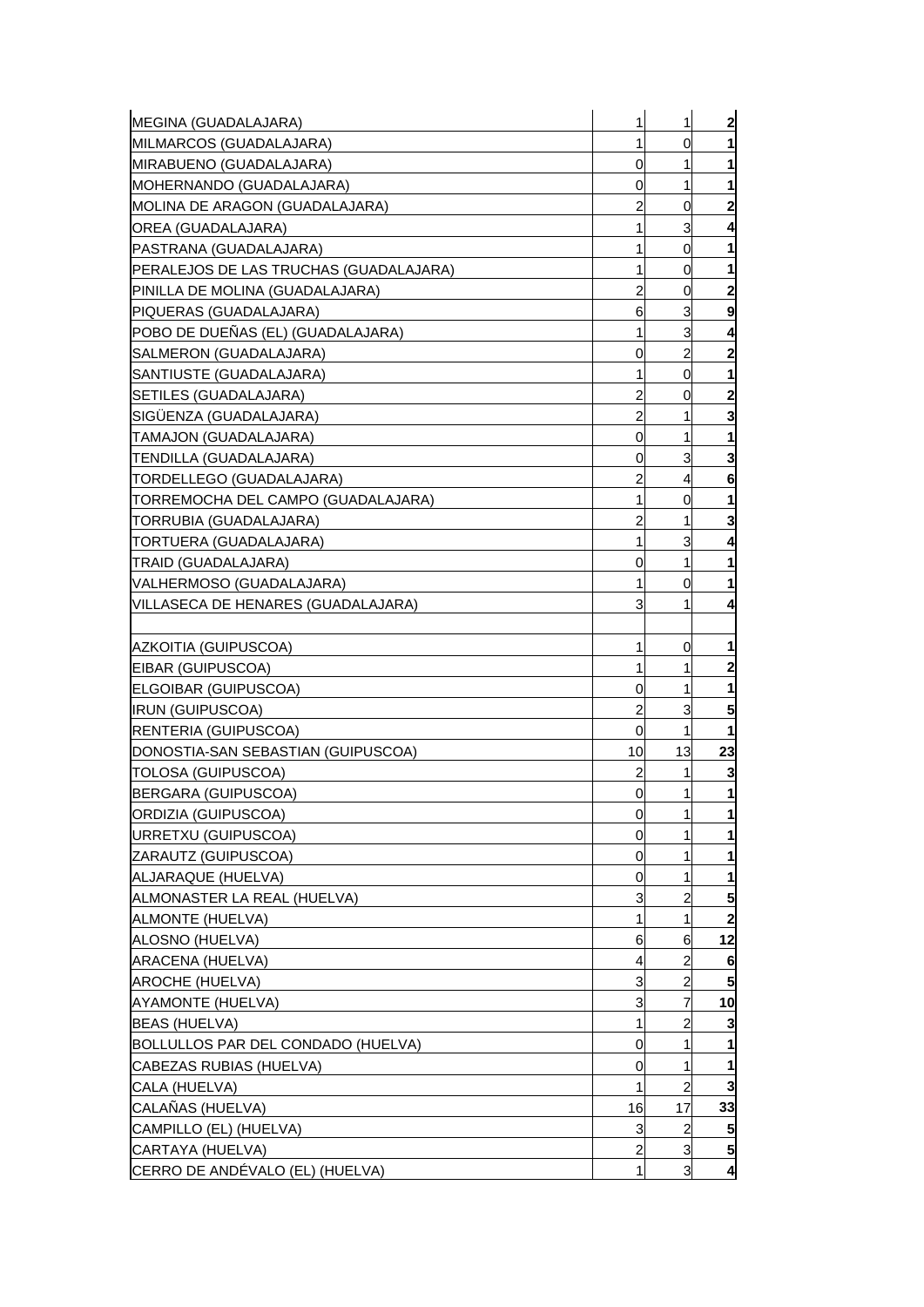| | | | |
|---|---|---|---|
| MEGINA (GUADALAJARA) | 1 | 1 | **2** |
| MILMARCOS (GUADALAJARA) | 1 | 0 | **1** |
| MIRABUENO (GUADALAJARA) | 0 | 1 | **1** |
| MOHERNANDO (GUADALAJARA) | 0 | 1 | **1** |
| MOLINA DE ARAGON (GUADALAJARA) | 2 | 0 | **2** |
| OREA (GUADALAJARA) | 1 | 3 | **4** |
| PASTRANA (GUADALAJARA) | 1 | 0 | **1** |
| PERALEJOS DE LAS TRUCHAS (GUADALAJARA) | 1 | 0 | **1** |
| PINILLA DE MOLINA (GUADALAJARA) | 2 | 0 | **2** |
| PIQUERAS (GUADALAJARA) | 6 | 3 | **9** |
| POBO DE DUEÑAS (EL) (GUADALAJARA) | 1 | 3 | **4** |
| SALMERON (GUADALAJARA) | 0 | 2 | **2** |
| SANTIUSTE (GUADALAJARA) | 1 | 0 | **1** |
| SETILES (GUADALAJARA) | 2 | 0 | **2** |
| SIGÜENZA (GUADALAJARA) | 2 | 1 | **3** |
| TAMAJON (GUADALAJARA) | 0 | 1 | **1** |
| TENDILLA (GUADALAJARA) | 0 | 3 | **3** |
| TORDELLEGO (GUADALAJARA) | 2 | 4 | **6** |
| TORREMOCHA DEL CAMPO (GUADALAJARA) | 1 | 0 | **1** |
| TORRUBIA (GUADALAJARA) | 2 | 1 | **3** |
| TORTUERA (GUADALAJARA) | 1 | 3 | **4** |
| TRAID (GUADALAJARA) | 0 | 1 | **1** |
| VALHERMOSO (GUADALAJARA) | 1 | 0 | **1** |
| VILLASECA DE HENARES (GUADALAJARA) | 3 | 1 | **4** |
| | | | |
| AZKOITIA (GUIPUSCOA) | 1 | 0 | **1** |
| EIBAR (GUIPUSCOA) | 1 | 1 | **2** |
| ELGOIBAR (GUIPUSCOA) | 0 | 1 | **1** |
| IRUN (GUIPUSCOA) | 2 | 3 | **5** |
| RENTERIA (GUIPUSCOA) | 0 | 1 | **1** |
| DONOSTIA-SAN SEBASTIAN (GUIPUSCOA) | 10 | 13 | **23** |
| TOLOSA (GUIPUSCOA) | 2 | 1 | **3** |
| BERGARA (GUIPUSCOA) | 0 | 1 | **1** |
| ORDIZIA (GUIPUSCOA) | 0 | 1 | **1** |
| URRETXU (GUIPUSCOA) | 0 | 1 | **1** |
| ZARAUTZ (GUIPUSCOA) | 0 | 1 | **1** |
| ALJARAQUE (HUELVA) | 0 | 1 | **1** |
| ALMONASTER LA REAL (HUELVA) | 3 | 2 | **5** |
| ALMONTE (HUELVA) | 1 | 1 | **2** |
| ALOSNO (HUELVA) | 6 | 6 | **12** |
| ARACENA (HUELVA) | 4 | 2 | **6** |
| AROCHE (HUELVA) | 3 | 2 | **5** |
| AYAMONTE (HUELVA) | 3 | 7 | **10** |
| BEAS (HUELVA) | 1 | 2 | **3** |
| BOLLULLOS PAR DEL CONDADO (HUELVA) | 0 | 1 | **1** |
| CABEZAS RUBIAS (HUELVA) | 0 | 1 | **1** |
| CALA (HUELVA) | 1 | 2 | **3** |
| CALAÑAS (HUELVA) | 16 | 17 | **33** |
| CAMPILLO (EL) (HUELVA) | 3 | 2 | **5** |
| CARTAYA (HUELVA) | 2 | 3 | **5** |
| CERRO DE ANDÉVALO (EL) (HUELVA) | 1 | 3 | **4** |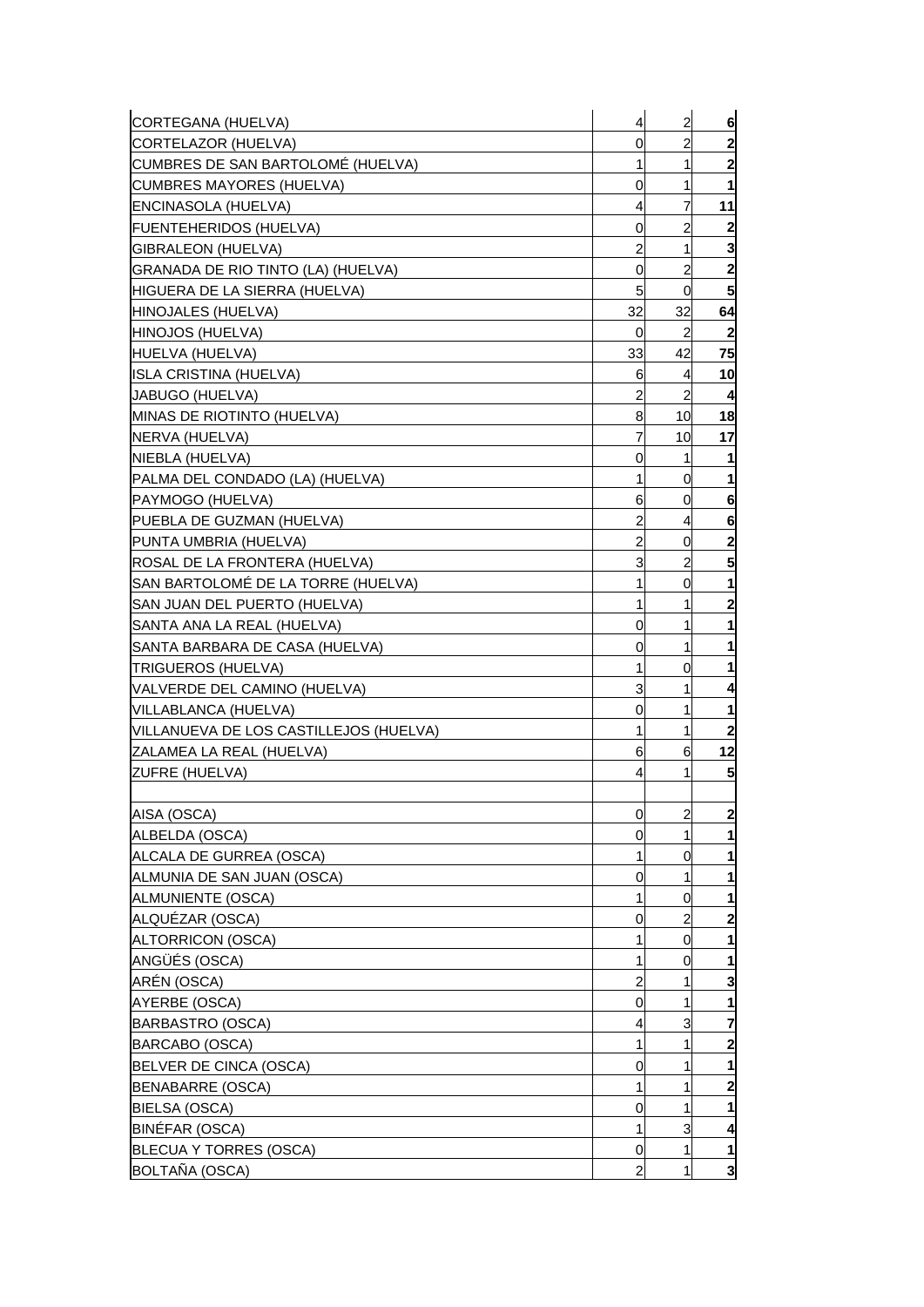| | | | |
|---|---|---|---|
| CORTEGANA (HUELVA) | 4 | 2 | **6** |
| CORTELAZOR (HUELVA) | 0 | 2 | **2** |
| CUMBRES DE SAN BARTOLOMÉ (HUELVA) | 1 | 1 | **2** |
| CUMBRES MAYORES (HUELVA) | 0 | 1 | **1** |
| ENCINASOLA (HUELVA) | 4 | 7 | **11** |
| FUENTEHERIDOS (HUELVA) | 0 | 2 | **2** |
| GIBRALEON (HUELVA) | 2 | 1 | **3** |
| GRANADA DE RIO TINTO (LA) (HUELVA) | 0 | 2 | **2** |
| HIGUERA DE LA SIERRA (HUELVA) | 5 | 0 | **5** |
| HINOJALES (HUELVA) | 32 | 32 | **64** |
| HINOJOS (HUELVA) | 0 | 2 | **2** |
| HUELVA (HUELVA) | 33 | 42 | **75** |
| ISLA CRISTINA (HUELVA) | 6 | 4 | **10** |
| JABUGO (HUELVA) | 2 | 2 | **4** |
| MINAS DE RIOTINTO (HUELVA) | 8 | 10 | **18** |
| NERVA (HUELVA) | 7 | 10 | **17** |
| NIEBLA (HUELVA) | 0 | 1 | **1** |
| PALMA DEL CONDADO (LA) (HUELVA) | 1 | 0 | **1** |
| PAYMOGO (HUELVA) | 6 | 0 | **6** |
| PUEBLA DE GUZMAN (HUELVA) | 2 | 4 | **6** |
| PUNTA UMBRIA (HUELVA) | 2 | 0 | **2** |
| ROSAL DE LA FRONTERA (HUELVA) | 3 | 2 | **5** |
| SAN BARTOLOMÉ DE LA TORRE (HUELVA) | 1 | 0 | **1** |
| SAN JUAN DEL PUERTO (HUELVA) | 1 | 1 | **2** |
| SANTA ANA LA REAL (HUELVA) | 0 | 1 | **1** |
| SANTA BARBARA DE CASA (HUELVA) | 0 | 1 | **1** |
| TRIGUEROS (HUELVA) | 1 | 0 | **1** |
| VALVERDE DEL CAMINO (HUELVA) | 3 | 1 | **4** |
| VILLABLANCA (HUELVA) | 0 | 1 | **1** |
| VILLANUEVA DE LOS CASTILLEJOS (HUELVA) | 1 | 1 | **2** |
| ZALAMEA LA REAL (HUELVA) | 6 | 6 | **12** |
| ZUFRE (HUELVA) | 4 | 1 | **5** |
| | | | |
| AISA (OSCA) | 0 | 2 | **2** |
| ALBELDA (OSCA) | 0 | 1 | **1** |
| ALCALA DE GURREA (OSCA) | 1 | 0 | **1** |
| ALMUNIA DE SAN JUAN (OSCA) | 0 | 1 | **1** |
| ALMUNIENTE (OSCA) | 1 | 0 | **1** |
| ALQUÉZAR (OSCA) | 0 | 2 | **2** |
| ALTORRICON (OSCA) | 1 | 0 | **1** |
| ANGÜÉS (OSCA) | 1 | 0 | **1** |
| ARÉN (OSCA) | 2 | 1 | **3** |
| AYERBE (OSCA) | 0 | 1 | **1** |
| BARBASTRO (OSCA) | 4 | 3 | **7** |
| BARCABO (OSCA) | 1 | 1 | **2** |
| BELVER DE CINCA (OSCA) | 0 | 1 | **1** |
| BENABARRE (OSCA) | 1 | 1 | **2** |
| BIELSA (OSCA) | 0 | 1 | **1** |
| BINÉFAR (OSCA) | 1 | 3 | **4** |
| BLECUA Y TORRES (OSCA) | 0 | 1 | **1** |
| BOLTAÑA (OSCA) | 2 | 1 | **3** |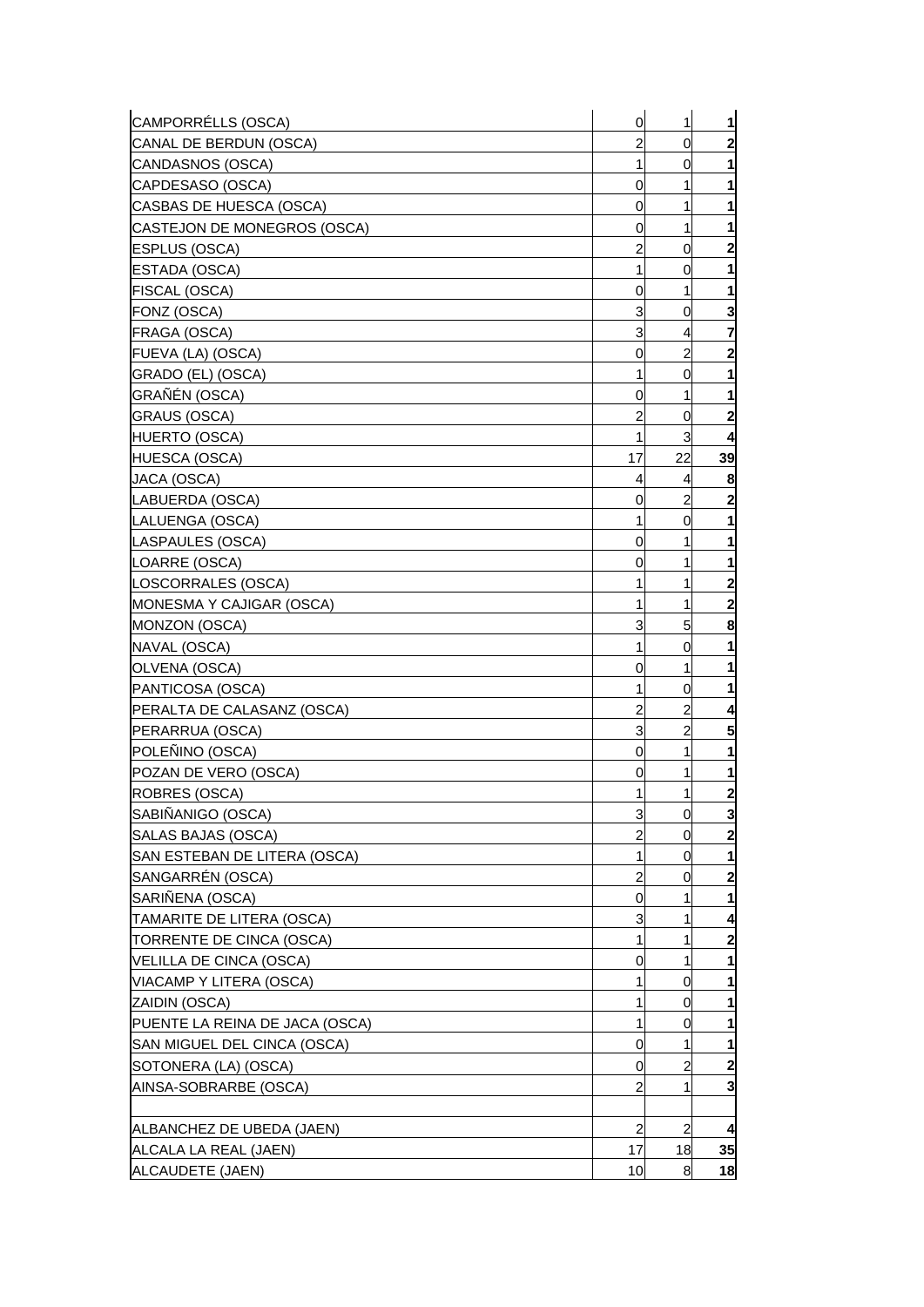| | | | |
|---|---|---|---|
| CAMPORRÉLLS (OSCA) | 0 | 1 | **1** |
| CANAL DE BERDUN (OSCA) | 2 | 0 | **2** |
| CANDASNOS (OSCA) | 1 | 0 | **1** |
| CAPDESASO (OSCA) | 0 | 1 | **1** |
| CASBAS DE HUESCA (OSCA) | 0 | 1 | **1** |
| CASTEJON DE MONEGROS (OSCA) | 0 | 1 | **1** |
| ESPLUS (OSCA) | 2 | 0 | **2** |
| ESTADA (OSCA) | 1 | 0 | **1** |
| FISCAL (OSCA) | 0 | 1 | **1** |
| FONZ (OSCA) | 3 | 0 | **3** |
| FRAGA (OSCA) | 3 | 4 | **7** |
| FUEVA (LA) (OSCA) | 0 | 2 | **2** |
| GRADO (EL) (OSCA) | 1 | 0 | **1** |
| GRAÑÉN (OSCA) | 0 | 1 | **1** |
| GRAUS (OSCA) | 2 | 0 | **2** |
| HUERTO (OSCA) | 1 | 3 | **4** |
| HUESCA (OSCA) | 17 | 22 | **39** |
| JACA (OSCA) | 4 | 4 | **8** |
| LABUERDA (OSCA) | 0 | 2 | **2** |
| LALUENGA (OSCA) | 1 | 0 | **1** |
| LASPAULES (OSCA) | 0 | 1 | **1** |
| LOARRE (OSCA) | 0 | 1 | **1** |
| LOSCORRALES (OSCA) | 1 | 1 | **2** |
| MONESMA Y CAJIGAR (OSCA) | 1 | 1 | **2** |
| MONZON (OSCA) | 3 | 5 | **8** |
| NAVAL (OSCA) | 1 | 0 | **1** |
| OLVENA (OSCA) | 0 | 1 | **1** |
| PANTICOSA (OSCA) | 1 | 0 | **1** |
| PERALTA DE CALASANZ (OSCA) | 2 | 2 | **4** |
| PERARRUA (OSCA) | 3 | 2 | **5** |
| POLEÑINO (OSCA) | 0 | 1 | **1** |
| POZAN DE VERO (OSCA) | 0 | 1 | **1** |
| ROBRES (OSCA) | 1 | 1 | **2** |
| SABIÑANIGO (OSCA) | 3 | 0 | **3** |
| SALAS BAJAS (OSCA) | 2 | 0 | **2** |
| SAN ESTEBAN DE LITERA (OSCA) | 1 | 0 | **1** |
| SANGARRÉN (OSCA) | 2 | 0 | **2** |
| SARIÑENA (OSCA) | 0 | 1 | **1** |
| TAMARITE DE LITERA (OSCA) | 3 | 1 | **4** |
| TORRENTE DE CINCA (OSCA) | 1 | 1 | **2** |
| VELILLA DE CINCA (OSCA) | 0 | 1 | **1** |
| VIACAMP Y LITERA (OSCA) | 1 | 0 | **1** |
| ZAIDIN (OSCA) | 1 | 0 | **1** |
| PUENTE LA REINA DE JACA (OSCA) | 1 | 0 | **1** |
| SAN MIGUEL DEL CINCA (OSCA) | 0 | 1 | **1** |
| SOTONERA (LA) (OSCA) | 0 | 2 | **2** |
| AINSA-SOBRARBE (OSCA) | 2 | 1 | **3** |
| | | | |
| ALBANCHEZ DE UBEDA (JAEN) | 2 | 2 | **4** |
| ALCALA LA REAL (JAEN) | 17 | 18 | **35** |
| ALCAUDETE (JAEN) | 10 | 8 | **18** |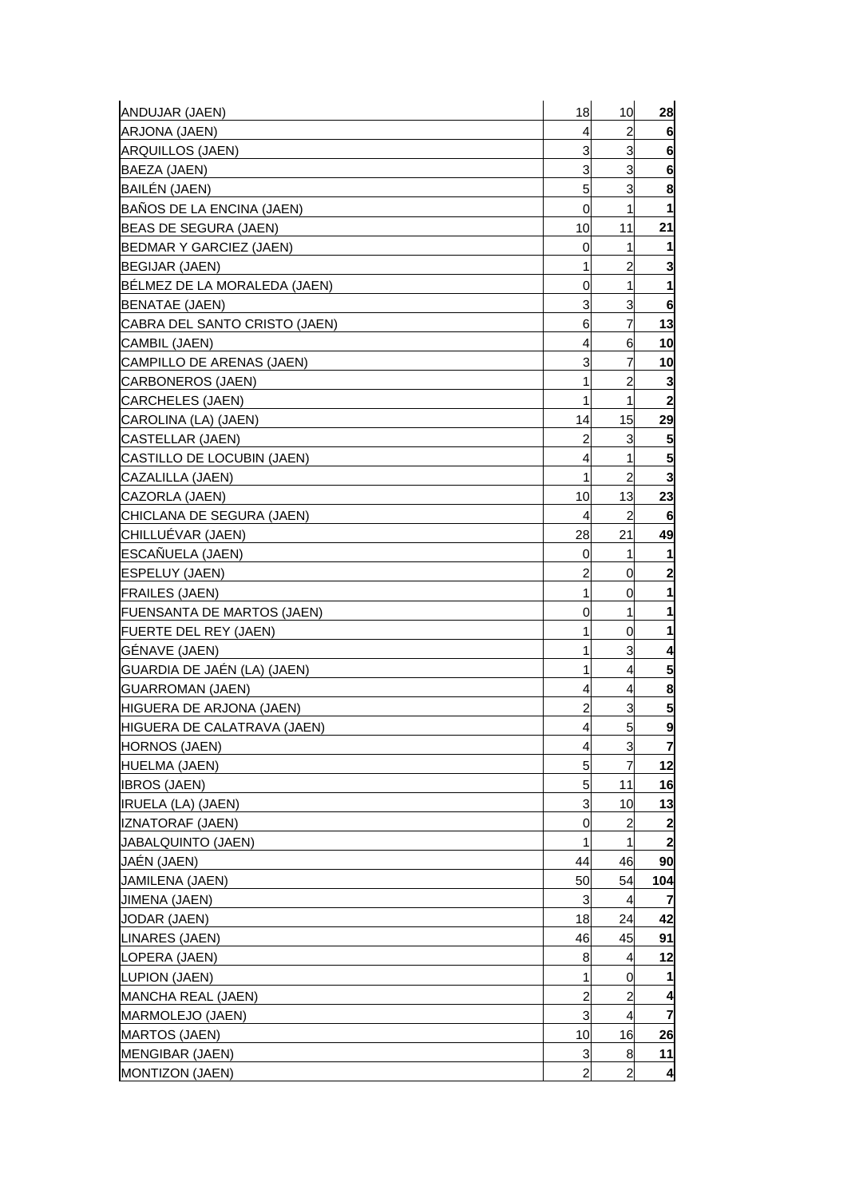| | | | |
|---|---|---|---|
| ANDUJAR (JAEN) | 18 | 10 | **28** |
| ARJONA (JAEN) | 4 | 2 | **6** |
| ARQUILLOS (JAEN) | 3 | 3 | **6** |
| BAEZA (JAEN) | 3 | 3 | **6** |
| BAILÉN (JAEN) | 5 | 3 | **8** |
| BAÑOS DE LA ENCINA (JAEN) | 0 | 1 | **1** |
| BEAS DE SEGURA (JAEN) | 10 | 11 | **21** |
| BEDMAR Y GARCIEZ (JAEN) | 0 | 1 | **1** |
| BEGIJAR (JAEN) | 1 | 2 | **3** |
| BÉLMEZ DE LA MORALEDA (JAEN) | 0 | 1 | **1** |
| BENATAE (JAEN) | 3 | 3 | **6** |
| CABRA DEL SANTO CRISTO (JAEN) | 6 | 7 | **13** |
| CAMBIL (JAEN) | 4 | 6 | **10** |
| CAMPILLO DE ARENAS (JAEN) | 3 | 7 | **10** |
| CARBONEROS (JAEN) | 1 | 2 | **3** |
| CARCHELES (JAEN) | 1 | 1 | **2** |
| CAROLINA (LA) (JAEN) | 14 | 15 | **29** |
| CASTELLAR (JAEN) | 2 | 3 | **5** |
| CASTILLO DE LOCUBIN (JAEN) | 4 | 1 | **5** |
| CAZALILLA (JAEN) | 1 | 2 | **3** |
| CAZORLA (JAEN) | 10 | 13 | **23** |
| CHICLANA DE SEGURA (JAEN) | 4 | 2 | **6** |
| CHILLUÉVAR (JAEN) | 28 | 21 | **49** |
| ESCAÑUELA (JAEN) | 0 | 1 | **1** |
| ESPELUY (JAEN) | 2 | 0 | **2** |
| FRAILES (JAEN) | 1 | 0 | **1** |
| FUENSANTA DE MARTOS (JAEN) | 0 | 1 | **1** |
| FUERTE DEL REY (JAEN) | 1 | 0 | **1** |
| GÉNAVE (JAEN) | 1 | 3 | **4** |
| GUARDIA DE JAÉN (LA) (JAEN) | 1 | 4 | **5** |
| GUARROMAN (JAEN) | 4 | 4 | **8** |
| HIGUERA DE ARJONA (JAEN) | 2 | 3 | **5** |
| HIGUERA DE CALATRAVA (JAEN) | 4 | 5 | **9** |
| HORNOS (JAEN) | 4 | 3 | **7** |
| HUELMA (JAEN) | 5 | 7 | **12** |
| IBROS (JAEN) | 5 | 11 | **16** |
| IRUELA (LA) (JAEN) | 3 | 10 | **13** |
| IZNATORAF (JAEN) | 0 | 2 | **2** |
| JABALQUINTO (JAEN) | 1 | 1 | **2** |
| JAÉN (JAEN) | 44 | 46 | **90** |
| JAMILENA (JAEN) | 50 | 54 | **104** |
| JIMENA (JAEN) | 3 | 4 | **7** |
| JODAR (JAEN) | 18 | 24 | **42** |
| LINARES (JAEN) | 46 | 45 | **91** |
| LOPERA (JAEN) | 8 | 4 | **12** |
| LUPION (JAEN) | 1 | 0 | **1** |
| MANCHA REAL (JAEN) | 2 | 2 | **4** |
| MARMOLEJO (JAEN) | 3 | 4 | **7** |
| MARTOS (JAEN) | 10 | 16 | **26** |
| MENGIBAR (JAEN) | 3 | 8 | **11** |
| MONTIZON (JAEN) | 2 | 2 | **4** |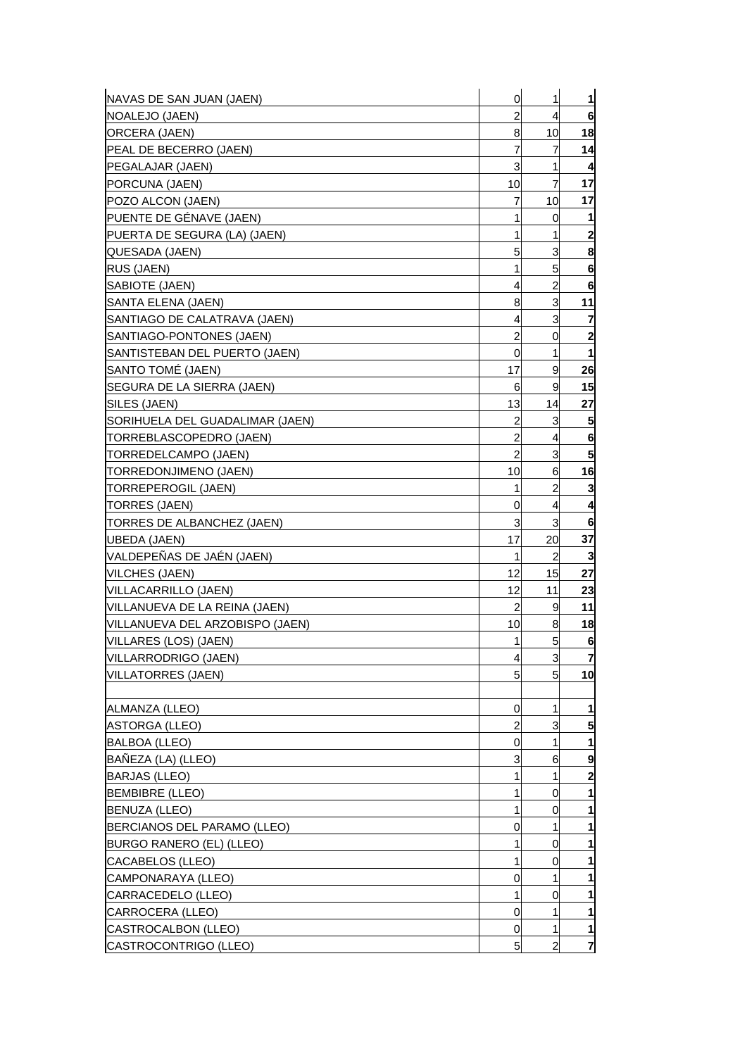| | | | |
|---|---|---|---|
| NAVAS DE SAN JUAN (JAEN) | 0 | 1 | **1** |
| NOALEJO (JAEN) | 2 | 4 | **6** |
| ORCERA (JAEN) | 8 | 10 | **18** |
| PEAL DE BECERRO (JAEN) | 7 | 7 | **14** |
| PEGALAJAR (JAEN) | 3 | 1 | **4** |
| PORCUNA (JAEN) | 10 | 7 | **17** |
| POZO ALCON (JAEN) | 7 | 10 | **17** |
| PUENTE DE GÉNAVE (JAEN) | 1 | 0 | **1** |
| PUERTA DE SEGURA (LA) (JAEN) | 1 | 1 | **2** |
| QUESADA (JAEN) | 5 | 3 | **8** |
| RUS (JAEN) | 1 | 5 | **6** |
| SABIOTE (JAEN) | 4 | 2 | **6** |
| SANTA ELENA (JAEN) | 8 | 3 | **11** |
| SANTIAGO DE CALATRAVA (JAEN) | 4 | 3 | **7** |
| SANTIAGO-PONTONES (JAEN) | 2 | 0 | **2** |
| SANTISTEBAN DEL PUERTO (JAEN) | 0 | 1 | **1** |
| SANTO TOMÉ (JAEN) | 17 | 9 | **26** |
| SEGURA DE LA SIERRA (JAEN) | 6 | 9 | **15** |
| SILES (JAEN) | 13 | 14 | **27** |
| SORIHUELA DEL GUADALIMAR (JAEN) | 2 | 3 | **5** |
| TORREBLASCOPEDRO (JAEN) | 2 | 4 | **6** |
| TORREDELCAMPO (JAEN) | 2 | 3 | **5** |
| TORREDONJIMENO (JAEN) | 10 | 6 | **16** |
| TORREPEROGIL (JAEN) | 1 | 2 | **3** |
| TORRES (JAEN) | 0 | 4 | **4** |
| TORRES DE ALBANCHEZ (JAEN) | 3 | 3 | **6** |
| UBEDA (JAEN) | 17 | 20 | **37** |
| VALDEPEÑAS DE JAÉN (JAEN) | 1 | 2 | **3** |
| VILCHES (JAEN) | 12 | 15 | **27** |
| VILLACARRILLO (JAEN) | 12 | 11 | **23** |
| VILLANUEVA DE LA REINA (JAEN) | 2 | 9 | **11** |
| VILLANUEVA DEL ARZOBISPO (JAEN) | 10 | 8 | **18** |
| VILLARES (LOS) (JAEN) | 1 | 5 | **6** |
| VILLARRODRIGO (JAEN) | 4 | 3 | **7** |
| VILLATORRES (JAEN) | 5 | 5 | **10** |
| | | | |
| ALMANZA (LLEO) | 0 | 1 | **1** |
| ASTORGA (LLEO) | 2 | 3 | **5** |
| BALBOA (LLEO) | 0 | 1 | **1** |
| BAÑEZA (LA) (LLEO) | 3 | 6 | **9** |
| BARJAS (LLEO) | 1 | 1 | **2** |
| BEMBIBRE (LLEO) | 1 | 0 | **1** |
| BENUZA (LLEO) | 1 | 0 | **1** |
| BERCIANOS DEL PARAMO (LLEO) | 0 | 1 | **1** |
| BURGO RANERO (EL) (LLEO) | 1 | 0 | **1** |
| CACABELOS (LLEO) | 1 | 0 | **1** |
| CAMPONARAYA (LLEO) | 0 | 1 | **1** |
| CARRACEDELO (LLEO) | 1 | 0 | **1** |
| CARROCERA (LLEO) | 0 | 1 | **1** |
| CASTROCALBON (LLEO) | 0 | 1 | **1** |
| CASTROCONTRIGO (LLEO) | 5 | 2 | **7** |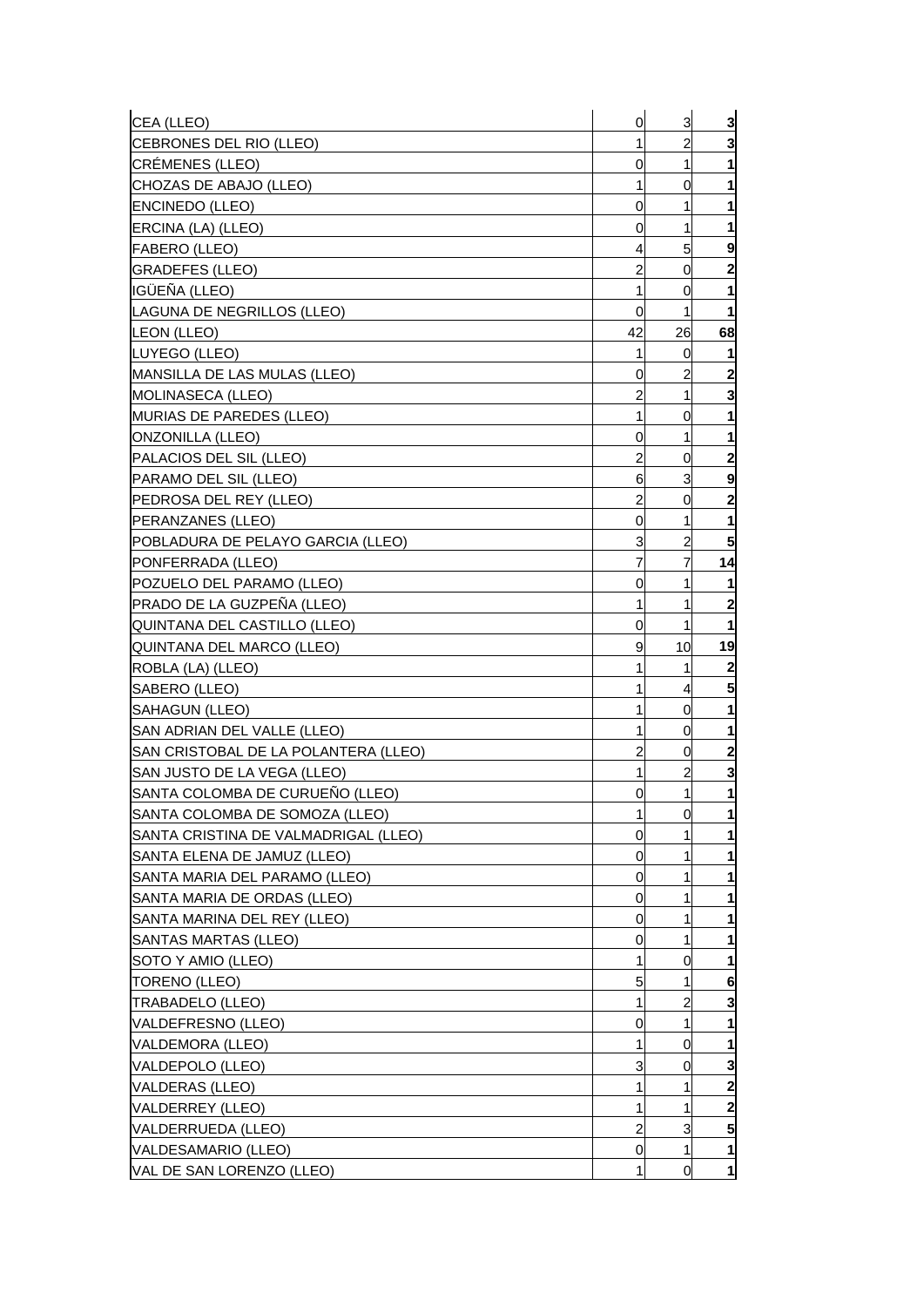| | | | |
|---|---|---|---|
| CEA (LLEO) | 0 | 3 | **3** |
| CEBRONES DEL RIO (LLEO) | 1 | 2 | **3** |
| CRÉMENES (LLEO) | 0 | 1 | **1** |
| CHOZAS DE ABAJO (LLEO) | 1 | 0 | **1** |
| ENCINEDO (LLEO) | 0 | 1 | **1** |
| ERCINA (LA) (LLEO) | 0 | 1 | **1** |
| FABERO (LLEO) | 4 | 5 | **9** |
| GRADEFES (LLEO) | 2 | 0 | **2** |
| IGÜEÑA (LLEO) | 1 | 0 | **1** |
| LAGUNA DE NEGRILLOS (LLEO) | 0 | 1 | **1** |
| LEON (LLEO) | 42 | 26 | **68** |
| LUYEGO (LLEO) | 1 | 0 | **1** |
| MANSILLA DE LAS MULAS (LLEO) | 0 | 2 | **2** |
| MOLINASECA (LLEO) | 2 | 1 | **3** |
| MURIAS DE PAREDES (LLEO) | 1 | 0 | **1** |
| ONZONILLA (LLEO) | 0 | 1 | **1** |
| PALACIOS DEL SIL (LLEO) | 2 | 0 | **2** |
| PARAMO DEL SIL (LLEO) | 6 | 3 | **9** |
| PEDROSA DEL REY (LLEO) | 2 | 0 | **2** |
| PERANZANES (LLEO) | 0 | 1 | **1** |
| POBLADURA DE PELAYO GARCIA (LLEO) | 3 | 2 | **5** |
| PONFERRADA (LLEO) | 7 | 7 | **14** |
| POZUELO DEL PARAMO (LLEO) | 0 | 1 | **1** |
| PRADO DE LA GUZPEÑA (LLEO) | 1 | 1 | **2** |
| QUINTANA DEL CASTILLO (LLEO) | 0 | 1 | **1** |
| QUINTANA DEL MARCO (LLEO) | 9 | 10 | **19** |
| ROBLA (LA) (LLEO) | 1 | 1 | **2** |
| SABERO (LLEO) | 1 | 4 | **5** |
| SAHAGUN (LLEO) | 1 | 0 | **1** |
| SAN ADRIAN DEL VALLE (LLEO) | 1 | 0 | **1** |
| SAN CRISTOBAL DE LA POLANTERA (LLEO) | 2 | 0 | **2** |
| SAN JUSTO DE LA VEGA (LLEO) | 1 | 2 | **3** |
| SANTA COLOMBA DE CURUEÑO (LLEO) | 0 | 1 | **1** |
| SANTA COLOMBA DE SOMOZA (LLEO) | 1 | 0 | **1** |
| SANTA CRISTINA DE VALMADRIGAL (LLEO) | 0 | 1 | **1** |
| SANTA ELENA DE JAMUZ (LLEO) | 0 | 1 | **1** |
| SANTA MARIA DEL PARAMO (LLEO) | 0 | 1 | **1** |
| SANTA MARIA DE ORDAS (LLEO) | 0 | 1 | **1** |
| SANTA MARINA DEL REY (LLEO) | 0 | 1 | **1** |
| SANTAS MARTAS (LLEO) | 0 | 1 | **1** |
| SOTO Y AMIO (LLEO) | 1 | 0 | **1** |
| TORENO (LLEO) | 5 | 1 | **6** |
| TRABADELO (LLEO) | 1 | 2 | **3** |
| VALDEFRESNO (LLEO) | 0 | 1 | **1** |
| VALDEMORA (LLEO) | 1 | 0 | **1** |
| VALDEPOLO (LLEO) | 3 | 0 | **3** |
| VALDERAS (LLEO) | 1 | 1 | **2** |
| VALDERREY (LLEO) | 1 | 1 | **2** |
| VALDERRUEDA (LLEO) | 2 | 3 | **5** |
| VALDESAMARIO (LLEO) | 0 | 1 | **1** |
| VAL DE SAN LORENZO (LLEO) | 1 | 0 | **1** |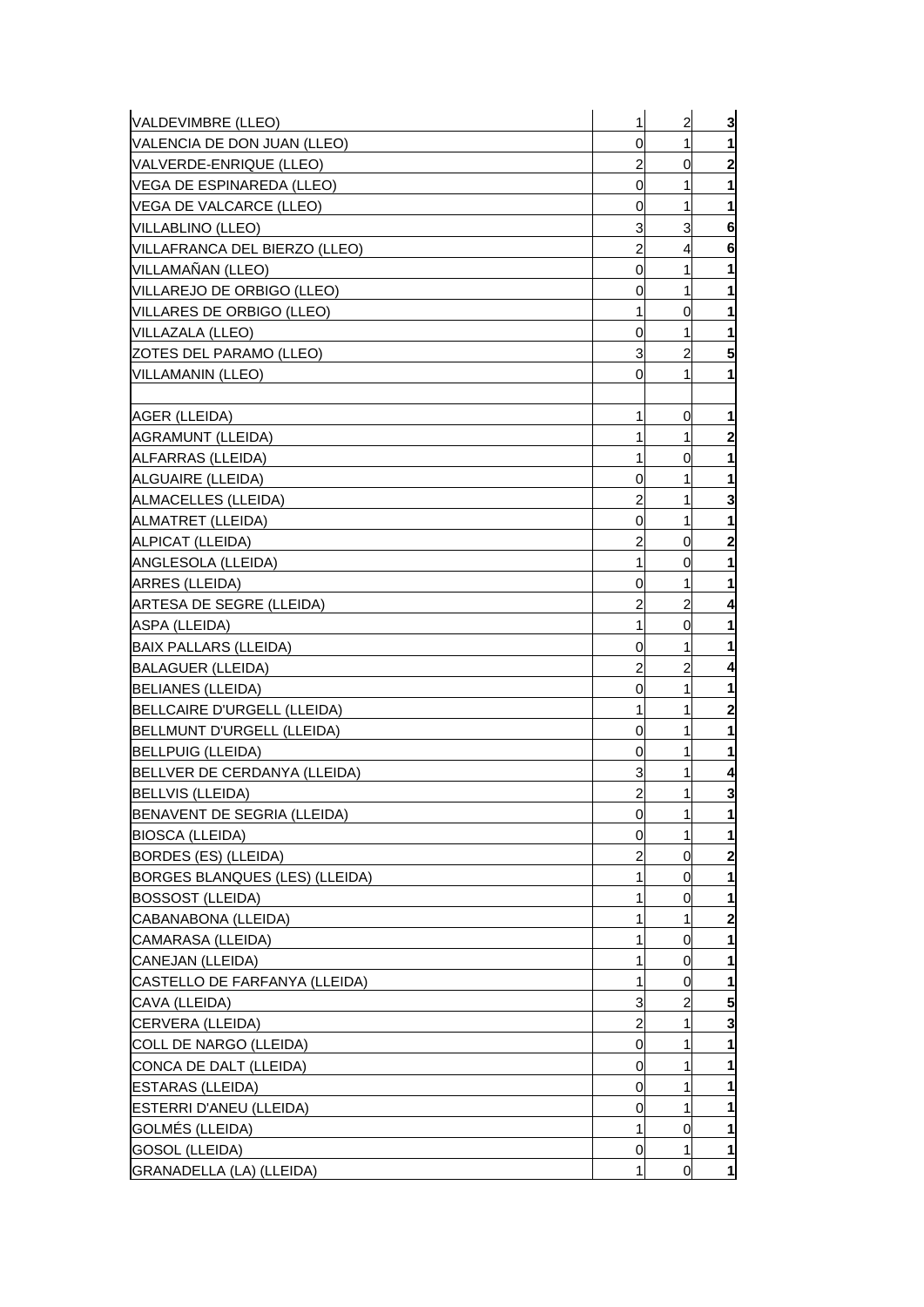| | | | |
|---|---|---|---|
| VALDEVIMBRE (LLEO) | 1 | 2 | **3** |
| VALENCIA DE DON JUAN (LLEO) | 0 | 1 | **1** |
| VALVERDE-ENRIQUE (LLEO) | 2 | 0 | **2** |
| VEGA DE ESPINAREDA (LLEO) | 0 | 1 | **1** |
| VEGA DE VALCARCE (LLEO) | 0 | 1 | **1** |
| VILLABLINO (LLEO) | 3 | 3 | **6** |
| VILLAFRANCA DEL BIERZO (LLEO) | 2 | 4 | **6** |
| VILLAMAÑAN (LLEO) | 0 | 1 | **1** |
| VILLAREJO DE ORBIGO (LLEO) | 0 | 1 | **1** |
| VILLARES DE ORBIGO (LLEO) | 1 | 0 | **1** |
| VILLAZALA (LLEO) | 0 | 1 | **1** |
| ZOTES DEL PARAMO (LLEO) | 3 | 2 | **5** |
| VILLAMANIN (LLEO) | 0 | 1 | **1** |
| | | | |
| AGER (LLEIDA) | 1 | 0 | **1** |
| AGRAMUNT (LLEIDA) | 1 | 1 | **2** |
| ALFARRAS (LLEIDA) | 1 | 0 | **1** |
| ALGUAIRE (LLEIDA) | 0 | 1 | **1** |
| ALMACELLES (LLEIDA) | 2 | 1 | **3** |
| ALMATRET (LLEIDA) | 0 | 1 | **1** |
| ALPICAT (LLEIDA) | 2 | 0 | **2** |
| ANGLESOLA (LLEIDA) | 1 | 0 | **1** |
| ARRES (LLEIDA) | 0 | 1 | **1** |
| ARTESA DE SEGRE (LLEIDA) | 2 | 2 | **4** |
| ASPA (LLEIDA) | 1 | 0 | **1** |
| BAIX PALLARS (LLEIDA) | 0 | 1 | **1** |
| BALAGUER (LLEIDA) | 2 | 2 | **4** |
| BELIANES (LLEIDA) | 0 | 1 | **1** |
| BELLCAIRE D'URGELL (LLEIDA) | 1 | 1 | **2** |
| BELLMUNT D'URGELL (LLEIDA) | 0 | 1 | **1** |
| BELLPUIG (LLEIDA) | 0 | 1 | **1** |
| BELLVER DE CERDANYA (LLEIDA) | 3 | 1 | **4** |
| BELLVIS (LLEIDA) | 2 | 1 | **3** |
| BENAVENT DE SEGRIA (LLEIDA) | 0 | 1 | **1** |
| BIOSCA (LLEIDA) | 0 | 1 | **1** |
| BORDES (ES) (LLEIDA) | 2 | 0 | **2** |
| BORGES BLANQUES (LES) (LLEIDA) | 1 | 0 | **1** |
| BOSSOST (LLEIDA) | 1 | 0 | **1** |
| CABANABONA (LLEIDA) | 1 | 1 | **2** |
| CAMARASA (LLEIDA) | 1 | 0 | **1** |
| CANEJAN (LLEIDA) | 1 | 0 | **1** |
| CASTELLO DE FARFANYA (LLEIDA) | 1 | 0 | **1** |
| CAVA (LLEIDA) | 3 | 2 | **5** |
| CERVERA (LLEIDA) | 2 | 1 | **3** |
| COLL DE NARGO (LLEIDA) | 0 | 1 | **1** |
| CONCA DE DALT (LLEIDA) | 0 | 1 | **1** |
| ESTARAS (LLEIDA) | 0 | 1 | **1** |
| ESTERRI D'ANEU (LLEIDA) | 0 | 1 | **1** |
| GOLMÉS (LLEIDA) | 1 | 0 | **1** |
| GOSOL (LLEIDA) | 0 | 1 | **1** |
| GRANADELLA (LA) (LLEIDA) | 1 | 0 | **1** |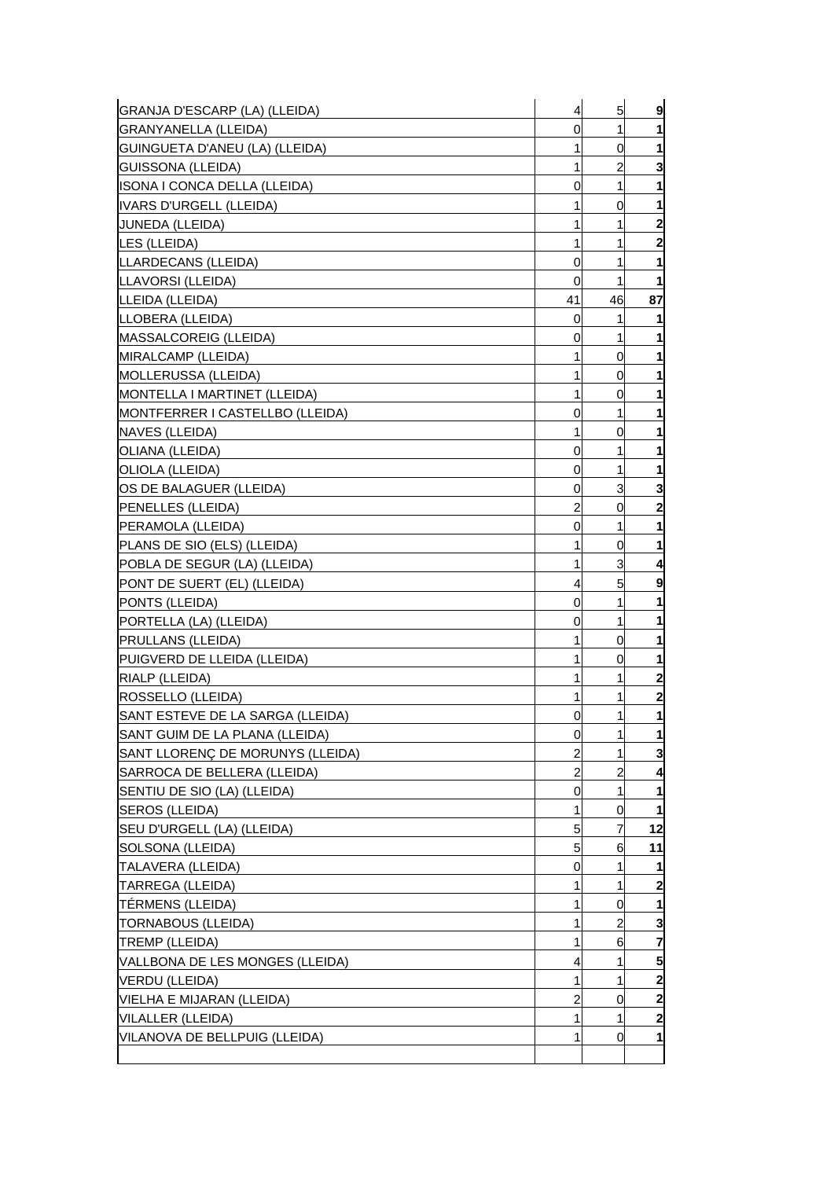| | | | |
|---|---|---|---|
| GRANJA D'ESCARP (LA) (LLEIDA) | 4 | 5 | **9** |
| GRANYANELLA (LLEIDA) | 0 | 1 | **1** |
| GUINGUETA D'ANEU (LA) (LLEIDA) | 1 | 0 | **1** |
| GUISSONA (LLEIDA) | 1 | 2 | **3** |
| ISONA I CONCA DELLA (LLEIDA) | 0 | 1 | **1** |
| IVARS D'URGELL (LLEIDA) | 1 | 0 | **1** |
| JUNEDA (LLEIDA) | 1 | 1 | **2** |
| LES (LLEIDA) | 1 | 1 | **2** |
| LLARDECANS (LLEIDA) | 0 | 1 | **1** |
| LLAVORSI (LLEIDA) | 0 | 1 | **1** |
| LLEIDA (LLEIDA) | 41 | 46 | **87** |
| LLOBERA (LLEIDA) | 0 | 1 | **1** |
| MASSALCOREIG (LLEIDA) | 0 | 1 | **1** |
| MIRALCAMP (LLEIDA) | 1 | 0 | **1** |
| MOLLERUSSA (LLEIDA) | 1 | 0 | **1** |
| MONTELLA I MARTINET (LLEIDA) | 1 | 0 | **1** |
| MONTFERRER I CASTELLBO (LLEIDA) | 0 | 1 | **1** |
| NAVES (LLEIDA) | 1 | 0 | **1** |
| OLIANA (LLEIDA) | 0 | 1 | **1** |
| OLIOLA (LLEIDA) | 0 | 1 | **1** |
| OS DE BALAGUER (LLEIDA) | 0 | 3 | **3** |
| PENELLES (LLEIDA) | 2 | 0 | **2** |
| PERAMOLA (LLEIDA) | 0 | 1 | **1** |
| PLANS DE SIO (ELS) (LLEIDA) | 1 | 0 | **1** |
| POBLA DE SEGUR (LA) (LLEIDA) | 1 | 3 | **4** |
| PONT DE SUERT (EL) (LLEIDA) | 4 | 5 | **9** |
| PONTS (LLEIDA) | 0 | 1 | **1** |
| PORTELLA (LA) (LLEIDA) | 0 | 1 | **1** |
| PRULLANS (LLEIDA) | 1 | 0 | **1** |
| PUIGVERD DE LLEIDA (LLEIDA) | 1 | 0 | **1** |
| RIALP (LLEIDA) | 1 | 1 | **2** |
| ROSSELLO (LLEIDA) | 1 | 1 | **2** |
| SANT ESTEVE DE LA SARGA (LLEIDA) | 0 | 1 | **1** |
| SANT GUIM DE LA PLANA (LLEIDA) | 0 | 1 | **1** |
| SANT LLORENÇ DE MORUNYS (LLEIDA) | 2 | 1 | **3** |
| SARROCA DE BELLERA (LLEIDA) | 2 | 2 | **4** |
| SENTIU DE SIO (LA) (LLEIDA) | 0 | 1 | **1** |
| SEROS (LLEIDA) | 1 | 0 | **1** |
| SEU D'URGELL (LA) (LLEIDA) | 5 | 7 | **12** |
| SOLSONA (LLEIDA) | 5 | 6 | **11** |
| TALAVERA (LLEIDA) | 0 | 1 | **1** |
| TARREGA (LLEIDA) | 1 | 1 | **2** |
| TÉRMENS (LLEIDA) | 1 | 0 | **1** |
| TORNABOUS (LLEIDA) | 1 | 2 | **3** |
| TREMP (LLEIDA) | 1 | 6 | **7** |
| VALLBONA DE LES MONGES (LLEIDA) | 4 | 1 | **5** |
| VERDU (LLEIDA) | 1 | 1 | **2** |
| VIELHA E MIJARAN (LLEIDA) | 2 | 0 | **2** |
| VILALLER (LLEIDA) | 1 | 1 | **2** |
| VILANOVA DE BELLPUIG (LLEIDA) | 1 | 0 | **1** |
| | | | |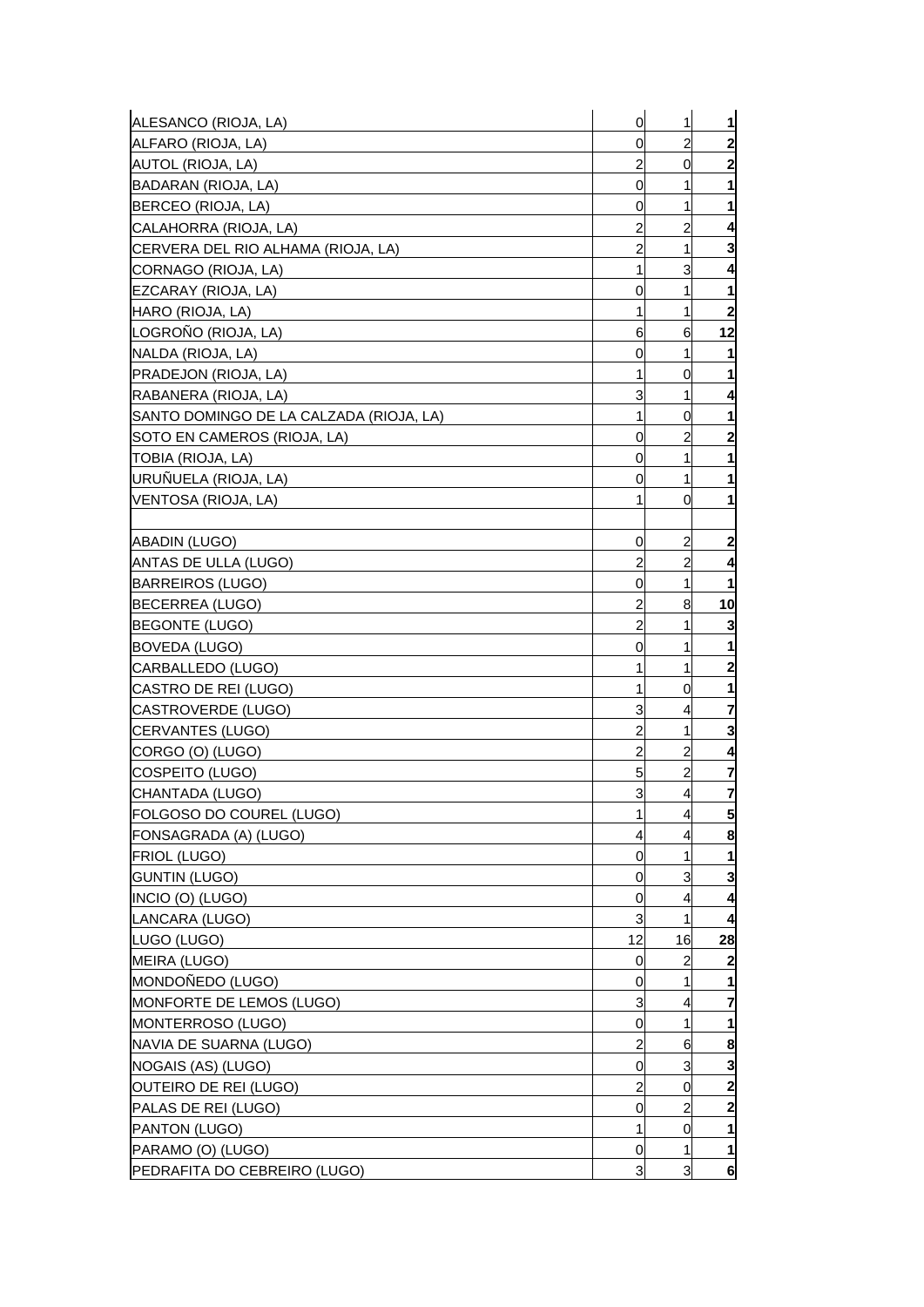| | | | |
|---|---|---|---|
| ALESANCO (RIOJA, LA) | 0 | 1 | **1** |
| ALFARO (RIOJA, LA) | 0 | 2 | **2** |
| AUTOL (RIOJA, LA) | 2 | 0 | **2** |
| BADARAN (RIOJA, LA) | 0 | 1 | **1** |
| BERCEO (RIOJA, LA) | 0 | 1 | **1** |
| CALAHORRA (RIOJA, LA) | 2 | 2 | **4** |
| CERVERA DEL RIO ALHAMA (RIOJA, LA) | 2 | 1 | **3** |
| CORNAGO (RIOJA, LA) | 1 | 3 | **4** |
| EZCARAY (RIOJA, LA) | 0 | 1 | **1** |
| HARO (RIOJA, LA) | 1 | 1 | **2** |
| LOGROÑO (RIOJA, LA) | 6 | 6 | **12** |
| NALDA (RIOJA, LA) | 0 | 1 | **1** |
| PRADEJON (RIOJA, LA) | 1 | 0 | **1** |
| RABANERA (RIOJA, LA) | 3 | 1 | **4** |
| SANTO DOMINGO DE LA CALZADA (RIOJA, LA) | 1 | 0 | **1** |
| SOTO EN CAMEROS (RIOJA, LA) | 0 | 2 | **2** |
| TOBIA (RIOJA, LA) | 0 | 1 | **1** |
| URUÑUELA (RIOJA, LA) | 0 | 1 | **1** |
| VENTOSA (RIOJA, LA) | 1 | 0 | **1** |
| | | | |
| ABADIN (LUGO) | 0 | 2 | **2** |
| ANTAS DE ULLA (LUGO) | 2 | 2 | **4** |
| BARREIROS (LUGO) | 0 | 1 | **1** |
| BECERREA (LUGO) | 2 | 8 | **10** |
| BEGONTE (LUGO) | 2 | 1 | **3** |
| BOVEDA (LUGO) | 0 | 1 | **1** |
| CARBALLEDO (LUGO) | 1 | 1 | **2** |
| CASTRO DE REI (LUGO) | 1 | 0 | **1** |
| CASTROVERDE (LUGO) | 3 | 4 | **7** |
| CERVANTES (LUGO) | 2 | 1 | **3** |
| CORGO (O) (LUGO) | 2 | 2 | **4** |
| COSPEITO (LUGO) | 5 | 2 | **7** |
| CHANTADA (LUGO) | 3 | 4 | **7** |
| FOLGOSO DO COUREL (LUGO) | 1 | 4 | **5** |
| FONSAGRADA (A) (LUGO) | 4 | 4 | **8** |
| FRIOL (LUGO) | 0 | 1 | **1** |
| GUNTIN (LUGO) | 0 | 3 | **3** |
| INCIO (O) (LUGO) | 0 | 4 | **4** |
| LANCARA (LUGO) | 3 | 1 | **4** |
| LUGO (LUGO) | 12 | 16 | **28** |
| MEIRA (LUGO) | 0 | 2 | **2** |
| MONDOÑEDO (LUGO) | 0 | 1 | **1** |
| MONFORTE DE LEMOS (LUGO) | 3 | 4 | **7** |
| MONTERROSO (LUGO) | 0 | 1 | **1** |
| NAVIA DE SUARNA (LUGO) | 2 | 6 | **8** |
| NOGAIS (AS) (LUGO) | 0 | 3 | **3** |
| OUTEIRO DE REI (LUGO) | 2 | 0 | **2** |
| PALAS DE REI (LUGO) | 0 | 2 | **2** |
| PANTON (LUGO) | 1 | 0 | **1** |
| PARAMO (O) (LUGO) | 0 | 1 | **1** |
| PEDRAFITA DO CEBREIRO (LUGO) | 3 | 3 | **6** |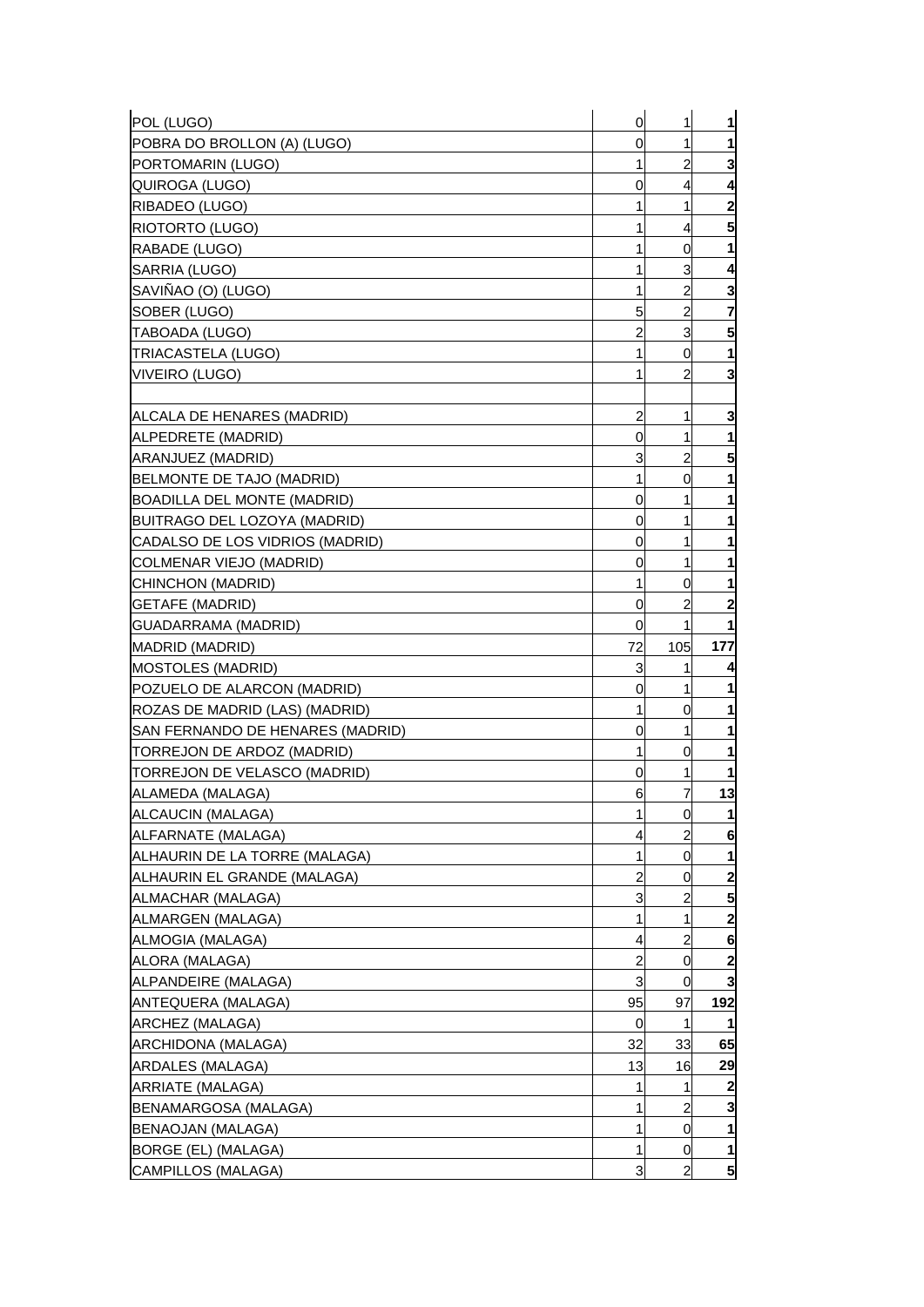| | | | |
|---|---|---|---|
| POL (LUGO) | 0 | 1 | **1** |
| POBRA DO BROLLON (A) (LUGO) | 0 | 1 | **1** |
| PORTOMARIN (LUGO) | 1 | 2 | **3** |
| QUIROGA (LUGO) | 0 | 4 | **4** |
| RIBADEO (LUGO) | 1 | 1 | **2** |
| RIOTORTO (LUGO) | 1 | 4 | **5** |
| RABADE (LUGO) | 1 | 0 | **1** |
| SARRIA (LUGO) | 1 | 3 | **4** |
| SAVIÑAO (O) (LUGO) | 1 | 2 | **3** |
| SOBER (LUGO) | 5 | 2 | **7** |
| TABOADA (LUGO) | 2 | 3 | **5** |
| TRIACASTELA (LUGO) | 1 | 0 | **1** |
| VIVEIRO (LUGO) | 1 | 2 | **3** |
| | | | |
| ALCALA DE HENARES (MADRID) | 2 | 1 | **3** |
| ALPEDRETE (MADRID) | 0 | 1 | **1** |
| ARANJUEZ (MADRID) | 3 | 2 | **5** |
| BELMONTE DE TAJO (MADRID) | 1 | 0 | **1** |
| BOADILLA DEL MONTE (MADRID) | 0 | 1 | **1** |
| BUITRAGO DEL LOZOYA (MADRID) | 0 | 1 | **1** |
| CADALSO DE LOS VIDRIOS (MADRID) | 0 | 1 | **1** |
| COLMENAR VIEJO (MADRID) | 0 | 1 | **1** |
| CHINCHON (MADRID) | 1 | 0 | **1** |
| GETAFE (MADRID) | 0 | 2 | **2** |
| GUADARRAMA (MADRID) | 0 | 1 | **1** |
| MADRID (MADRID) | 72 | 105 | **177** |
| MOSTOLES (MADRID) | 3 | 1 | **4** |
| POZUELO DE ALARCON (MADRID) | 0 | 1 | **1** |
| ROZAS DE MADRID (LAS) (MADRID) | 1 | 0 | **1** |
| SAN FERNANDO DE HENARES (MADRID) | 0 | 1 | **1** |
| TORREJON DE ARDOZ (MADRID) | 1 | 0 | **1** |
| TORREJON DE VELASCO (MADRID) | 0 | 1 | **1** |
| ALAMEDA (MALAGA) | 6 | 7 | **13** |
| ALCAUCIN (MALAGA) | 1 | 0 | **1** |
| ALFARNATE (MALAGA) | 4 | 2 | **6** |
| ALHAURIN DE LA TORRE (MALAGA) | 1 | 0 | **1** |
| ALHAURIN EL GRANDE (MALAGA) | 2 | 0 | **2** |
| ALMACHAR (MALAGA) | 3 | 2 | **5** |
| ALMARGEN (MALAGA) | 1 | 1 | **2** |
| ALMOGIA (MALAGA) | 4 | 2 | **6** |
| ALORA (MALAGA) | 2 | 0 | **2** |
| ALPANDEIRE (MALAGA) | 3 | 0 | **3** |
| ANTEQUERA (MALAGA) | 95 | 97 | **192** |
| ARCHEZ (MALAGA) | 0 | 1 | **1** |
| ARCHIDONA (MALAGA) | 32 | 33 | **65** |
| ARDALES (MALAGA) | 13 | 16 | **29** |
| ARRIATE (MALAGA) | 1 | 1 | **2** |
| BENAMARGOSA (MALAGA) | 1 | 2 | **3** |
| BENAOJAN (MALAGA) | 1 | 0 | **1** |
| BORGE (EL) (MALAGA) | 1 | 0 | **1** |
| CAMPILLOS (MALAGA) | 3 | 2 | **5** |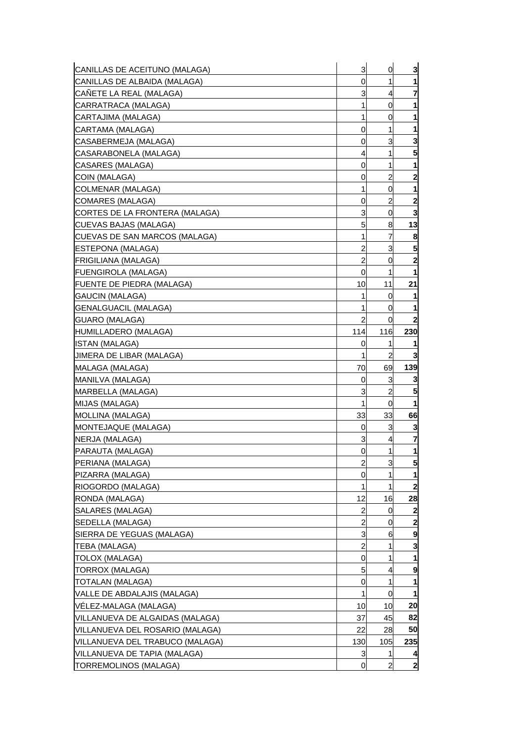| | | | |
|---|---|---|---|
| CANILLAS DE ACEITUNO (MALAGA) | 3 | 0 | **3** |
| CANILLAS DE ALBAIDA (MALAGA) | 0 | 1 | **1** |
| CAÑETE LA REAL (MALAGA) | 3 | 4 | **7** |
| CARRATRACA (MALAGA) | 1 | 0 | **1** |
| CARTAJIMA (MALAGA) | 1 | 0 | **1** |
| CARTAMA (MALAGA) | 0 | 1 | **1** |
| CASABERMEJA (MALAGA) | 0 | 3 | **3** |
| CASARABONELA (MALAGA) | 4 | 1 | **5** |
| CASARES (MALAGA) | 0 | 1 | **1** |
| COIN (MALAGA) | 0 | 2 | **2** |
| COLMENAR (MALAGA) | 1 | 0 | **1** |
| COMARES (MALAGA) | 0 | 2 | **2** |
| CORTES DE LA FRONTERA (MALAGA) | 3 | 0 | **3** |
| CUEVAS BAJAS (MALAGA) | 5 | 8 | **13** |
| CUEVAS DE SAN MARCOS (MALAGA) | 1 | 7 | **8** |
| ESTEPONA (MALAGA) | 2 | 3 | **5** |
| FRIGILIANA (MALAGA) | 2 | 0 | **2** |
| FUENGIROLA (MALAGA) | 0 | 1 | **1** |
| FUENTE DE PIEDRA (MALAGA) | 10 | 11 | **21** |
| GAUCIN (MALAGA) | 1 | 0 | **1** |
| GENALGUACIL (MALAGA) | 1 | 0 | **1** |
| GUARO (MALAGA) | 2 | 0 | **2** |
| HUMILLADERO (MALAGA) | 114 | 116 | **230** |
| ISTAN (MALAGA) | 0 | 1 | **1** |
| JIMERA DE LIBAR (MALAGA) | 1 | 2 | **3** |
| MALAGA (MALAGA) | 70 | 69 | **139** |
| MANILVA (MALAGA) | 0 | 3 | **3** |
| MARBELLA (MALAGA) | 3 | 2 | **5** |
| MIJAS (MALAGA) | 1 | 0 | **1** |
| MOLLINA (MALAGA) | 33 | 33 | **66** |
| MONTEJAQUE (MALAGA) | 0 | 3 | **3** |
| NERJA (MALAGA) | 3 | 4 | **7** |
| PARAUTA (MALAGA) | 0 | 1 | **1** |
| PERIANA (MALAGA) | 2 | 3 | **5** |
| PIZARRA (MALAGA) | 0 | 1 | **1** |
| RIOGORDO (MALAGA) | 1 | 1 | **2** |
| RONDA (MALAGA) | 12 | 16 | **28** |
| SALARES (MALAGA) | 2 | 0 | **2** |
| SEDELLA (MALAGA) | 2 | 0 | **2** |
| SIERRA DE YEGUAS (MALAGA) | 3 | 6 | **9** |
| TEBA (MALAGA) | 2 | 1 | **3** |
| TOLOX (MALAGA) | 0 | 1 | **1** |
| TORROX (MALAGA) | 5 | 4 | **9** |
| TOTALAN (MALAGA) | 0 | 1 | **1** |
| VALLE DE ABDALAJIS (MALAGA) | 1 | 0 | **1** |
| VÉLEZ-MALAGA (MALAGA) | 10 | 10 | **20** |
| VILLANUEVA DE ALGAIDAS (MALAGA) | 37 | 45 | **82** |
| VILLANUEVA DEL ROSARIO (MALAGA) | 22 | 28 | **50** |
| VILLANUEVA DEL TRABUCO (MALAGA) | 130 | 105 | **235** |
| VILLANUEVA DE TAPIA (MALAGA) | 3 | 1 | **4** |
| TORREMOLINOS (MALAGA) | 0 | 2 | **2** |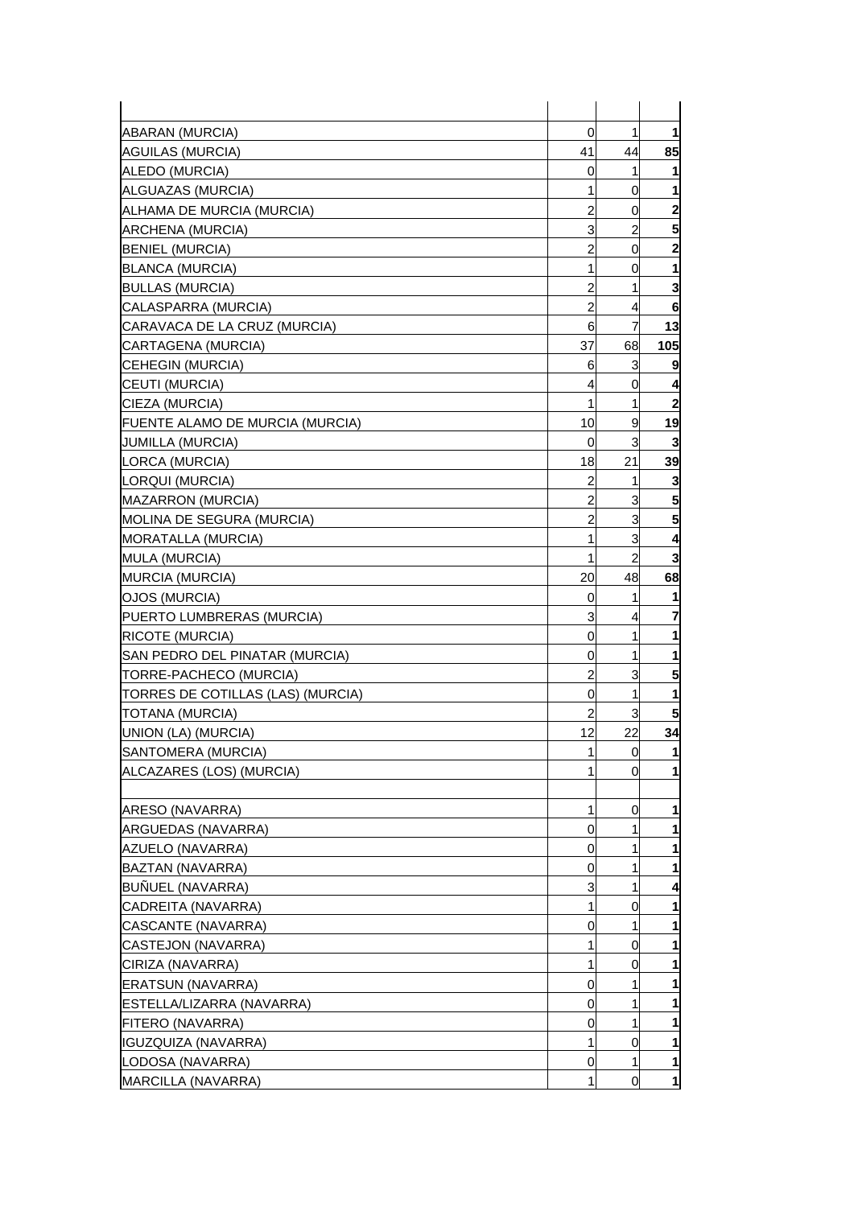| | | | |
|---|---|---|---|
| ABARAN (MURCIA) | 0 | 1 | **1** |
| AGUILAS (MURCIA) | 41 | 44 | **85** |
| ALEDO (MURCIA) | 0 | 1 | **1** |
| ALGUAZAS (MURCIA) | 1 | 0 | **1** |
| ALHAMA DE MURCIA (MURCIA) | 2 | 0 | **2** |
| ARCHENA (MURCIA) | 3 | 2 | **5** |
| BENIEL (MURCIA) | 2 | 0 | **2** |
| BLANCA (MURCIA) | 1 | 0 | **1** |
| BULLAS (MURCIA) | 2 | 1 | **3** |
| CALASPARRA (MURCIA) | 2 | 4 | **6** |
| CARAVACA DE LA CRUZ (MURCIA) | 6 | 7 | **13** |
| CARTAGENA (MURCIA) | 37 | 68 | **105** |
| CEHEGIN (MURCIA) | 6 | 3 | **9** |
| CEUTI (MURCIA) | 4 | 0 | **4** |
| CIEZA (MURCIA) | 1 | 1 | **2** |
| FUENTE ALAMO DE MURCIA (MURCIA) | 10 | 9 | **19** |
| JUMILLA (MURCIA) | 0 | 3 | **3** |
| LORCA (MURCIA) | 18 | 21 | **39** |
| LORQUI (MURCIA) | 2 | 1 | **3** |
| MAZARRON (MURCIA) | 2 | 3 | **5** |
| MOLINA DE SEGURA (MURCIA) | 2 | 3 | **5** |
| MORATALLA (MURCIA) | 1 | 3 | **4** |
| MULA (MURCIA) | 1 | 2 | **3** |
| MURCIA (MURCIA) | 20 | 48 | **68** |
| OJOS (MURCIA) | 0 | 1 | **1** |
| PUERTO LUMBRERAS (MURCIA) | 3 | 4 | **7** |
| RICOTE (MURCIA) | 0 | 1 | **1** |
| SAN PEDRO DEL PINATAR (MURCIA) | 0 | 1 | **1** |
| TORRE-PACHECO (MURCIA) | 2 | 3 | **5** |
| TORRES DE COTILLAS (LAS) (MURCIA) | 0 | 1 | **1** |
| TOTANA (MURCIA) | 2 | 3 | **5** |
| UNION (LA) (MURCIA) | 12 | 22 | **34** |
| SANTOMERA (MURCIA) | 1 | 0 | **1** |
| ALCAZARES (LOS) (MURCIA) | 1 | 0 | **1** |
| | | | |
| ARESO (NAVARRA) | 1 | 0 | **1** |
| ARGUEDAS (NAVARRA) | 0 | 1 | **1** |
| AZUELO (NAVARRA) | 0 | 1 | **1** |
| BAZTAN (NAVARRA) | 0 | 1 | **1** |
| BUÑUEL (NAVARRA) | 3 | 1 | **4** |
| CADREITA (NAVARRA) | 1 | 0 | **1** |
| CASCANTE (NAVARRA) | 0 | 1 | **1** |
| CASTEJON (NAVARRA) | 1 | 0 | **1** |
| CIRIZA (NAVARRA) | 1 | 0 | **1** |
| ERATSUN (NAVARRA) | 0 | 1 | **1** |
| ESTELLA/LIZARRA (NAVARRA) | 0 | 1 | **1** |
| FITERO (NAVARRA) | 0 | 1 | **1** |
| IGUZQUIZA (NAVARRA) | 1 | 0 | **1** |
| LODOSA (NAVARRA) | 0 | 1 | **1** |
| MARCILLA (NAVARRA) | 1 | 0 | **1** |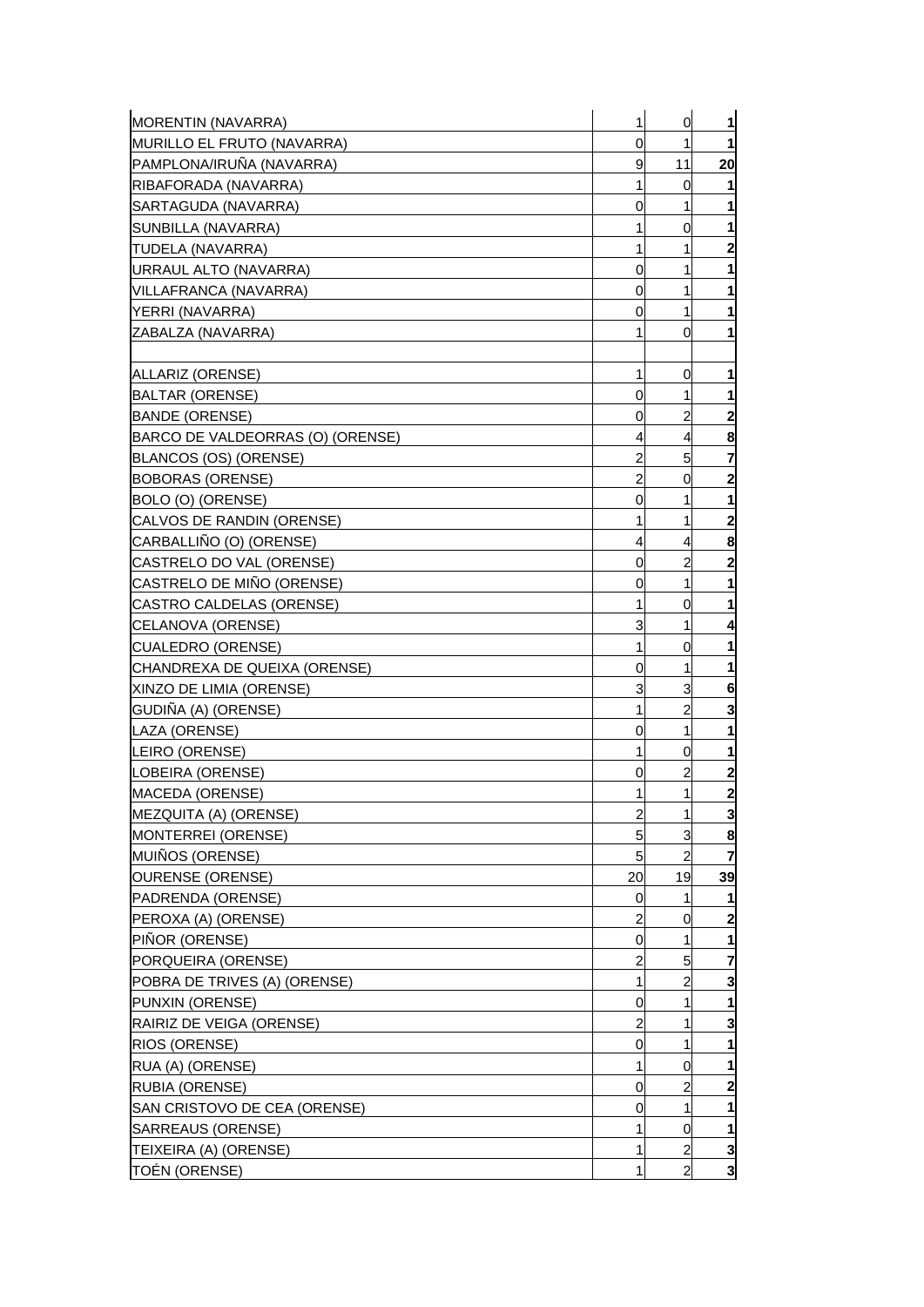| | | | |
|---|---|---|---|
| MORENTIN (NAVARRA) | 1 | 0 | **1** |
| MURILLO EL FRUTO (NAVARRA) | 0 | 1 | **1** |
| PAMPLONA/IRUÑA (NAVARRA) | 9 | 11 | **20** |
| RIBAFORADA (NAVARRA) | 1 | 0 | **1** |
| SARTAGUDA (NAVARRA) | 0 | 1 | **1** |
| SUNBILLA (NAVARRA) | 1 | 0 | **1** |
| TUDELA (NAVARRA) | 1 | 1 | **2** |
| URRAUL ALTO (NAVARRA) | 0 | 1 | **1** |
| VILLAFRANCA (NAVARRA) | 0 | 1 | **1** |
| YERRI (NAVARRA) | 0 | 1 | **1** |
| ZABALZA (NAVARRA) | 1 | 0 | **1** |
| | | | |
| ALLARIZ (ORENSE) | 1 | 0 | **1** |
| BALTAR (ORENSE) | 0 | 1 | **1** |
| BANDE (ORENSE) | 0 | 2 | **2** |
| BARCO DE VALDEORRAS (O) (ORENSE) | 4 | 4 | **8** |
| BLANCOS (OS) (ORENSE) | 2 | 5 | **7** |
| BOBORAS (ORENSE) | 2 | 0 | **2** |
| BOLO (O) (ORENSE) | 0 | 1 | **1** |
| CALVOS DE RANDIN (ORENSE) | 1 | 1 | **2** |
| CARBALLIÑO (O) (ORENSE) | 4 | 4 | **8** |
| CASTRELO DO VAL (ORENSE) | 0 | 2 | **2** |
| CASTRELO DE MIÑO (ORENSE) | 0 | 1 | **1** |
| CASTRO CALDELAS (ORENSE) | 1 | 0 | **1** |
| CELANOVA (ORENSE) | 3 | 1 | **4** |
| CUALEDRO (ORENSE) | 1 | 0 | **1** |
| CHANDREXA DE QUEIXA (ORENSE) | 0 | 1 | **1** |
| XINZO DE LIMIA (ORENSE) | 3 | 3 | **6** |
| GUDIÑA (A) (ORENSE) | 1 | 2 | **3** |
| LAZA (ORENSE) | 0 | 1 | **1** |
| LEIRO (ORENSE) | 1 | 0 | **1** |
| LOBEIRA (ORENSE) | 0 | 2 | **2** |
| MACEDA (ORENSE) | 1 | 1 | **2** |
| MEZQUITA (A) (ORENSE) | 2 | 1 | **3** |
| MONTERREI (ORENSE) | 5 | 3 | **8** |
| MUIÑOS (ORENSE) | 5 | 2 | **7** |
| OURENSE (ORENSE) | 20 | 19 | **39** |
| PADRENDA (ORENSE) | 0 | 1 | **1** |
| PEROXA (A) (ORENSE) | 2 | 0 | **2** |
| PIÑOR (ORENSE) | 0 | 1 | **1** |
| PORQUEIRA (ORENSE) | 2 | 5 | **7** |
| POBRA DE TRIVES (A) (ORENSE) | 1 | 2 | **3** |
| PUNXIN (ORENSE) | 0 | 1 | **1** |
| RAIRIZ DE VEIGA (ORENSE) | 2 | 1 | **3** |
| RIOS (ORENSE) | 0 | 1 | **1** |
| RUA (A) (ORENSE) | 1 | 0 | **1** |
| RUBIA (ORENSE) | 0 | 2 | **2** |
| SAN CRISTOVO DE CEA (ORENSE) | 0 | 1 | **1** |
| SARREAUS (ORENSE) | 1 | 0 | **1** |
| TEIXEIRA (A) (ORENSE) | 1 | 2 | **3** |
| TOÉN (ORENSE) | 1 | 2 | **3** |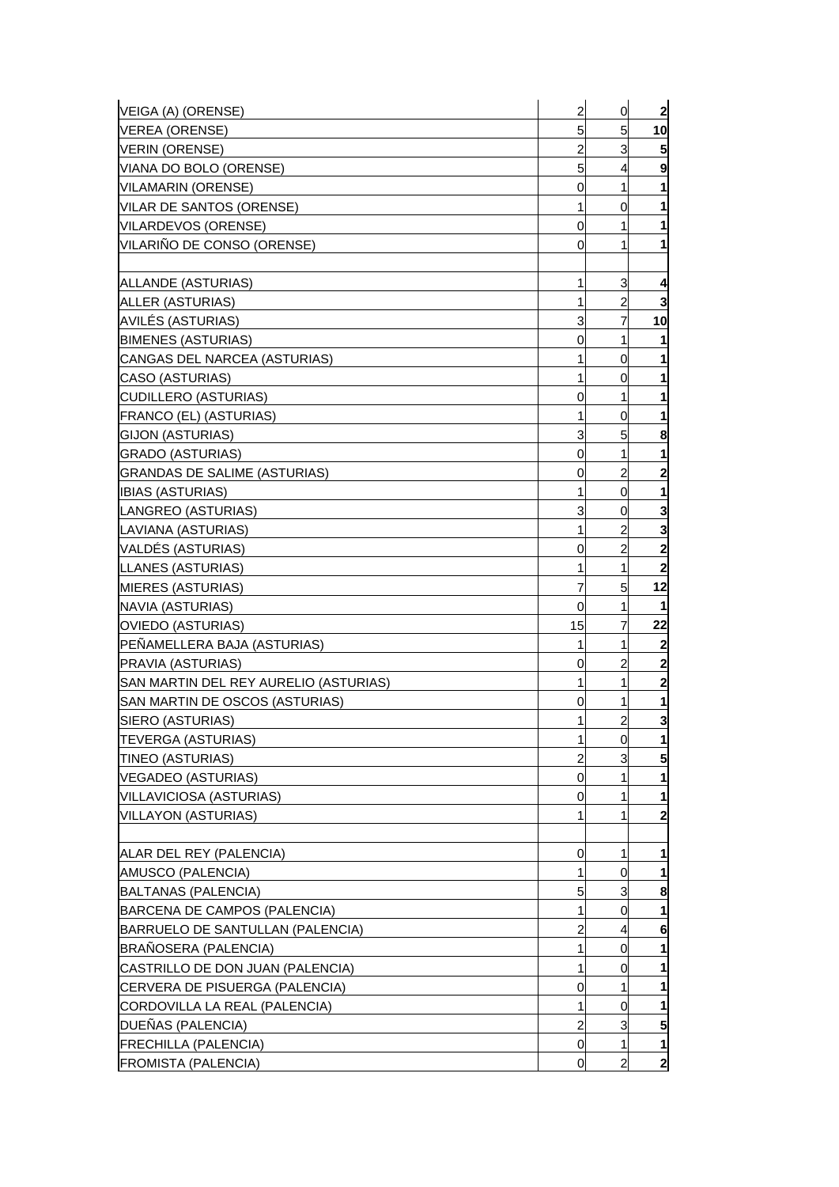| | | | |
|---|---|---|---|
| VEIGA (A) (ORENSE) | 2 | 0 | **2** |
| VEREA (ORENSE) | 5 | 5 | **10** |
| VERIN (ORENSE) | 2 | 3 | **5** |
| VIANA DO BOLO (ORENSE) | 5 | 4 | **9** |
| VILAMARIN (ORENSE) | 0 | 1 | **1** |
| VILAR DE SANTOS (ORENSE) | 1 | 0 | **1** |
| VILARDEVOS (ORENSE) | 0 | 1 | **1** |
| VILARIÑO DE CONSO (ORENSE) | 0 | 1 | **1** |
| | | | |
| ALLANDE (ASTURIAS) | 1 | 3 | **4** |
| ALLER (ASTURIAS) | 1 | 2 | **3** |
| AVILÉS (ASTURIAS) | 3 | 7 | **10** |
| BIMENES (ASTURIAS) | 0 | 1 | **1** |
| CANGAS DEL NARCEA (ASTURIAS) | 1 | 0 | **1** |
| CASO (ASTURIAS) | 1 | 0 | **1** |
| CUDILLERO (ASTURIAS) | 0 | 1 | **1** |
| FRANCO (EL) (ASTURIAS) | 1 | 0 | **1** |
| GIJON (ASTURIAS) | 3 | 5 | **8** |
| GRADO (ASTURIAS) | 0 | 1 | **1** |
| GRANDAS DE SALIME (ASTURIAS) | 0 | 2 | **2** |
| IBIAS (ASTURIAS) | 1 | 0 | **1** |
| LANGREO (ASTURIAS) | 3 | 0 | **3** |
| LAVIANA (ASTURIAS) | 1 | 2 | **3** |
| VALDÉS (ASTURIAS) | 0 | 2 | **2** |
| LLANES (ASTURIAS) | 1 | 1 | **2** |
| MIERES (ASTURIAS) | 7 | 5 | **12** |
| NAVIA (ASTURIAS) | 0 | 1 | **1** |
| OVIEDO (ASTURIAS) | 15 | 7 | **22** |
| PEÑAMELLERA BAJA (ASTURIAS) | 1 | 1 | **2** |
| PRAVIA (ASTURIAS) | 0 | 2 | **2** |
| SAN MARTIN DEL REY AURELIO (ASTURIAS) | 1 | 1 | **2** |
| SAN MARTIN DE OSCOS (ASTURIAS) | 0 | 1 | **1** |
| SIERO (ASTURIAS) | 1 | 2 | **3** |
| TEVERGA (ASTURIAS) | 1 | 0 | **1** |
| TINEO (ASTURIAS) | 2 | 3 | **5** |
| VEGADEO (ASTURIAS) | 0 | 1 | **1** |
| VILLAVICIOSA (ASTURIAS) | 0 | 1 | **1** |
| VILLAYON (ASTURIAS) | 1 | 1 | **2** |
| | | | |
| ALAR DEL REY (PALENCIA) | 0 | 1 | **1** |
| AMUSCO (PALENCIA) | 1 | 0 | **1** |
| BALTANAS (PALENCIA) | 5 | 3 | **8** |
| BARCENA DE CAMPOS (PALENCIA) | 1 | 0 | **1** |
| BARRUELO DE SANTULLAN (PALENCIA) | 2 | 4 | **6** |
| BRAÑOSERA (PALENCIA) | 1 | 0 | **1** |
| CASTRILLO DE DON JUAN (PALENCIA) | 1 | 0 | **1** |
| CERVERA DE PISUERGA (PALENCIA) | 0 | 1 | **1** |
| CORDOVILLA LA REAL (PALENCIA) | 1 | 0 | **1** |
| DUEÑAS (PALENCIA) | 2 | 3 | **5** |
| FRECHILLA (PALENCIA) | 0 | 1 | **1** |
| FROMISTA (PALENCIA) | 0 | 2 | **2** |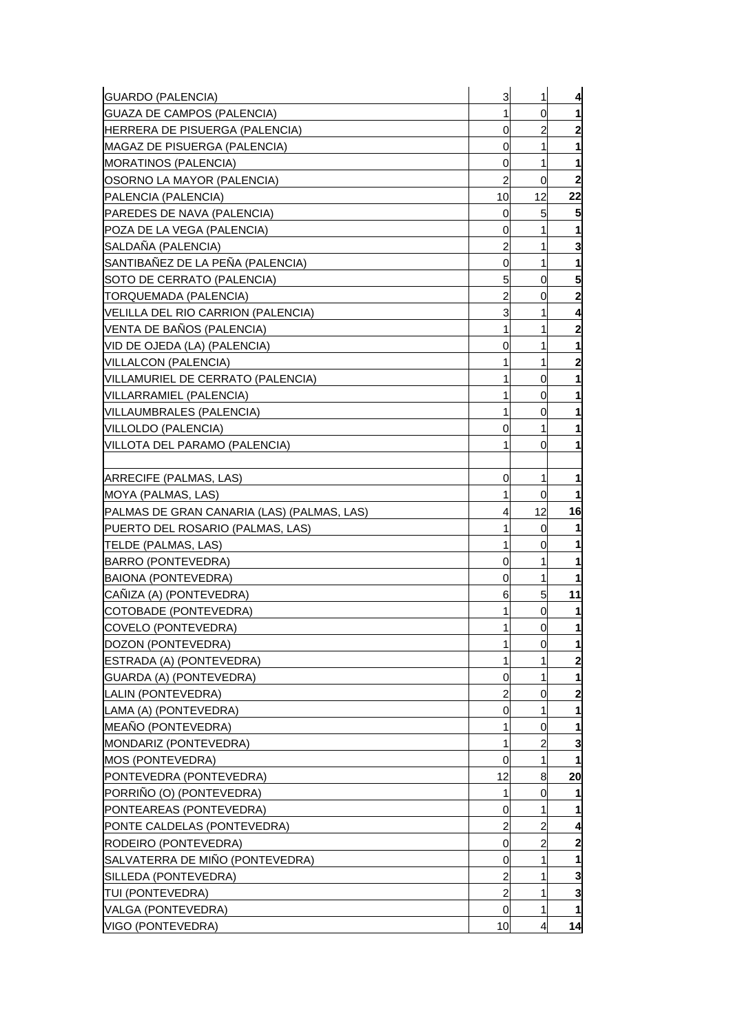| | | | |
|---|---|---|---|
| GUARDO (PALENCIA) | 3 | 1 | **4** |
| GUAZA DE CAMPOS (PALENCIA) | 1 | 0 | **1** |
| HERRERA DE PISUERGA (PALENCIA) | 0 | 2 | **2** |
| MAGAZ DE PISUERGA (PALENCIA) | 0 | 1 | **1** |
| MORATINOS (PALENCIA) | 0 | 1 | **1** |
| OSORNO LA MAYOR (PALENCIA) | 2 | 0 | **2** |
| PALENCIA (PALENCIA) | 10 | 12 | **22** |
| PAREDES DE NAVA (PALENCIA) | 0 | 5 | **5** |
| POZA DE LA VEGA (PALENCIA) | 0 | 1 | **1** |
| SALDAÑA (PALENCIA) | 2 | 1 | **3** |
| SANTIBAÑEZ DE LA PEÑA (PALENCIA) | 0 | 1 | **1** |
| SOTO DE CERRATO (PALENCIA) | 5 | 0 | **5** |
| TORQUEMADA (PALENCIA) | 2 | 0 | **2** |
| VELILLA DEL RIO CARRION (PALENCIA) | 3 | 1 | **4** |
| VENTA DE BAÑOS (PALENCIA) | 1 | 1 | **2** |
| VID DE OJEDA (LA) (PALENCIA) | 0 | 1 | **1** |
| VILLALCON (PALENCIA) | 1 | 1 | **2** |
| VILLAMURIEL DE CERRATO (PALENCIA) | 1 | 0 | **1** |
| VILLARRAMIEL (PALENCIA) | 1 | 0 | **1** |
| VILLAUMBRALES (PALENCIA) | 1 | 0 | **1** |
| VILLOLDO (PALENCIA) | 0 | 1 | **1** |
| VILLOTA DEL PARAMO (PALENCIA) | 1 | 0 | **1** |
| | | | |
| ARRECIFE (PALMAS, LAS) | 0 | 1 | **1** |
| MOYA (PALMAS, LAS) | 1 | 0 | **1** |
| PALMAS DE GRAN CANARIA (LAS) (PALMAS, LAS) | 4 | 12 | **16** |
| PUERTO DEL ROSARIO (PALMAS, LAS) | 1 | 0 | **1** |
| TELDE (PALMAS, LAS) | 1 | 0 | **1** |
| BARRO (PONTEVEDRA) | 0 | 1 | **1** |
| BAIONA (PONTEVEDRA) | 0 | 1 | **1** |
| CAÑIZA (A) (PONTEVEDRA) | 6 | 5 | **11** |
| COTOBADE (PONTEVEDRA) | 1 | 0 | **1** |
| COVELO (PONTEVEDRA) | 1 | 0 | **1** |
| DOZON (PONTEVEDRA) | 1 | 0 | **1** |
| ESTRADA (A) (PONTEVEDRA) | 1 | 1 | **2** |
| GUARDA (A) (PONTEVEDRA) | 0 | 1 | **1** |
| LALIN (PONTEVEDRA) | 2 | 0 | **2** |
| LAMA (A) (PONTEVEDRA) | 0 | 1 | **1** |
| MEAÑO (PONTEVEDRA) | 1 | 0 | **1** |
| MONDARIZ (PONTEVEDRA) | 1 | 2 | **3** |
| MOS (PONTEVEDRA) | 0 | 1 | **1** |
| PONTEVEDRA (PONTEVEDRA) | 12 | 8 | **20** |
| PORRIÑO (O) (PONTEVEDRA) | 1 | 0 | **1** |
| PONTEAREAS (PONTEVEDRA) | 0 | 1 | **1** |
| PONTE CALDELAS (PONTEVEDRA) | 2 | 2 | **4** |
| RODEIRO (PONTEVEDRA) | 0 | 2 | **2** |
| SALVATERRA DE MIÑO (PONTEVEDRA) | 0 | 1 | **1** |
| SILLEDA (PONTEVEDRA) | 2 | 1 | **3** |
| TUI (PONTEVEDRA) | 2 | 1 | **3** |
| VALGA (PONTEVEDRA) | 0 | 1 | **1** |
| VIGO (PONTEVEDRA) | 10 | 4 | **14** |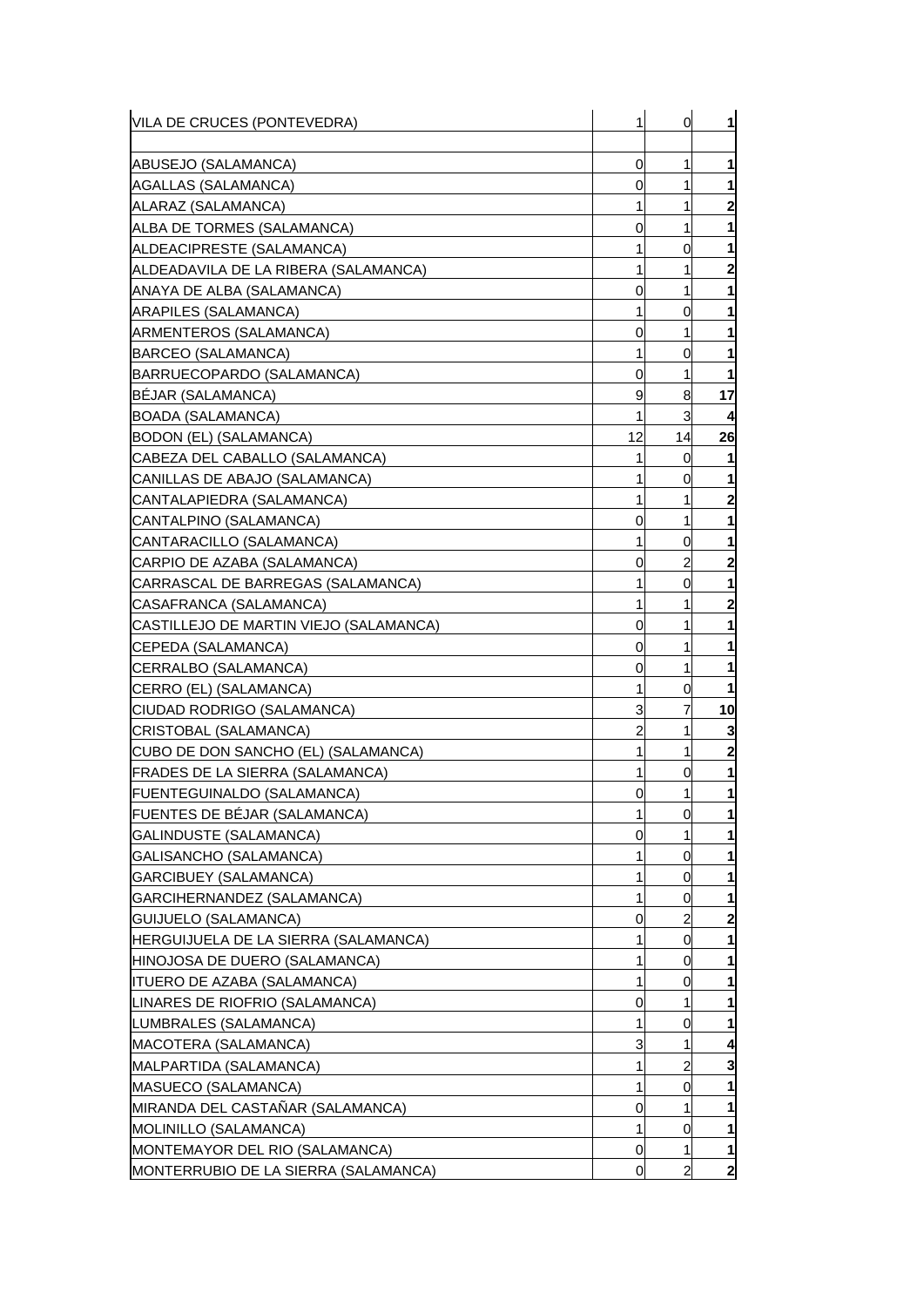| | | | |
|---|---|---|---|
| VILA DE CRUCES (PONTEVEDRA) | 1 | 0 | **1** |
| | | | |
| ABUSEJO (SALAMANCA) | 0 | 1 | **1** |
| AGALLAS (SALAMANCA) | 0 | 1 | **1** |
| ALARAZ (SALAMANCA) | 1 | 1 | **2** |
| ALBA DE TORMES (SALAMANCA) | 0 | 1 | **1** |
| ALDEACIPRESTE (SALAMANCA) | 1 | 0 | **1** |
| ALDEADAVILA DE LA RIBERA (SALAMANCA) | 1 | 1 | **2** |
| ANAYA DE ALBA (SALAMANCA) | 0 | 1 | **1** |
| ARAPILES (SALAMANCA) | 1 | 0 | **1** |
| ARMENTEROS (SALAMANCA) | 0 | 1 | **1** |
| BARCEO (SALAMANCA) | 1 | 0 | **1** |
| BARRUECOPARDO (SALAMANCA) | 0 | 1 | **1** |
| BÉJAR (SALAMANCA) | 9 | 8 | **17** |
| BOADA (SALAMANCA) | 1 | 3 | **4** |
| BODON (EL) (SALAMANCA) | 12 | 14 | **26** |
| CABEZA DEL CABALLO (SALAMANCA) | 1 | 0 | **1** |
| CANILLAS DE ABAJO (SALAMANCA) | 1 | 0 | **1** |
| CANTALAPIEDRA (SALAMANCA) | 1 | 1 | **2** |
| CANTALPINO (SALAMANCA) | 0 | 1 | **1** |
| CANTARACILLO (SALAMANCA) | 1 | 0 | **1** |
| CARPIO DE AZABA (SALAMANCA) | 0 | 2 | **2** |
| CARRASCAL DE BARREGAS (SALAMANCA) | 1 | 0 | **1** |
| CASAFRANCA (SALAMANCA) | 1 | 1 | **2** |
| CASTILLEJO DE MARTIN VIEJO (SALAMANCA) | 0 | 1 | **1** |
| CEPEDA (SALAMANCA) | 0 | 1 | **1** |
| CERRALBO (SALAMANCA) | 0 | 1 | **1** |
| CERRO (EL) (SALAMANCA) | 1 | 0 | **1** |
| CIUDAD RODRIGO (SALAMANCA) | 3 | 7 | **10** |
| CRISTOBAL (SALAMANCA) | 2 | 1 | **3** |
| CUBO DE DON SANCHO (EL) (SALAMANCA) | 1 | 1 | **2** |
| FRADES DE LA SIERRA (SALAMANCA) | 1 | 0 | **1** |
| FUENTEGUINALDO (SALAMANCA) | 0 | 1 | **1** |
| FUENTES DE BÉJAR (SALAMANCA) | 1 | 0 | **1** |
| GALINDUSTE (SALAMANCA) | 0 | 1 | **1** |
| GALISANCHO (SALAMANCA) | 1 | 0 | **1** |
| GARCIBUEY (SALAMANCA) | 1 | 0 | **1** |
| GARCIHERNANDEZ (SALAMANCA) | 1 | 0 | **1** |
| GUIJUELO (SALAMANCA) | 0 | 2 | **2** |
| HERGUIJUELA DE LA SIERRA (SALAMANCA) | 1 | 0 | **1** |
| HINOJOSA DE DUERO (SALAMANCA) | 1 | 0 | **1** |
| ITUERO DE AZABA (SALAMANCA) | 1 | 0 | **1** |
| LINARES DE RIOFRIO (SALAMANCA) | 0 | 1 | **1** |
| LUMBRALES (SALAMANCA) | 1 | 0 | **1** |
| MACOTERA (SALAMANCA) | 3 | 1 | **4** |
| MALPARTIDA (SALAMANCA) | 1 | 2 | **3** |
| MASUECO (SALAMANCA) | 1 | 0 | **1** |
| MIRANDA DEL CASTAÑAR (SALAMANCA) | 0 | 1 | **1** |
| MOLINILLO (SALAMANCA) | 1 | 0 | **1** |
| MONTEMAYOR DEL RIO (SALAMANCA) | 0 | 1 | **1** |
| MONTERRUBIO DE LA SIERRA (SALAMANCA) | 0 | 2 | **2** |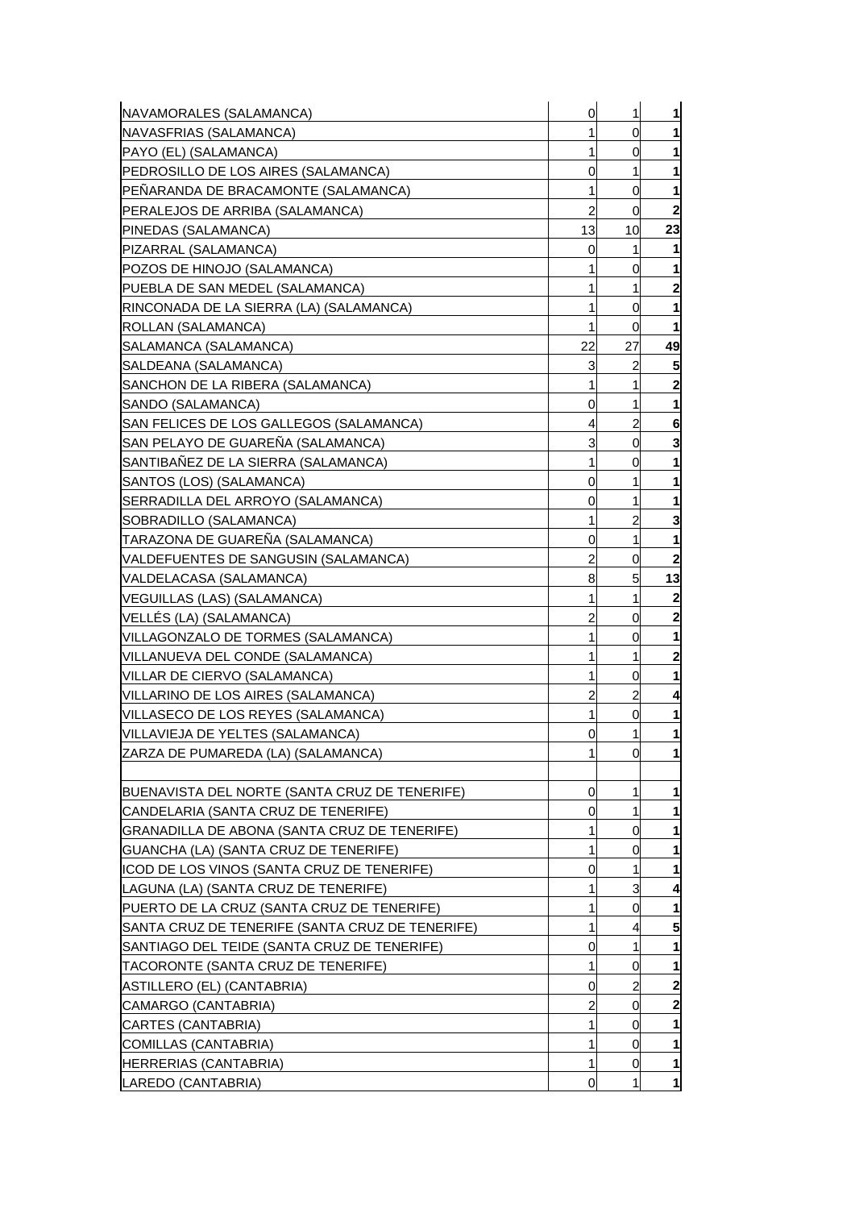| | | | |
|---|---|---|---|
| NAVAMORALES (SALAMANCA) | 0 | 1 | **1** |
| NAVASFRIAS (SALAMANCA) | 1 | 0 | **1** |
| PAYO (EL) (SALAMANCA) | 1 | 0 | **1** |
| PEDROSILLO DE LOS AIRES (SALAMANCA) | 0 | 1 | **1** |
| PEÑARANDA DE BRACAMONTE (SALAMANCA) | 1 | 0 | **1** |
| PERALEJOS DE ARRIBA (SALAMANCA) | 2 | 0 | **2** |
| PINEDAS (SALAMANCA) | 13 | 10 | **23** |
| PIZARRAL (SALAMANCA) | 0 | 1 | **1** |
| POZOS DE HINOJO (SALAMANCA) | 1 | 0 | **1** |
| PUEBLA DE SAN MEDEL (SALAMANCA) | 1 | 1 | **2** |
| RINCONADA DE LA SIERRA (LA) (SALAMANCA) | 1 | 0 | **1** |
| ROLLAN (SALAMANCA) | 1 | 0 | **1** |
| SALAMANCA (SALAMANCA) | 22 | 27 | **49** |
| SALDEANA (SALAMANCA) | 3 | 2 | **5** |
| SANCHON DE LA RIBERA (SALAMANCA) | 1 | 1 | **2** |
| SANDO (SALAMANCA) | 0 | 1 | **1** |
| SAN FELICES DE LOS GALLEGOS (SALAMANCA) | 4 | 2 | **6** |
| SAN PELAYO DE GUAREÑA (SALAMANCA) | 3 | 0 | **3** |
| SANTIBAÑEZ DE LA SIERRA (SALAMANCA) | 1 | 0 | **1** |
| SANTOS (LOS) (SALAMANCA) | 0 | 1 | **1** |
| SERRADILLA DEL ARROYO (SALAMANCA) | 0 | 1 | **1** |
| SOBRADILLO (SALAMANCA) | 1 | 2 | **3** |
| TARAZONA DE GUAREÑA (SALAMANCA) | 0 | 1 | **1** |
| VALDEFUENTES DE SANGUSIN (SALAMANCA) | 2 | 0 | **2** |
| VALDELACASA (SALAMANCA) | 8 | 5 | **13** |
| VEGUILLAS (LAS) (SALAMANCA) | 1 | 1 | **2** |
| VELLÉS (LA) (SALAMANCA) | 2 | 0 | **2** |
| VILLAGONZALO DE TORMES (SALAMANCA) | 1 | 0 | **1** |
| VILLANUEVA DEL CONDE (SALAMANCA) | 1 | 1 | **2** |
| VILLAR DE CIERVO (SALAMANCA) | 1 | 0 | **1** |
| VILLARINO DE LOS AIRES (SALAMANCA) | 2 | 2 | **4** |
| VILLASECO DE LOS REYES (SALAMANCA) | 1 | 0 | **1** |
| VILLAVIEJA DE YELTES (SALAMANCA) | 0 | 1 | **1** |
| ZARZA DE PUMAREDA (LA) (SALAMANCA) | 1 | 0 | **1** |
| | | | |
| BUENAVISTA DEL NORTE (SANTA CRUZ DE TENERIFE) | 0 | 1 | **1** |
| CANDELARIA (SANTA CRUZ DE TENERIFE) | 0 | 1 | **1** |
| GRANADILLA DE ABONA (SANTA CRUZ DE TENERIFE) | 1 | 0 | **1** |
| GUANCHA (LA) (SANTA CRUZ DE TENERIFE) | 1 | 0 | **1** |
| ICOD DE LOS VINOS (SANTA CRUZ DE TENERIFE) | 0 | 1 | **1** |
| LAGUNA (LA) (SANTA CRUZ DE TENERIFE) | 1 | 3 | **4** |
| PUERTO DE LA CRUZ (SANTA CRUZ DE TENERIFE) | 1 | 0 | **1** |
| SANTA CRUZ DE TENERIFE (SANTA CRUZ DE TENERIFE) | 1 | 4 | **5** |
| SANTIAGO DEL TEIDE (SANTA CRUZ DE TENERIFE) | 0 | 1 | **1** |
| TACORONTE (SANTA CRUZ DE TENERIFE) | 1 | 0 | **1** |
| ASTILLERO (EL) (CANTABRIA) | 0 | 2 | **2** |
| CAMARGO (CANTABRIA) | 2 | 0 | **2** |
| CARTES (CANTABRIA) | 1 | 0 | **1** |
| COMILLAS (CANTABRIA) | 1 | 0 | **1** |
| HERRERIAS (CANTABRIA) | 1 | 0 | **1** |
| LAREDO (CANTABRIA) | 0 | 1 | **1** |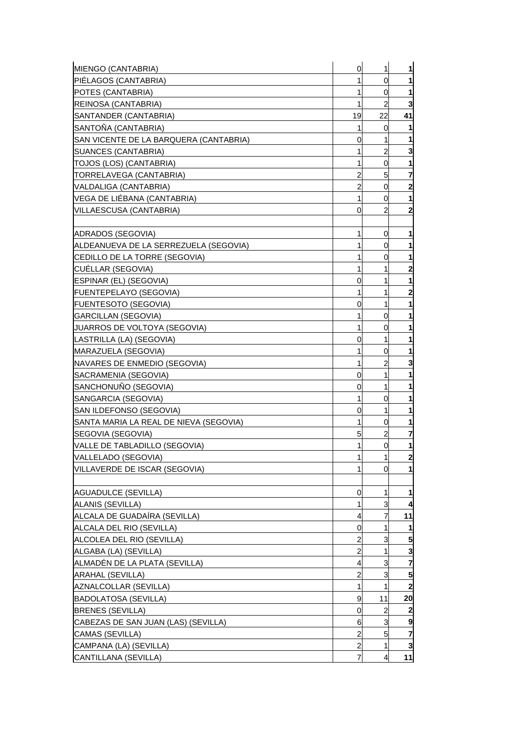| | | | |
|---|---|---|---|
| MIENGO (CANTABRIA) | 0 | 1 | **1** |
| PIÉLAGOS (CANTABRIA) | 1 | 0 | **1** |
| POTES (CANTABRIA) | 1 | 0 | **1** |
| REINOSA (CANTABRIA) | 1 | 2 | **3** |
| SANTANDER (CANTABRIA) | 19 | 22 | **41** |
| SANTOÑA (CANTABRIA) | 1 | 0 | **1** |
| SAN VICENTE DE LA BARQUERA (CANTABRIA) | 0 | 1 | **1** |
| SUANCES (CANTABRIA) | 1 | 2 | **3** |
| TOJOS (LOS) (CANTABRIA) | 1 | 0 | **1** |
| TORRELAVEGA (CANTABRIA) | 2 | 5 | **7** |
| VALDALIGA (CANTABRIA) | 2 | 0 | **2** |
| VEGA DE LIÉBANA (CANTABRIA) | 1 | 0 | **1** |
| VILLAESCUSA (CANTABRIA) | 0 | 2 | **2** |
| | | | |
| ADRADOS (SEGOVIA) | 1 | 0 | **1** |
| ALDEANUEVA DE LA SERREZUELA (SEGOVIA) | 1 | 0 | **1** |
| CEDILLO DE LA TORRE (SEGOVIA) | 1 | 0 | **1** |
| CUÉLLAR (SEGOVIA) | 1 | 1 | **2** |
| ESPINAR (EL) (SEGOVIA) | 0 | 1 | **1** |
| FUENTEPELAYO (SEGOVIA) | 1 | 1 | **2** |
| FUENTESOTO (SEGOVIA) | 0 | 1 | **1** |
| GARCILLAN (SEGOVIA) | 1 | 0 | **1** |
| JUARROS DE VOLTOYA (SEGOVIA) | 1 | 0 | **1** |
| LASTRILLA (LA) (SEGOVIA) | 0 | 1 | **1** |
| MARAZUELA (SEGOVIA) | 1 | 0 | **1** |
| NAVARES DE ENMEDIO (SEGOVIA) | 1 | 2 | **3** |
| SACRAMENIA (SEGOVIA) | 0 | 1 | **1** |
| SANCHONUÑO (SEGOVIA) | 0 | 1 | **1** |
| SANGARCIA (SEGOVIA) | 1 | 0 | **1** |
| SAN ILDEFONSO (SEGOVIA) | 0 | 1 | **1** |
| SANTA MARIA LA REAL DE NIEVA (SEGOVIA) | 1 | 0 | **1** |
| SEGOVIA (SEGOVIA) | 5 | 2 | **7** |
| VALLE DE TABLADILLO (SEGOVIA) | 1 | 0 | **1** |
| VALLELADO (SEGOVIA) | 1 | 1 | **2** |
| VILLAVERDE DE ISCAR (SEGOVIA) | 1 | 0 | **1** |
| | | | |
| AGUADULCE (SEVILLA) | 0 | 1 | **1** |
| ALANIS (SEVILLA) | 1 | 3 | **4** |
| ALCALA DE GUADAÍRA (SEVILLA) | 4 | 7 | **11** |
| ALCALA DEL RIO (SEVILLA) | 0 | 1 | **1** |
| ALCOLEA DEL RIO (SEVILLA) | 2 | 3 | **5** |
| ALGABA (LA) (SEVILLA) | 2 | 1 | **3** |
| ALMADÉN DE LA PLATA (SEVILLA) | 4 | 3 | **7** |
| ARAHAL (SEVILLA) | 2 | 3 | **5** |
| AZNALCOLLAR (SEVILLA) | 1 | 1 | **2** |
| BADOLATOSA (SEVILLA) | 9 | 11 | **20** |
| BRENES (SEVILLA) | 0 | 2 | **2** |
| CABEZAS DE SAN JUAN (LAS) (SEVILLA) | 6 | 3 | **9** |
| CAMAS (SEVILLA) | 2 | 5 | **7** |
| CAMPANA (LA) (SEVILLA) | 2 | 1 | **3** |
| CANTILLANA (SEVILLA) | 7 | 4 | **11** |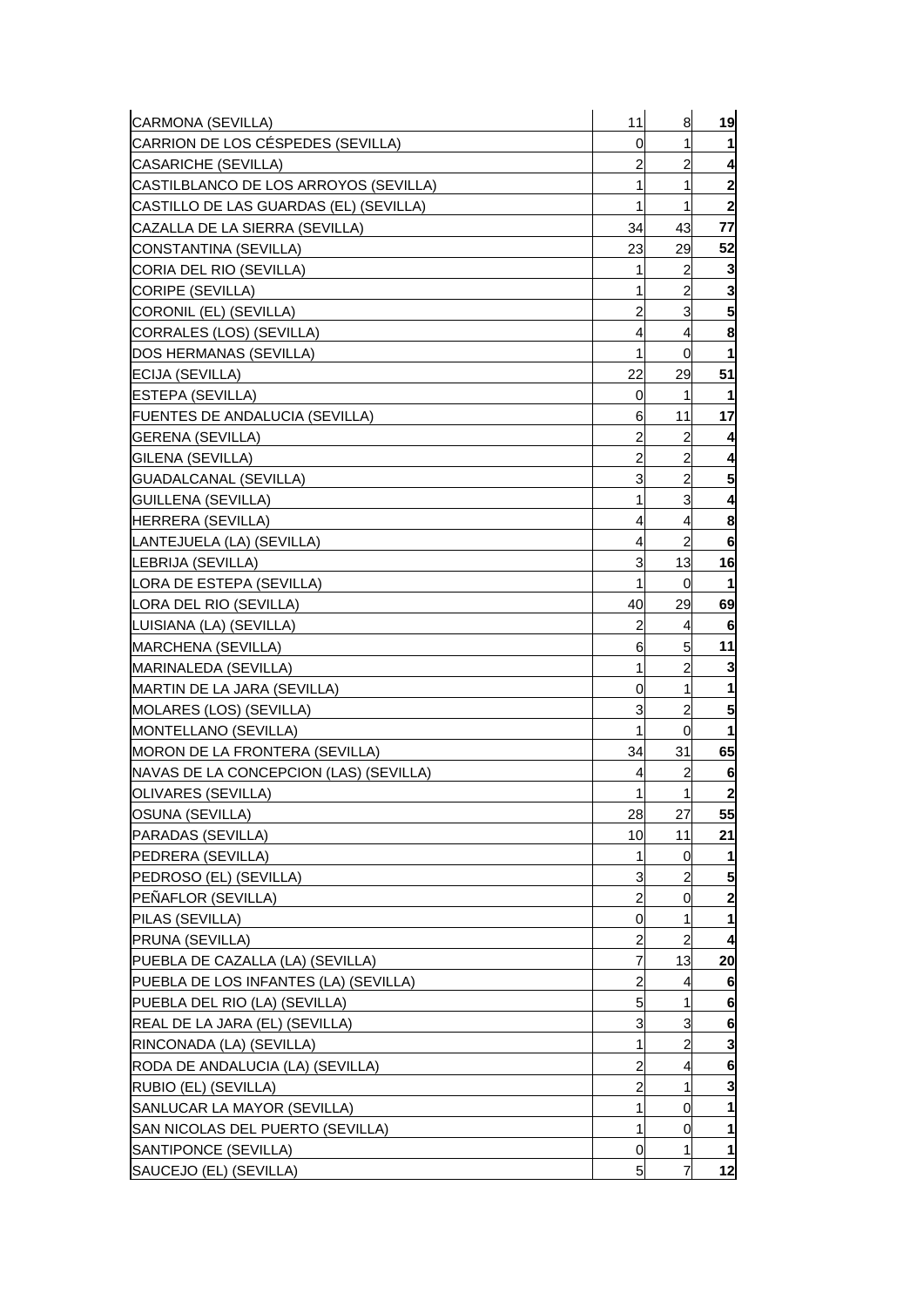| | | | |
|---|---|---|---|
| CARMONA (SEVILLA) | 11 | 8 | **19** |
| CARRION DE LOS CÉSPEDES (SEVILLA) | 0 | 1 | **1** |
| CASARICHE (SEVILLA) | 2 | 2 | **4** |
| CASTILBLANCO DE LOS ARROYOS (SEVILLA) | 1 | 1 | **2** |
| CASTILLO DE LAS GUARDAS (EL) (SEVILLA) | 1 | 1 | **2** |
| CAZALLA DE LA SIERRA (SEVILLA) | 34 | 43 | **77** |
| CONSTANTINA (SEVILLA) | 23 | 29 | **52** |
| CORIA DEL RIO (SEVILLA) | 1 | 2 | **3** |
| CORIPE (SEVILLA) | 1 | 2 | **3** |
| CORONIL (EL) (SEVILLA) | 2 | 3 | **5** |
| CORRALES (LOS) (SEVILLA) | 4 | 4 | **8** |
| DOS HERMANAS (SEVILLA) | 1 | 0 | **1** |
| ECIJA (SEVILLA) | 22 | 29 | **51** |
| ESTEPA (SEVILLA) | 0 | 1 | **1** |
| FUENTES DE ANDALUCIA (SEVILLA) | 6 | 11 | **17** |
| GERENA (SEVILLA) | 2 | 2 | **4** |
| GILENA (SEVILLA) | 2 | 2 | **4** |
| GUADALCANAL (SEVILLA) | 3 | 2 | **5** |
| GUILLENA (SEVILLA) | 1 | 3 | **4** |
| HERRERA (SEVILLA) | 4 | 4 | **8** |
| LANTEJUELA (LA) (SEVILLA) | 4 | 2 | **6** |
| LEBRIJA (SEVILLA) | 3 | 13 | **16** |
| LORA DE ESTEPA (SEVILLA) | 1 | 0 | **1** |
| LORA DEL RIO (SEVILLA) | 40 | 29 | **69** |
| LUISIANA (LA) (SEVILLA) | 2 | 4 | **6** |
| MARCHENA (SEVILLA) | 6 | 5 | **11** |
| MARINALEDA (SEVILLA) | 1 | 2 | **3** |
| MARTIN DE LA JARA (SEVILLA) | 0 | 1 | **1** |
| MOLARES (LOS) (SEVILLA) | 3 | 2 | **5** |
| MONTELLANO (SEVILLA) | 1 | 0 | **1** |
| MORON DE LA FRONTERA (SEVILLA) | 34 | 31 | **65** |
| NAVAS DE LA CONCEPCION (LAS) (SEVILLA) | 4 | 2 | **6** |
| OLIVARES (SEVILLA) | 1 | 1 | **2** |
| OSUNA (SEVILLA) | 28 | 27 | **55** |
| PARADAS (SEVILLA) | 10 | 11 | **21** |
| PEDRERA (SEVILLA) | 1 | 0 | **1** |
| PEDROSO (EL) (SEVILLA) | 3 | 2 | **5** |
| PEÑAFLOR (SEVILLA) | 2 | 0 | **2** |
| PILAS (SEVILLA) | 0 | 1 | **1** |
| PRUNA (SEVILLA) | 2 | 2 | **4** |
| PUEBLA DE CAZALLA (LA) (SEVILLA) | 7 | 13 | **20** |
| PUEBLA DE LOS INFANTES (LA) (SEVILLA) | 2 | 4 | **6** |
| PUEBLA DEL RIO (LA) (SEVILLA) | 5 | 1 | **6** |
| REAL DE LA JARA (EL) (SEVILLA) | 3 | 3 | **6** |
| RINCONADA (LA) (SEVILLA) | 1 | 2 | **3** |
| RODA DE ANDALUCIA (LA) (SEVILLA) | 2 | 4 | **6** |
| RUBIO (EL) (SEVILLA) | 2 | 1 | **3** |
| SANLUCAR LA MAYOR (SEVILLA) | 1 | 0 | **1** |
| SAN NICOLAS DEL PUERTO (SEVILLA) | 1 | 0 | **1** |
| SANTIPONCE (SEVILLA) | 0 | 1 | **1** |
| SAUCEJO (EL) (SEVILLA) | 5 | 7 | **12** |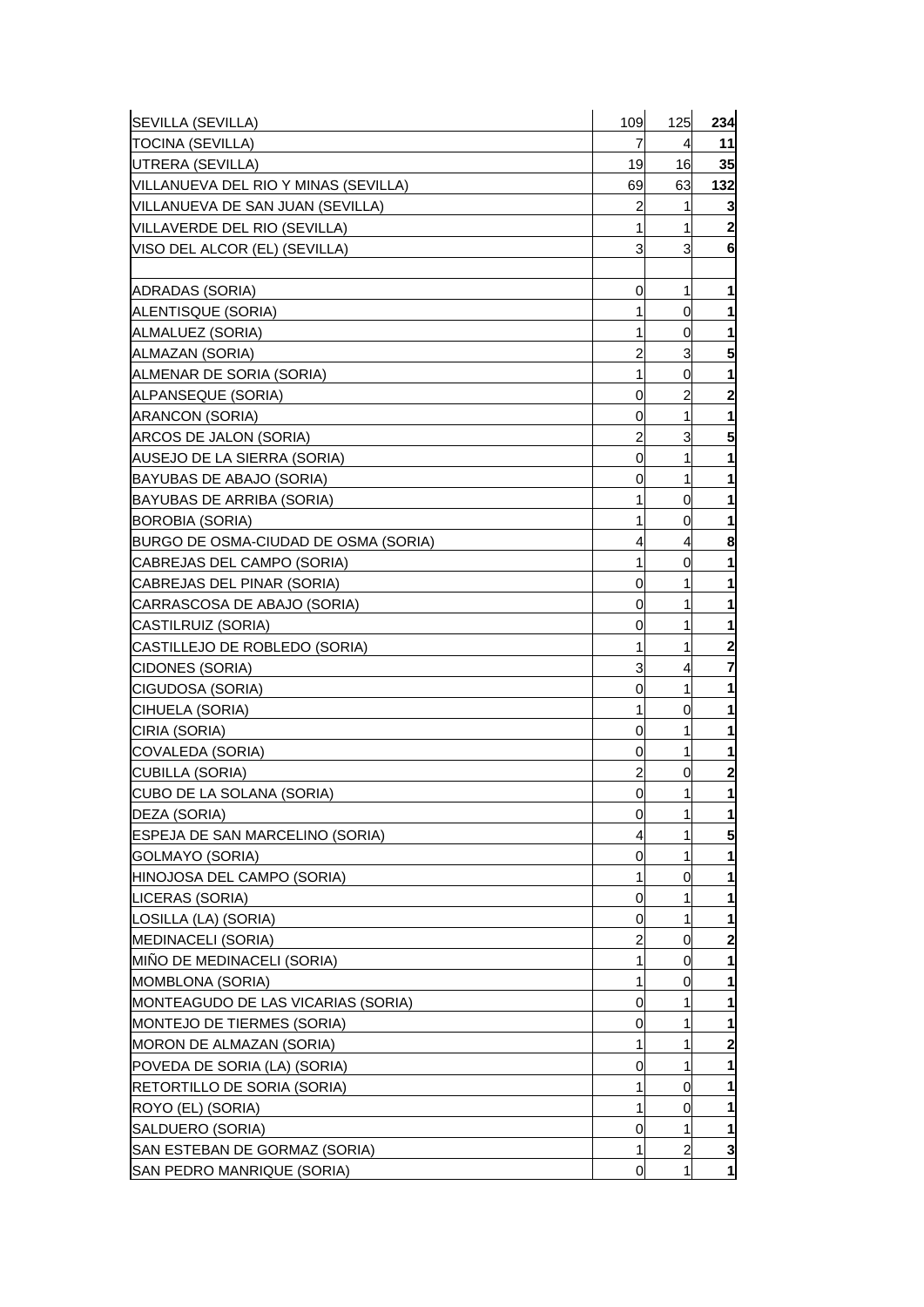| | | | |
|---|---|---|---|
| SEVILLA (SEVILLA) | 109 | 125 | **234** |
| TOCINA (SEVILLA) | 7 | 4 | **11** |
| UTRERA (SEVILLA) | 19 | 16 | **35** |
| VILLANUEVA DEL RIO Y MINAS (SEVILLA) | 69 | 63 | **132** |
| VILLANUEVA DE SAN JUAN (SEVILLA) | 2 | 1 | **3** |
| VILLAVERDE DEL RIO (SEVILLA) | 1 | 1 | **2** |
| VISO DEL ALCOR (EL) (SEVILLA) | 3 | 3 | **6** |
| | | | |
| ADRADAS (SORIA) | 0 | 1 | **1** |
| ALENTISQUE (SORIA) | 1 | 0 | **1** |
| ALMALUEZ (SORIA) | 1 | 0 | **1** |
| ALMAZAN (SORIA) | 2 | 3 | **5** |
| ALMENAR DE SORIA (SORIA) | 1 | 0 | **1** |
| ALPANSEQUE (SORIA) | 0 | 2 | **2** |
| ARANCON (SORIA) | 0 | 1 | **1** |
| ARCOS DE JALON (SORIA) | 2 | 3 | **5** |
| AUSEJO DE LA SIERRA (SORIA) | 0 | 1 | **1** |
| BAYUBAS DE ABAJO (SORIA) | 0 | 1 | **1** |
| BAYUBAS DE ARRIBA (SORIA) | 1 | 0 | **1** |
| BOROBIA (SORIA) | 1 | 0 | **1** |
| BURGO DE OSMA-CIUDAD DE OSMA (SORIA) | 4 | 4 | **8** |
| CABREJAS DEL CAMPO (SORIA) | 1 | 0 | **1** |
| CABREJAS DEL PINAR (SORIA) | 0 | 1 | **1** |
| CARRASCOSA DE ABAJO (SORIA) | 0 | 1 | **1** |
| CASTILRUIZ (SORIA) | 0 | 1 | **1** |
| CASTILLEJO DE ROBLEDO (SORIA) | 1 | 1 | **2** |
| CIDONES (SORIA) | 3 | 4 | **7** |
| CIGUDOSA (SORIA) | 0 | 1 | **1** |
| CIHUELA (SORIA) | 1 | 0 | **1** |
| CIRIA (SORIA) | 0 | 1 | **1** |
| COVALEDA (SORIA) | 0 | 1 | **1** |
| CUBILLA (SORIA) | 2 | 0 | **2** |
| CUBO DE LA SOLANA (SORIA) | 0 | 1 | **1** |
| DEZA (SORIA) | 0 | 1 | **1** |
| ESPEJA DE SAN MARCELINO (SORIA) | 4 | 1 | **5** |
| GOLMAYO (SORIA) | 0 | 1 | **1** |
| HINOJOSA DEL CAMPO (SORIA) | 1 | 0 | **1** |
| LICERAS (SORIA) | 0 | 1 | **1** |
| LOSILLA (LA) (SORIA) | 0 | 1 | **1** |
| MEDINACELI (SORIA) | 2 | 0 | **2** |
| MIÑO DE MEDINACELI (SORIA) | 1 | 0 | **1** |
| MOMBLONA (SORIA) | 1 | 0 | **1** |
| MONTEAGUDO DE LAS VICARIAS (SORIA) | 0 | 1 | **1** |
| MONTEJO DE TIERMES (SORIA) | 0 | 1 | **1** |
| MORON DE ALMAZAN (SORIA) | 1 | 1 | **2** |
| POVEDA DE SORIA (LA) (SORIA) | 0 | 1 | **1** |
| RETORTILLO DE SORIA (SORIA) | 1 | 0 | **1** |
| ROYO (EL) (SORIA) | 1 | 0 | **1** |
| SALDUERO (SORIA) | 0 | 1 | **1** |
| SAN ESTEBAN DE GORMAZ (SORIA) | 1 | 2 | **3** |
| SAN PEDRO MANRIQUE (SORIA) | 0 | 1 | **1** |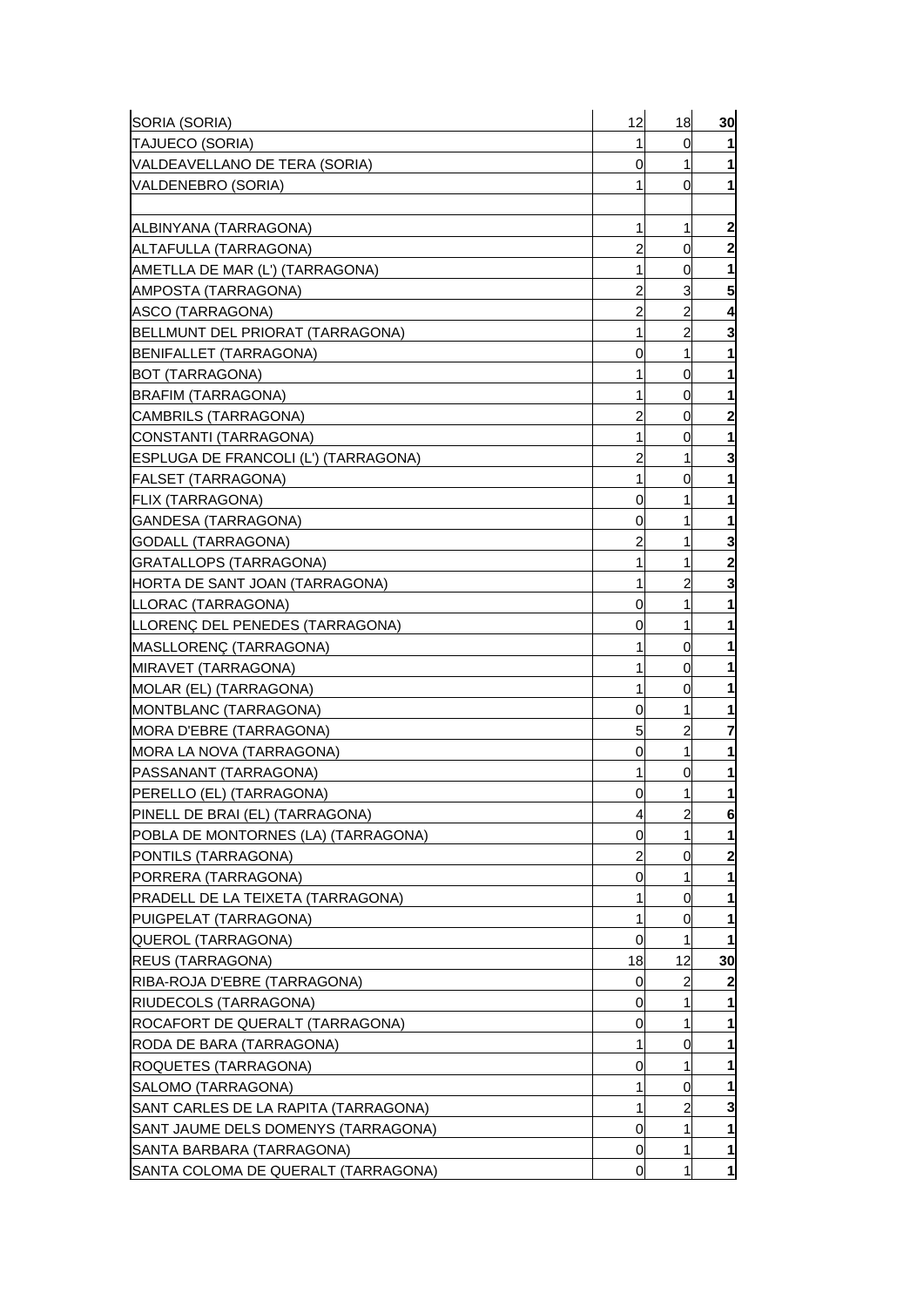| | | | |
|---|---|---|---|
| SORIA (SORIA) | 12 | 18 | **30** |
| TAJUECO (SORIA) | 1 | 0 | **1** |
| VALDEAVELLANO DE TERA (SORIA) | 0 | 1 | **1** |
| VALDENEBRO (SORIA) | 1 | 0 | **1** |
| | | | |
| ALBINYANA (TARRAGONA) | 1 | 1 | **2** |
| ALTAFULLA (TARRAGONA) | 2 | 0 | **2** |
| AMETLLA DE MAR (L') (TARRAGONA) | 1 | 0 | **1** |
| AMPOSTA (TARRAGONA) | 2 | 3 | **5** |
| ASCO (TARRAGONA) | 2 | 2 | **4** |
| BELLMUNT DEL PRIORAT (TARRAGONA) | 1 | 2 | **3** |
| BENIFALLET (TARRAGONA) | 0 | 1 | **1** |
| BOT (TARRAGONA) | 1 | 0 | **1** |
| BRAFIM (TARRAGONA) | 1 | 0 | **1** |
| CAMBRILS (TARRAGONA) | 2 | 0 | **2** |
| CONSTANTI (TARRAGONA) | 1 | 0 | **1** |
| ESPLUGA DE FRANCOLI (L') (TARRAGONA) | 2 | 1 | **3** |
| FALSET (TARRAGONA) | 1 | 0 | **1** |
| FLIX (TARRAGONA) | 0 | 1 | **1** |
| GANDESA (TARRAGONA) | 0 | 1 | **1** |
| GODALL (TARRAGONA) | 2 | 1 | **3** |
| GRATALLOPS (TARRAGONA) | 1 | 1 | **2** |
| HORTA DE SANT JOAN (TARRAGONA) | 1 | 2 | **3** |
| LLORAC (TARRAGONA) | 0 | 1 | **1** |
| LLORENÇ DEL PENEDES (TARRAGONA) | 0 | 1 | **1** |
| MASLLORENÇ (TARRAGONA) | 1 | 0 | **1** |
| MIRAVET (TARRAGONA) | 1 | 0 | **1** |
| MOLAR (EL) (TARRAGONA) | 1 | 0 | **1** |
| MONTBLANC (TARRAGONA) | 0 | 1 | **1** |
| MORA D'EBRE (TARRAGONA) | 5 | 2 | **7** |
| MORA LA NOVA (TARRAGONA) | 0 | 1 | **1** |
| PASSANANT (TARRAGONA) | 1 | 0 | **1** |
| PERELLO (EL) (TARRAGONA) | 0 | 1 | **1** |
| PINELL DE BRAI (EL) (TARRAGONA) | 4 | 2 | **6** |
| POBLA DE MONTORNES (LA) (TARRAGONA) | 0 | 1 | **1** |
| PONTILS (TARRAGONA) | 2 | 0 | **2** |
| PORRERA (TARRAGONA) | 0 | 1 | **1** |
| PRADELL DE LA TEIXETA (TARRAGONA) | 1 | 0 | **1** |
| PUIGPELAT (TARRAGONA) | 1 | 0 | **1** |
| QUEROL (TARRAGONA) | 0 | 1 | **1** |
| REUS (TARRAGONA) | 18 | 12 | **30** |
| RIBA-ROJA D'EBRE (TARRAGONA) | 0 | 2 | **2** |
| RIUDECOLS (TARRAGONA) | 0 | 1 | **1** |
| ROCAFORT DE QUERALT (TARRAGONA) | 0 | 1 | **1** |
| RODA DE BARA (TARRAGONA) | 1 | 0 | **1** |
| ROQUETES (TARRAGONA) | 0 | 1 | **1** |
| SALOMO (TARRAGONA) | 1 | 0 | **1** |
| SANT CARLES DE LA RAPITA (TARRAGONA) | 1 | 2 | **3** |
| SANT JAUME DELS DOMENYS (TARRAGONA) | 0 | 1 | **1** |
| SANTA BARBARA (TARRAGONA) | 0 | 1 | **1** |
| SANTA COLOMA DE QUERALT (TARRAGONA) | 0 | 1 | **1** |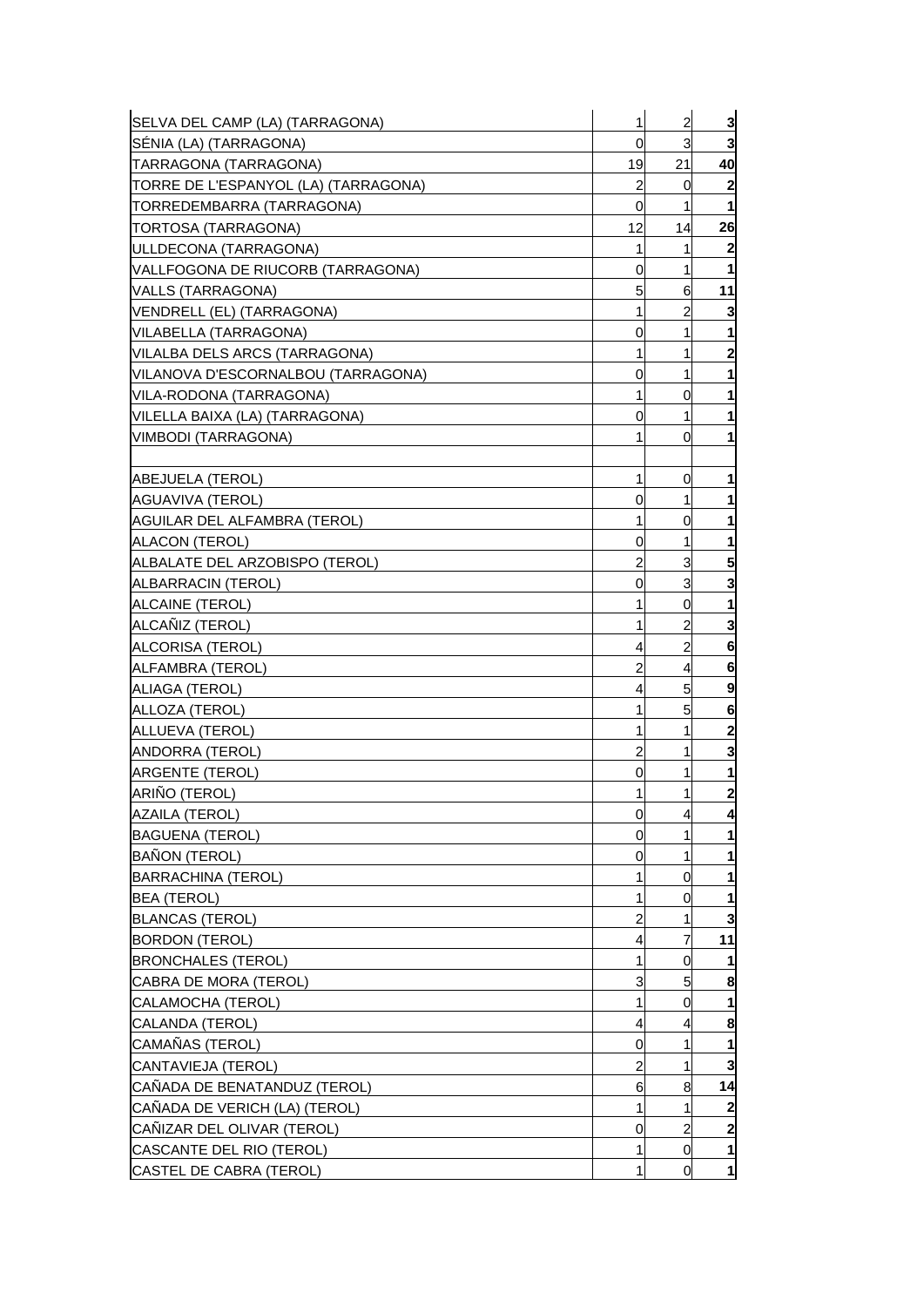| | | | |
|---|---|---|---|
| SELVA DEL CAMP (LA) (TARRAGONA) | 1 | 2 | **3** |
| SÉNIA (LA) (TARRAGONA) | 0 | 3 | **3** |
| TARRAGONA (TARRAGONA) | 19 | 21 | **40** |
| TORRE DE L'ESPANYOL (LA) (TARRAGONA) | 2 | 0 | **2** |
| TORREDEMBARRA (TARRAGONA) | 0 | 1 | **1** |
| TORTOSA (TARRAGONA) | 12 | 14 | **26** |
| ULLDECONA (TARRAGONA) | 1 | 1 | **2** |
| VALLFOGONA DE RIUCORB (TARRAGONA) | 0 | 1 | **1** |
| VALLS (TARRAGONA) | 5 | 6 | **11** |
| VENDRELL (EL) (TARRAGONA) | 1 | 2 | **3** |
| VILABELLA (TARRAGONA) | 0 | 1 | **1** |
| VILALBA DELS ARCS (TARRAGONA) | 1 | 1 | **2** |
| VILANOVA D'ESCORNALBOU (TARRAGONA) | 0 | 1 | **1** |
| VILA-RODONA (TARRAGONA) | 1 | 0 | **1** |
| VILELLA BAIXA (LA) (TARRAGONA) | 0 | 1 | **1** |
| VIMBODI (TARRAGONA) | 1 | 0 | **1** |
| | | | |
| ABEJUELA (TEROL) | 1 | 0 | **1** |
| AGUAVIVA (TEROL) | 0 | 1 | **1** |
| AGUILAR DEL ALFAMBRA (TEROL) | 1 | 0 | **1** |
| ALACON (TEROL) | 0 | 1 | **1** |
| ALBALATE DEL ARZOBISPO (TEROL) | 2 | 3 | **5** |
| ALBARRACIN (TEROL) | 0 | 3 | **3** |
| ALCAINE (TEROL) | 1 | 0 | **1** |
| ALCAÑIZ (TEROL) | 1 | 2 | **3** |
| ALCORISA (TEROL) | 4 | 2 | **6** |
| ALFAMBRA (TEROL) | 2 | 4 | **6** |
| ALIAGA (TEROL) | 4 | 5 | **9** |
| ALLOZA (TEROL) | 1 | 5 | **6** |
| ALLUEVA (TEROL) | 1 | 1 | **2** |
| ANDORRA (TEROL) | 2 | 1 | **3** |
| ARGENTE (TEROL) | 0 | 1 | **1** |
| ARIÑO (TEROL) | 1 | 1 | **2** |
| AZAILA (TEROL) | 0 | 4 | **4** |
| BAGUENA (TEROL) | 0 | 1 | **1** |
| BAÑON (TEROL) | 0 | 1 | **1** |
| BARRACHINA (TEROL) | 1 | 0 | **1** |
| BEA (TEROL) | 1 | 0 | **1** |
| BLANCAS (TEROL) | 2 | 1 | **3** |
| BORDON (TEROL) | 4 | 7 | **11** |
| BRONCHALES (TEROL) | 1 | 0 | **1** |
| CABRA DE MORA (TEROL) | 3 | 5 | **8** |
| CALAMOCHA (TEROL) | 1 | 0 | **1** |
| CALANDA (TEROL) | 4 | 4 | **8** |
| CAMAÑAS (TEROL) | 0 | 1 | **1** |
| CANTAVIEJA (TEROL) | 2 | 1 | **3** |
| CAÑADA DE BENATANDUZ (TEROL) | 6 | 8 | **14** |
| CAÑADA DE VERICH (LA) (TEROL) | 1 | 1 | **2** |
| CAÑIZAR DEL OLIVAR (TEROL) | 0 | 2 | **2** |
| CASCANTE DEL RIO (TEROL) | 1 | 0 | **1** |
| CASTEL DE CABRA (TEROL) | 1 | 0 | **1** |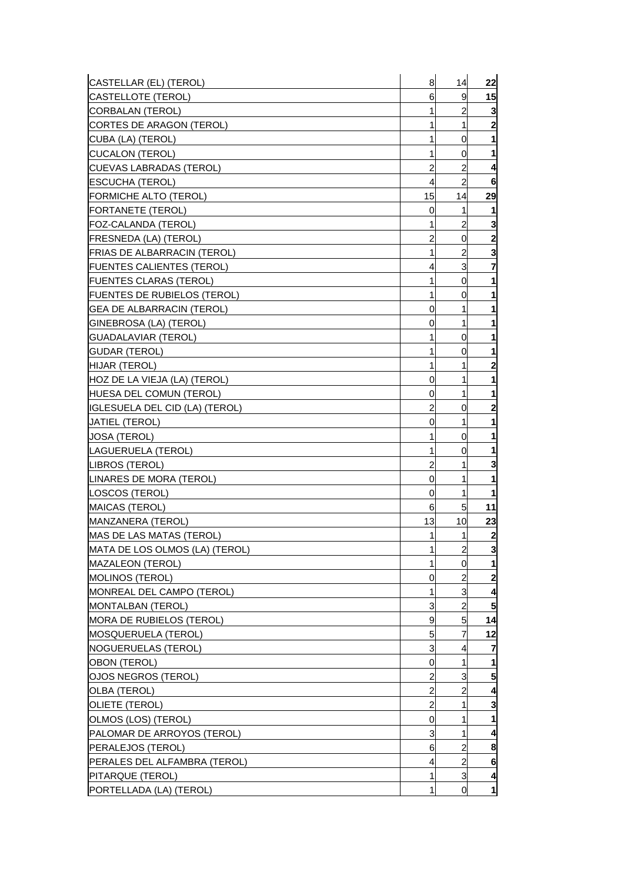| | | | |
|---|---|---|---|
| CASTELLAR (EL) (TEROL) | 8 | 14 | **22** |
| CASTELLOTE (TEROL) | 6 | 9 | **15** |
| CORBALAN (TEROL) | 1 | 2 | **3** |
| CORTES DE ARAGON (TEROL) | 1 | 1 | **2** |
| CUBA (LA) (TEROL) | 1 | 0 | **1** |
| CUCALON (TEROL) | 1 | 0 | **1** |
| CUEVAS LABRADAS (TEROL) | 2 | 2 | **4** |
| ESCUCHA (TEROL) | 4 | 2 | **6** |
| FORMICHE ALTO (TEROL) | 15 | 14 | **29** |
| FORTANETE (TEROL) | 0 | 1 | **1** |
| FOZ-CALANDA (TEROL) | 1 | 2 | **3** |
| FRESNEDA (LA) (TEROL) | 2 | 0 | **2** |
| FRIAS DE ALBARRACIN (TEROL) | 1 | 2 | **3** |
| FUENTES CALIENTES (TEROL) | 4 | 3 | **7** |
| FUENTES CLARAS (TEROL) | 1 | 0 | **1** |
| FUENTES DE RUBIELOS (TEROL) | 1 | 0 | **1** |
| GEA DE ALBARRACIN (TEROL) | 0 | 1 | **1** |
| GINEBROSA (LA) (TEROL) | 0 | 1 | **1** |
| GUADALAVIAR (TEROL) | 1 | 0 | **1** |
| GUDAR (TEROL) | 1 | 0 | **1** |
| HIJAR (TEROL) | 1 | 1 | **2** |
| HOZ DE LA VIEJA (LA) (TEROL) | 0 | 1 | **1** |
| HUESA DEL COMUN (TEROL) | 0 | 1 | **1** |
| IGLESUELA DEL CID (LA) (TEROL) | 2 | 0 | **2** |
| JATIEL (TEROL) | 0 | 1 | **1** |
| JOSA (TEROL) | 1 | 0 | **1** |
| LAGUERUELA (TEROL) | 1 | 0 | **1** |
| LIBROS (TEROL) | 2 | 1 | **3** |
| LINARES DE MORA (TEROL) | 0 | 1 | **1** |
| LOSCOS (TEROL) | 0 | 1 | **1** |
| MAICAS (TEROL) | 6 | 5 | **11** |
| MANZANERA (TEROL) | 13 | 10 | **23** |
| MAS DE LAS MATAS (TEROL) | 1 | 1 | **2** |
| MATA DE LOS OLMOS (LA) (TEROL) | 1 | 2 | **3** |
| MAZALEON (TEROL) | 1 | 0 | **1** |
| MOLINOS (TEROL) | 0 | 2 | **2** |
| MONREAL DEL CAMPO (TEROL) | 1 | 3 | **4** |
| MONTALBAN (TEROL) | 3 | 2 | **5** |
| MORA DE RUBIELOS (TEROL) | 9 | 5 | **14** |
| MOSQUERUELA (TEROL) | 5 | 7 | **12** |
| NOGUERUELAS (TEROL) | 3 | 4 | **7** |
| OBON (TEROL) | 0 | 1 | **1** |
| OJOS NEGROS (TEROL) | 2 | 3 | **5** |
| OLBA (TEROL) | 2 | 2 | **4** |
| OLIETE (TEROL) | 2 | 1 | **3** |
| OLMOS (LOS) (TEROL) | 0 | 1 | **1** |
| PALOMAR DE ARROYOS (TEROL) | 3 | 1 | **4** |
| PERALEJOS (TEROL) | 6 | 2 | **8** |
| PERALES DEL ALFAMBRA (TEROL) | 4 | 2 | **6** |
| PITARQUE (TEROL) | 1 | 3 | **4** |
| PORTELLADA (LA) (TEROL) | 1 | 0 | **1** |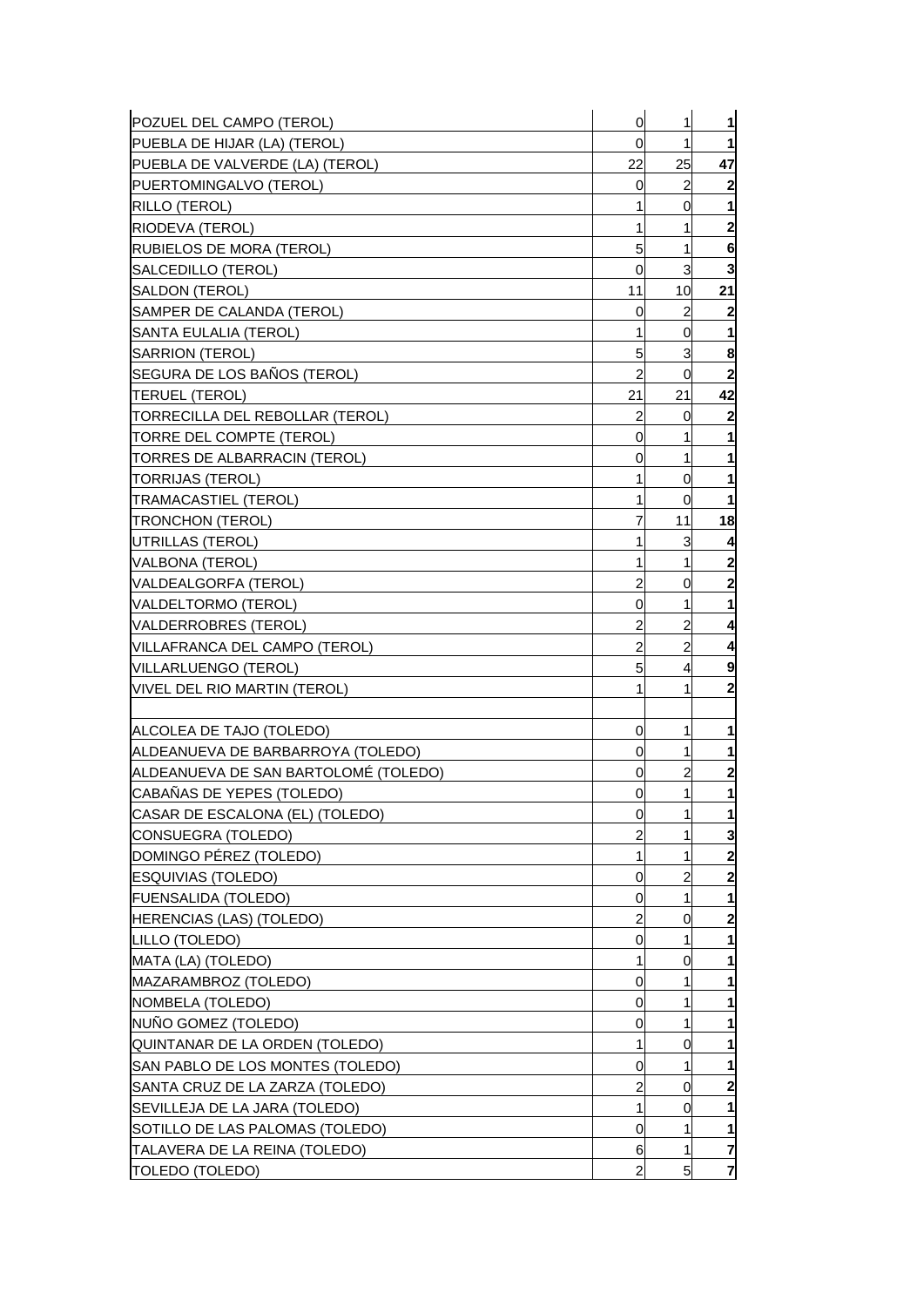| | | | |
|---|---|---|---|
| POZUEL DEL CAMPO (TEROL) | 0 | 1 | **1** |
| PUEBLA DE HIJAR (LA) (TEROL) | 0 | 1 | **1** |
| PUEBLA DE VALVERDE (LA) (TEROL) | 22 | 25 | **47** |
| PUERTOMINGALVO (TEROL) | 0 | 2 | **2** |
| RILLO (TEROL) | 1 | 0 | **1** |
| RIODEVA (TEROL) | 1 | 1 | **2** |
| RUBIELOS DE MORA (TEROL) | 5 | 1 | **6** |
| SALCEDILLO (TEROL) | 0 | 3 | **3** |
| SALDON (TEROL) | 11 | 10 | **21** |
| SAMPER DE CALANDA (TEROL) | 0 | 2 | **2** |
| SANTA EULALIA (TEROL) | 1 | 0 | **1** |
| SARRION (TEROL) | 5 | 3 | **8** |
| SEGURA DE LOS BAÑOS (TEROL) | 2 | 0 | **2** |
| TERUEL (TEROL) | 21 | 21 | **42** |
| TORRECILLA DEL REBOLLAR (TEROL) | 2 | 0 | **2** |
| TORRE DEL COMPTE (TEROL) | 0 | 1 | **1** |
| TORRES DE ALBARRACIN (TEROL) | 0 | 1 | **1** |
| TORRIJAS (TEROL) | 1 | 0 | **1** |
| TRAMACASTIEL (TEROL) | 1 | 0 | **1** |
| TRONCHON (TEROL) | 7 | 11 | **18** |
| UTRILLAS (TEROL) | 1 | 3 | **4** |
| VALBONA (TEROL) | 1 | 1 | **2** |
| VALDEALGORFA (TEROL) | 2 | 0 | **2** |
| VALDELTORMO (TEROL) | 0 | 1 | **1** |
| VALDERROBRES (TEROL) | 2 | 2 | **4** |
| VILLAFRANCA DEL CAMPO (TEROL) | 2 | 2 | **4** |
| VILLARLUENGO (TEROL) | 5 | 4 | **9** |
| VIVEL DEL RIO MARTIN (TEROL) | 1 | 1 | **2** |
| | | | |
| ALCOLEA DE TAJO (TOLEDO) | 0 | 1 | **1** |
| ALDEANUEVA DE BARBARROYA (TOLEDO) | 0 | 1 | **1** |
| ALDEANUEVA DE SAN BARTOLOMÉ (TOLEDO) | 0 | 2 | **2** |
| CABAÑAS DE YEPES (TOLEDO) | 0 | 1 | **1** |
| CASAR DE ESCALONA (EL) (TOLEDO) | 0 | 1 | **1** |
| CONSUEGRA (TOLEDO) | 2 | 1 | **3** |
| DOMINGO PÉREZ (TOLEDO) | 1 | 1 | **2** |
| ESQUIVIAS (TOLEDO) | 0 | 2 | **2** |
| FUENSALIDA (TOLEDO) | 0 | 1 | **1** |
| HERENCIAS (LAS) (TOLEDO) | 2 | 0 | **2** |
| LILLO (TOLEDO) | 0 | 1 | **1** |
| MATA (LA) (TOLEDO) | 1 | 0 | **1** |
| MAZARAMBROZ (TOLEDO) | 0 | 1 | **1** |
| NOMBELA (TOLEDO) | 0 | 1 | **1** |
| NUÑO GOMEZ (TOLEDO) | 0 | 1 | **1** |
| QUINTANAR DE LA ORDEN (TOLEDO) | 1 | 0 | **1** |
| SAN PABLO DE LOS MONTES (TOLEDO) | 0 | 1 | **1** |
| SANTA CRUZ DE LA ZARZA (TOLEDO) | 2 | 0 | **2** |
| SEVILLEJA DE LA JARA (TOLEDO) | 1 | 0 | **1** |
| SOTILLO DE LAS PALOMAS (TOLEDO) | 0 | 1 | **1** |
| TALAVERA DE LA REINA (TOLEDO) | 6 | 1 | **7** |
| TOLEDO (TOLEDO) | 2 | 5 | **7** |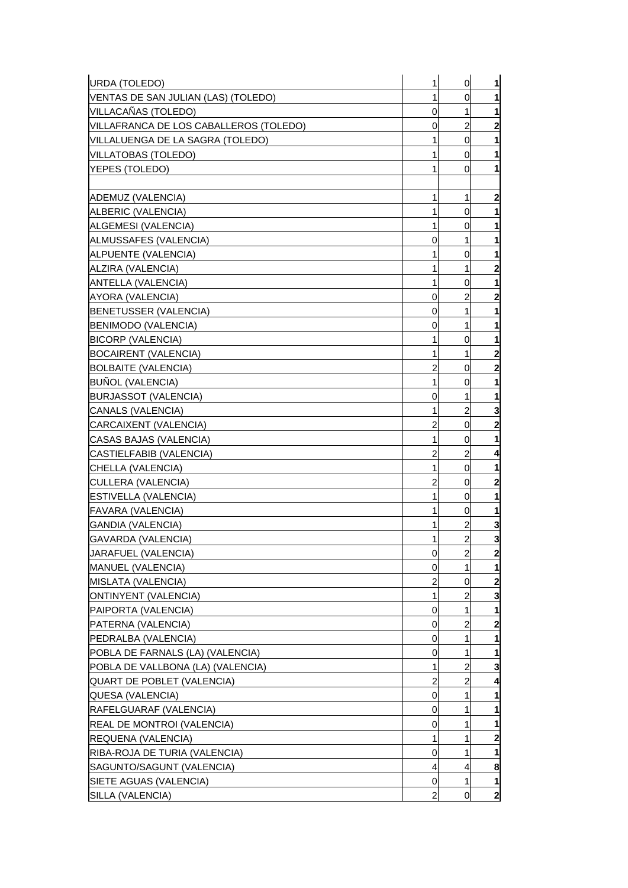| | | | |
|---|---|---|---|
| URDA (TOLEDO) | 1 | 0 | **1** |
| VENTAS DE SAN JULIAN (LAS) (TOLEDO) | 1 | 0 | **1** |
| VILLACAÑAS (TOLEDO) | 0 | 1 | **1** |
| VILLAFRANCA DE LOS CABALLEROS (TOLEDO) | 0 | 2 | **2** |
| VILLALUENGA DE LA SAGRA (TOLEDO) | 1 | 0 | **1** |
| VILLATOBAS (TOLEDO) | 1 | 0 | **1** |
| YEPES (TOLEDO) | 1 | 0 | **1** |
| | | | |
| ADEMUZ (VALENCIA) | 1 | 1 | **2** |
| ALBERIC (VALENCIA) | 1 | 0 | **1** |
| ALGEMESI (VALENCIA) | 1 | 0 | **1** |
| ALMUSSAFES (VALENCIA) | 0 | 1 | **1** |
| ALPUENTE (VALENCIA) | 1 | 0 | **1** |
| ALZIRA (VALENCIA) | 1 | 1 | **2** |
| ANTELLA (VALENCIA) | 1 | 0 | **1** |
| AYORA (VALENCIA) | 0 | 2 | **2** |
| BENETUSSER (VALENCIA) | 0 | 1 | **1** |
| BENIMODO (VALENCIA) | 0 | 1 | **1** |
| BICORP (VALENCIA) | 1 | 0 | **1** |
| BOCAIRENT (VALENCIA) | 1 | 1 | **2** |
| BOLBAITE (VALENCIA) | 2 | 0 | **2** |
| BUÑOL (VALENCIA) | 1 | 0 | **1** |
| BURJASSOT (VALENCIA) | 0 | 1 | **1** |
| CANALS (VALENCIA) | 1 | 2 | **3** |
| CARCAIXENT (VALENCIA) | 2 | 0 | **2** |
| CASAS BAJAS (VALENCIA) | 1 | 0 | **1** |
| CASTIELFABIB (VALENCIA) | 2 | 2 | **4** |
| CHELLA (VALENCIA) | 1 | 0 | **1** |
| CULLERA (VALENCIA) | 2 | 0 | **2** |
| ESTIVELLA (VALENCIA) | 1 | 0 | **1** |
| FAVARA (VALENCIA) | 1 | 0 | **1** |
| GANDIA (VALENCIA) | 1 | 2 | **3** |
| GAVARDA (VALENCIA) | 1 | 2 | **3** |
| JARAFUEL (VALENCIA) | 0 | 2 | **2** |
| MANUEL (VALENCIA) | 0 | 1 | **1** |
| MISLATA (VALENCIA) | 2 | 0 | **2** |
| ONTINYENT (VALENCIA) | 1 | 2 | **3** |
| PAIPORTA (VALENCIA) | 0 | 1 | **1** |
| PATERNA (VALENCIA) | 0 | 2 | **2** |
| PEDRALBA (VALENCIA) | 0 | 1 | **1** |
| POBLA DE FARNALS (LA) (VALENCIA) | 0 | 1 | **1** |
| POBLA DE VALLBONA (LA) (VALENCIA) | 1 | 2 | **3** |
| QUART DE POBLET (VALENCIA) | 2 | 2 | **4** |
| QUESA (VALENCIA) | 0 | 1 | **1** |
| RAFELGUARAF (VALENCIA) | 0 | 1 | **1** |
| REAL DE MONTROI (VALENCIA) | 0 | 1 | **1** |
| REQUENA (VALENCIA) | 1 | 1 | **2** |
| RIBA-ROJA DE TURIA (VALENCIA) | 0 | 1 | **1** |
| SAGUNTO/SAGUNT (VALENCIA) | 4 | 4 | **8** |
| SIETE AGUAS (VALENCIA) | 0 | 1 | **1** |
| SILLA (VALENCIA) | 2 | 0 | **2** |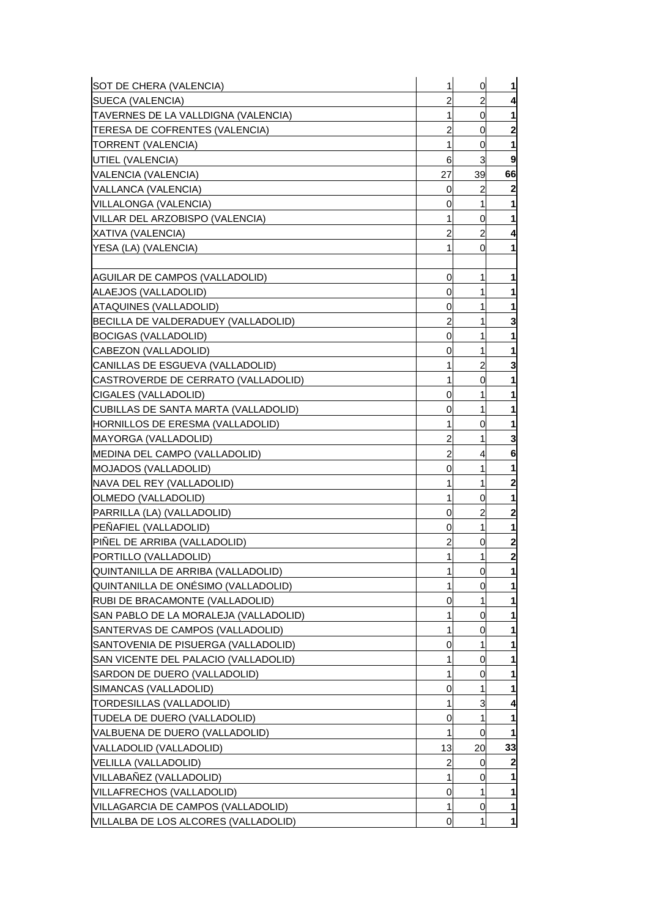| | | | |
|---|---|---|---|
| SOT DE CHERA (VALENCIA) | 1 | 0 | **1** |
| SUECA (VALENCIA) | 2 | 2 | **4** |
| TAVERNES DE LA VALLDIGNA (VALENCIA) | 1 | 0 | **1** |
| TERESA DE COFRENTES (VALENCIA) | 2 | 0 | **2** |
| TORRENT (VALENCIA) | 1 | 0 | **1** |
| UTIEL (VALENCIA) | 6 | 3 | **9** |
| VALENCIA (VALENCIA) | 27 | 39 | **66** |
| VALLANCA (VALENCIA) | 0 | 2 | **2** |
| VILLALONGA (VALENCIA) | 0 | 1 | **1** |
| VILLAR DEL ARZOBISPO (VALENCIA) | 1 | 0 | **1** |
| XATIVA (VALENCIA) | 2 | 2 | **4** |
| YESA (LA) (VALENCIA) | 1 | 0 | **1** |
| | | | |
| AGUILAR DE CAMPOS (VALLADOLID) | 0 | 1 | **1** |
| ALAEJOS (VALLADOLID) | 0 | 1 | **1** |
| ATAQUINES (VALLADOLID) | 0 | 1 | **1** |
| BECILLA DE VALDERADUEY (VALLADOLID) | 2 | 1 | **3** |
| BOCIGAS (VALLADOLID) | 0 | 1 | **1** |
| CABEZON (VALLADOLID) | 0 | 1 | **1** |
| CANILLAS DE ESGUEVA (VALLADOLID) | 1 | 2 | **3** |
| CASTROVERDE DE CERRATO (VALLADOLID) | 1 | 0 | **1** |
| CIGALES (VALLADOLID) | 0 | 1 | **1** |
| CUBILLAS DE SANTA MARTA (VALLADOLID) | 0 | 1 | **1** |
| HORNILLOS DE ERESMA (VALLADOLID) | 1 | 0 | **1** |
| MAYORGA (VALLADOLID) | 2 | 1 | **3** |
| MEDINA DEL CAMPO (VALLADOLID) | 2 | 4 | **6** |
| MOJADOS (VALLADOLID) | 0 | 1 | **1** |
| NAVA DEL REY (VALLADOLID) | 1 | 1 | **2** |
| OLMEDO (VALLADOLID) | 1 | 0 | **1** |
| PARRILLA (LA) (VALLADOLID) | 0 | 2 | **2** |
| PEÑAFIEL (VALLADOLID) | 0 | 1 | **1** |
| PIÑEL DE ARRIBA (VALLADOLID) | 2 | 0 | **2** |
| PORTILLO (VALLADOLID) | 1 | 1 | **2** |
| QUINTANILLA DE ARRIBA (VALLADOLID) | 1 | 0 | **1** |
| QUINTANILLA DE ONÉSIMO (VALLADOLID) | 1 | 0 | **1** |
| RUBI DE BRACAMONTE (VALLADOLID) | 0 | 1 | **1** |
| SAN PABLO DE LA MORALEJA (VALLADOLID) | 1 | 0 | **1** |
| SANTERVAS DE CAMPOS (VALLADOLID) | 1 | 0 | **1** |
| SANTOVENIA DE PISUERGA (VALLADOLID) | 0 | 1 | **1** |
| SAN VICENTE DEL PALACIO (VALLADOLID) | 1 | 0 | **1** |
| SARDON DE DUERO (VALLADOLID) | 1 | 0 | **1** |
| SIMANCAS (VALLADOLID) | 0 | 1 | **1** |
| TORDESILLAS (VALLADOLID) | 1 | 3 | **4** |
| TUDELA DE DUERO (VALLADOLID) | 0 | 1 | **1** |
| VALBUENA DE DUERO (VALLADOLID) | 1 | 0 | **1** |
| VALLADOLID (VALLADOLID) | 13 | 20 | **33** |
| VELILLA (VALLADOLID) | 2 | 0 | **2** |
| VILLABAÑEZ (VALLADOLID) | 1 | 0 | **1** |
| VILLAFRECHOS (VALLADOLID) | 0 | 1 | **1** |
| VILLAGARCIA DE CAMPOS (VALLADOLID) | 1 | 0 | **1** |
| VILLALBA DE LOS ALCORES (VALLADOLID) | 0 | 1 | **1** |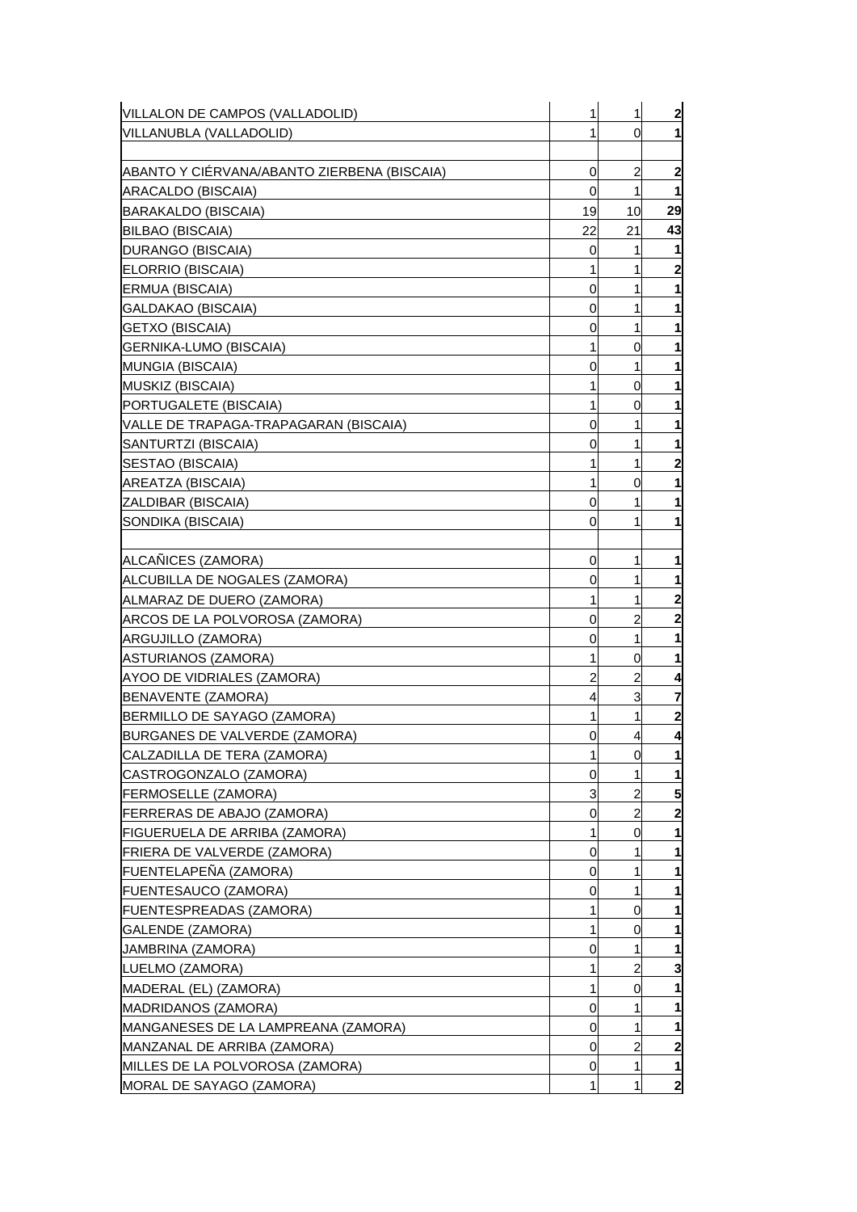| | | | |
|---|---|---|---|
| VILLALON DE CAMPOS (VALLADOLID) | 1 | 1 | **2** |
| VILLANUBLA (VALLADOLID) | 1 | 0 | **1** |
| | | | |
| ABANTO Y CIÉRVANA/ABANTO ZIERBENA (BISCAIA) | 0 | 2 | **2** |
| ARACALDO (BISCAIA) | 0 | 1 | **1** |
| BARAKALDO (BISCAIA) | 19 | 10 | **29** |
| BILBAO (BISCAIA) | 22 | 21 | **43** |
| DURANGO (BISCAIA) | 0 | 1 | **1** |
| ELORRIO (BISCAIA) | 1 | 1 | **2** |
| ERMUA (BISCAIA) | 0 | 1 | **1** |
| GALDAKAO (BISCAIA) | 0 | 1 | **1** |
| GETXO (BISCAIA) | 0 | 1 | **1** |
| GERNIKA-LUMO (BISCAIA) | 1 | 0 | **1** |
| MUNGIA (BISCAIA) | 0 | 1 | **1** |
| MUSKIZ (BISCAIA) | 1 | 0 | **1** |
| PORTUGALETE (BISCAIA) | 1 | 0 | **1** |
| VALLE DE TRAPAGA-TRAPAGARAN (BISCAIA) | 0 | 1 | **1** |
| SANTURTZI (BISCAIA) | 0 | 1 | **1** |
| SESTAO (BISCAIA) | 1 | 1 | **2** |
| AREATZA (BISCAIA) | 1 | 0 | **1** |
| ZALDIBAR (BISCAIA) | 0 | 1 | **1** |
| SONDIKA (BISCAIA) | 0 | 1 | **1** |
| | | | |
| ALCAÑICES (ZAMORA) | 0 | 1 | **1** |
| ALCUBILLA DE NOGALES (ZAMORA) | 0 | 1 | **1** |
| ALMARAZ DE DUERO (ZAMORA) | 1 | 1 | **2** |
| ARCOS DE LA POLVOROSA (ZAMORA) | 0 | 2 | **2** |
| ARGUJILLO (ZAMORA) | 0 | 1 | **1** |
| ASTURIANOS (ZAMORA) | 1 | 0 | **1** |
| AYOO DE VIDRIALES (ZAMORA) | 2 | 2 | **4** |
| BENAVENTE (ZAMORA) | 4 | 3 | **7** |
| BERMILLO DE SAYAGO (ZAMORA) | 1 | 1 | **2** |
| BURGANES DE VALVERDE (ZAMORA) | 0 | 4 | **4** |
| CALZADILLA DE TERA (ZAMORA) | 1 | 0 | **1** |
| CASTROGONZALO (ZAMORA) | 0 | 1 | **1** |
| FERMOSELLE (ZAMORA) | 3 | 2 | **5** |
| FERRERAS DE ABAJO (ZAMORA) | 0 | 2 | **2** |
| FIGUERUELA DE ARRIBA (ZAMORA) | 1 | 0 | **1** |
| FRIERA DE VALVERDE (ZAMORA) | 0 | 1 | **1** |
| FUENTELAPEÑA (ZAMORA) | 0 | 1 | **1** |
| FUENTESAUCO (ZAMORA) | 0 | 1 | **1** |
| FUENTESPREADAS (ZAMORA) | 1 | 0 | **1** |
| GALENDE (ZAMORA) | 1 | 0 | **1** |
| JAMBRINA (ZAMORA) | 0 | 1 | **1** |
| LUELMO (ZAMORA) | 1 | 2 | **3** |
| MADERAL (EL) (ZAMORA) | 1 | 0 | **1** |
| MADRIDANOS (ZAMORA) | 0 | 1 | **1** |
| MANGANESES DE LA LAMPREANA (ZAMORA) | 0 | 1 | **1** |
| MANZANAL DE ARRIBA (ZAMORA) | 0 | 2 | **2** |
| MILLES DE LA POLVOROSA (ZAMORA) | 0 | 1 | **1** |
| MORAL DE SAYAGO (ZAMORA) | 1 | 1 | **2** |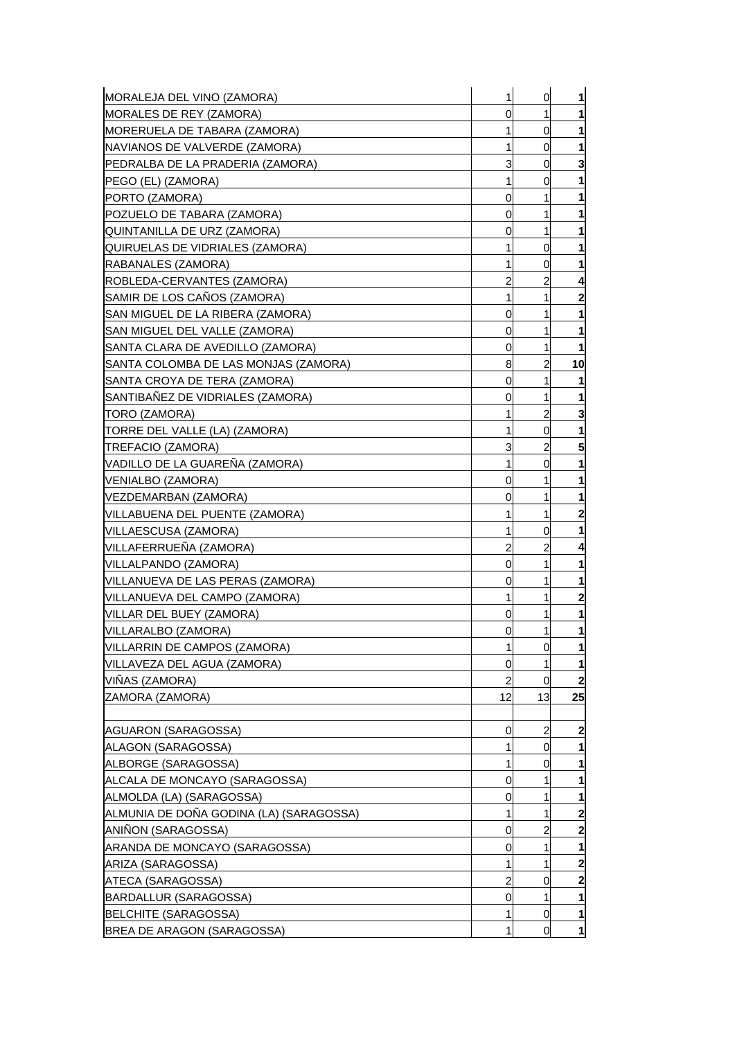| | | | |
|---|---|---|---|
| MORALEJA DEL VINO (ZAMORA) | 1 | 0 | **1** |
| MORALES DE REY (ZAMORA) | 0 | 1 | **1** |
| MORERUELA DE TABARA (ZAMORA) | 1 | 0 | **1** |
| NAVIANOS DE VALVERDE (ZAMORA) | 1 | 0 | **1** |
| PEDRALBA DE LA PRADERIA (ZAMORA) | 3 | 0 | **3** |
| PEGO (EL) (ZAMORA) | 1 | 0 | **1** |
| PORTO (ZAMORA) | 0 | 1 | **1** |
| POZUELO DE TABARA (ZAMORA) | 0 | 1 | **1** |
| QUINTANILLA DE URZ (ZAMORA) | 0 | 1 | **1** |
| QUIRUELAS DE VIDRIALES (ZAMORA) | 1 | 0 | **1** |
| RABANALES (ZAMORA) | 1 | 0 | **1** |
| ROBLEDA-CERVANTES (ZAMORA) | 2 | 2 | **4** |
| SAMIR DE LOS CAÑOS (ZAMORA) | 1 | 1 | **2** |
| SAN MIGUEL DE LA RIBERA (ZAMORA) | 0 | 1 | **1** |
| SAN MIGUEL DEL VALLE (ZAMORA) | 0 | 1 | **1** |
| SANTA CLARA DE AVEDILLO (ZAMORA) | 0 | 1 | **1** |
| SANTA COLOMBA DE LAS MONJAS (ZAMORA) | 8 | 2 | **10** |
| SANTA CROYA DE TERA (ZAMORA) | 0 | 1 | **1** |
| SANTIBAÑEZ DE VIDRIALES (ZAMORA) | 0 | 1 | **1** |
| TORO (ZAMORA) | 1 | 2 | **3** |
| TORRE DEL VALLE (LA) (ZAMORA) | 1 | 0 | **1** |
| TREFACIO (ZAMORA) | 3 | 2 | **5** |
| VADILLO DE LA GUAREÑA (ZAMORA) | 1 | 0 | **1** |
| VENIALBO (ZAMORA) | 0 | 1 | **1** |
| VEZDEMARBAN (ZAMORA) | 0 | 1 | **1** |
| VILLABUENA DEL PUENTE (ZAMORA) | 1 | 1 | **2** |
| VILLAESCUSA (ZAMORA) | 1 | 0 | **1** |
| VILLAFERRUEÑA (ZAMORA) | 2 | 2 | **4** |
| VILLALPANDO (ZAMORA) | 0 | 1 | **1** |
| VILLANUEVA DE LAS PERAS (ZAMORA) | 0 | 1 | **1** |
| VILLANUEVA DEL CAMPO (ZAMORA) | 1 | 1 | **2** |
| VILLAR DEL BUEY (ZAMORA) | 0 | 1 | **1** |
| VILLARALBO (ZAMORA) | 0 | 1 | **1** |
| VILLARRIN DE CAMPOS (ZAMORA) | 1 | 0 | **1** |
| VILLAVEZA DEL AGUA (ZAMORA) | 0 | 1 | **1** |
| VIÑAS (ZAMORA) | 2 | 0 | **2** |
| ZAMORA (ZAMORA) | 12 | 13 | **25** |
| | | | |
| AGUARON (SARAGOSSA) | 0 | 2 | **2** |
| ALAGON (SARAGOSSA) | 1 | 0 | **1** |
| ALBORGE (SARAGOSSA) | 1 | 0 | **1** |
| ALCALA DE MONCAYO (SARAGOSSA) | 0 | 1 | **1** |
| ALMOLDA (LA) (SARAGOSSA) | 0 | 1 | **1** |
| ALMUNIA DE DOÑA GODINA (LA) (SARAGOSSA) | 1 | 1 | **2** |
| ANIÑON (SARAGOSSA) | 0 | 2 | **2** |
| ARANDA DE MONCAYO (SARAGOSSA) | 0 | 1 | **1** |
| ARIZA (SARAGOSSA) | 1 | 1 | **2** |
| ATECA (SARAGOSSA) | 2 | 0 | **2** |
| BARDALLUR (SARAGOSSA) | 0 | 1 | **1** |
| BELCHITE (SARAGOSSA) | 1 | 0 | **1** |
| BREA DE ARAGON (SARAGOSSA) | 1 | 0 | **1** |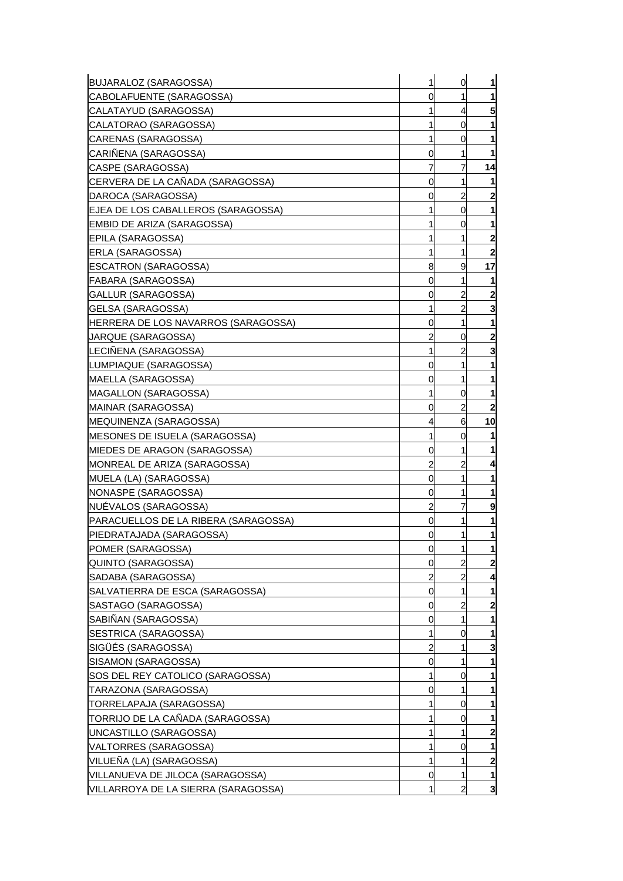| | | | |
|---|---|---|---|
| BUJARALOZ (SARAGOSSA) | 1 | 0 | **1** |
| CABOLAFUENTE (SARAGOSSA) | 0 | 1 | **1** |
| CALATAYUD (SARAGOSSA) | 1 | 4 | **5** |
| CALATORAO (SARAGOSSA) | 1 | 0 | **1** |
| CARENAS (SARAGOSSA) | 1 | 0 | **1** |
| CARIÑENA (SARAGOSSA) | 0 | 1 | **1** |
| CASPE (SARAGOSSA) | 7 | 7 | **14** |
| CERVERA DE LA CAÑADA (SARAGOSSA) | 0 | 1 | **1** |
| DAROCA (SARAGOSSA) | 0 | 2 | **2** |
| EJEA DE LOS CABALLEROS (SARAGOSSA) | 1 | 0 | **1** |
| EMBID DE ARIZA (SARAGOSSA) | 1 | 0 | **1** |
| EPILA (SARAGOSSA) | 1 | 1 | **2** |
| ERLA (SARAGOSSA) | 1 | 1 | **2** |
| ESCATRON (SARAGOSSA) | 8 | 9 | **17** |
| FABARA (SARAGOSSA) | 0 | 1 | **1** |
| GALLUR (SARAGOSSA) | 0 | 2 | **2** |
| GELSA (SARAGOSSA) | 1 | 2 | **3** |
| HERRERA DE LOS NAVARROS (SARAGOSSA) | 0 | 1 | **1** |
| JARQUE (SARAGOSSA) | 2 | 0 | **2** |
| LECIÑENA (SARAGOSSA) | 1 | 2 | **3** |
| LUMPIAQUE (SARAGOSSA) | 0 | 1 | **1** |
| MAELLA (SARAGOSSA) | 0 | 1 | **1** |
| MAGALLON (SARAGOSSA) | 1 | 0 | **1** |
| MAINAR (SARAGOSSA) | 0 | 2 | **2** |
| MEQUINENZA (SARAGOSSA) | 4 | 6 | **10** |
| MESONES DE ISUELA (SARAGOSSA) | 1 | 0 | **1** |
| MIEDES DE ARAGON (SARAGOSSA) | 0 | 1 | **1** |
| MONREAL DE ARIZA (SARAGOSSA) | 2 | 2 | **4** |
| MUELA (LA) (SARAGOSSA) | 0 | 1 | **1** |
| NONASPE (SARAGOSSA) | 0 | 1 | **1** |
| NUÉVALOS (SARAGOSSA) | 2 | 7 | **9** |
| PARACUELLOS DE LA RIBERA (SARAGOSSA) | 0 | 1 | **1** |
| PIEDRATAJADA (SARAGOSSA) | 0 | 1 | **1** |
| POMER (SARAGOSSA) | 0 | 1 | **1** |
| QUINTO (SARAGOSSA) | 0 | 2 | **2** |
| SADABA (SARAGOSSA) | 2 | 2 | **4** |
| SALVATIERRA DE ESCA (SARAGOSSA) | 0 | 1 | **1** |
| SASTAGO (SARAGOSSA) | 0 | 2 | **2** |
| SABIÑAN (SARAGOSSA) | 0 | 1 | **1** |
| SESTRICA (SARAGOSSA) | 1 | 0 | **1** |
| SIGÜÉS (SARAGOSSA) | 2 | 1 | **3** |
| SISAMON (SARAGOSSA) | 0 | 1 | **1** |
| SOS DEL REY CATOLICO (SARAGOSSA) | 1 | 0 | **1** |
| TARAZONA (SARAGOSSA) | 0 | 1 | **1** |
| TORRELAPAJA (SARAGOSSA) | 1 | 0 | **1** |
| TORRIJO DE LA CAÑADA (SARAGOSSA) | 1 | 0 | **1** |
| UNCASTILLO (SARAGOSSA) | 1 | 1 | **2** |
| VALTORRES (SARAGOSSA) | 1 | 0 | **1** |
| VILUEÑA (LA) (SARAGOSSA) | 1 | 1 | **2** |
| VILLANUEVA DE JILOCA (SARAGOSSA) | 0 | 1 | **1** |
| VILLARROYA DE LA SIERRA (SARAGOSSA) | 1 | 2 | **3** |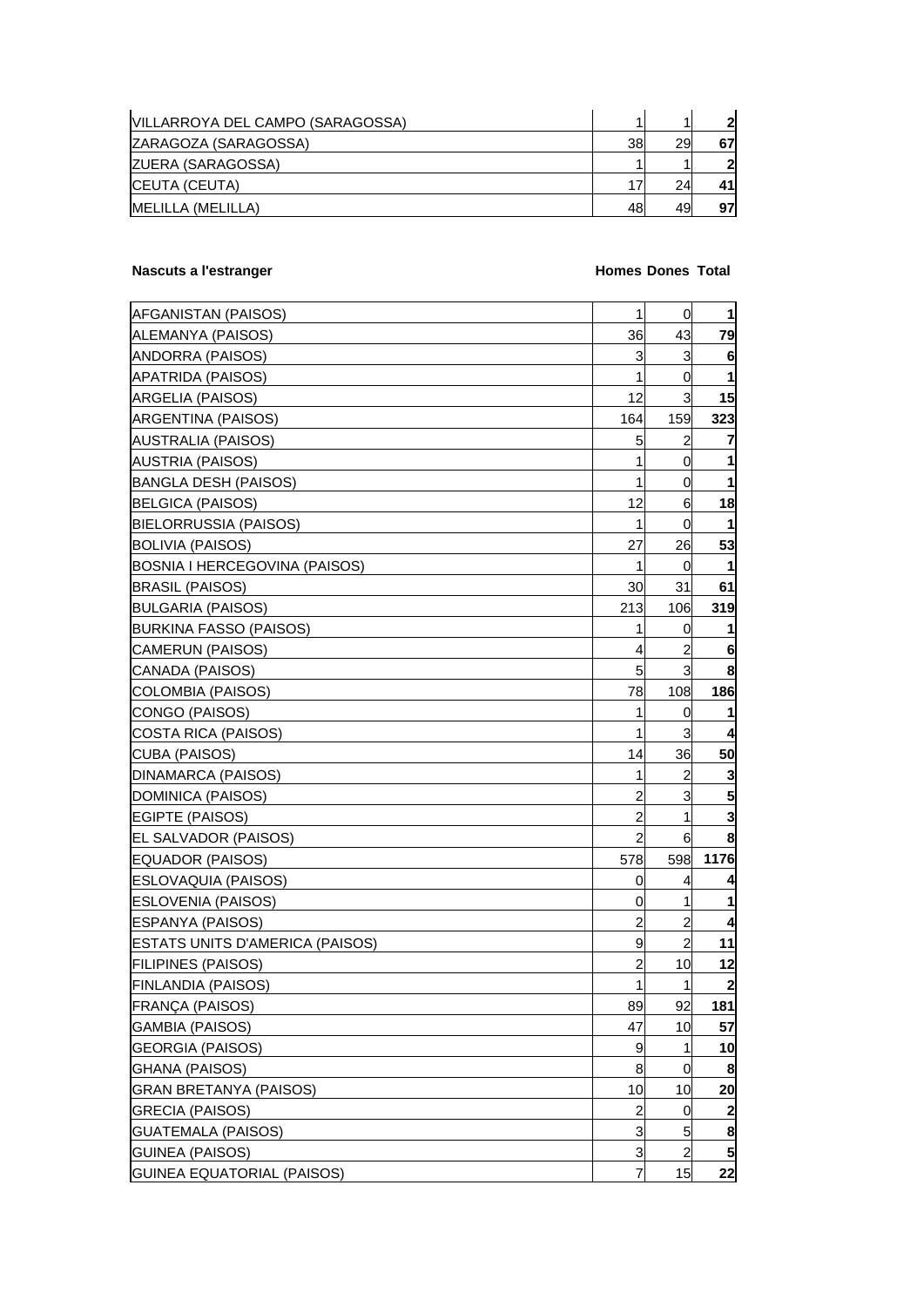| | | | |
|---|---|---|---|
| VILLARROYA DEL CAMPO (SARAGOSSA) | 1 | 1 | **2** |
| ZARAGOZA (SARAGOSSA) | 38 | 29 | **67** |
| ZUERA (SARAGOSSA) | 1 | 1 | **2** |
| CEUTA (CEUTA) | 17 | 24 | **41** |
| MELILLA (MELILLA) | 48 | 49 | **97** |

| **Nascuts a l'estranger** | **Homes** | **Dones** | **Total** |
|---|---|---|---|
| AFGANISTAN (PAISOS) | 1 | 0 | **1** |
| ALEMANYA (PAISOS) | 36 | 43 | **79** |
| ANDORRA (PAISOS) | 3 | 3 | **6** |
| APATRIDA (PAISOS) | 1 | 0 | **1** |
| ARGELIA (PAISOS) | 12 | 3 | **15** |
| ARGENTINA (PAISOS) | 164 | 159 | **323** |
| AUSTRALIA (PAISOS) | 5 | 2 | **7** |
| AUSTRIA (PAISOS) | 1 | 0 | **1** |
| BANGLA DESH (PAISOS) | 1 | 0 | **1** |
| BELGICA (PAISOS) | 12 | 6 | **18** |
| BIELORRUSSIA (PAISOS) | 1 | 0 | **1** |
| BOLIVIA (PAISOS) | 27 | 26 | **53** |
| BOSNIA I HERCEGOVINA (PAISOS) | 1 | 0 | **1** |
| BRASIL (PAISOS) | 30 | 31 | **61** |
| BULGARIA (PAISOS) | 213 | 106 | **319** |
| BURKINA FASSO (PAISOS) | 1 | 0 | **1** |
| CAMERUN (PAISOS) | 4 | 2 | **6** |
| CANADA (PAISOS) | 5 | 3 | **8** |
| COLOMBIA (PAISOS) | 78 | 108 | **186** |
| CONGO (PAISOS) | 1 | 0 | **1** |
| COSTA RICA (PAISOS) | 1 | 3 | **4** |
| CUBA (PAISOS) | 14 | 36 | **50** |
| DINAMARCA (PAISOS) | 1 | 2 | **3** |
| DOMINICA (PAISOS) | 2 | 3 | **5** |
| EGIPTE (PAISOS) | 2 | 1 | **3** |
| EL SALVADOR (PAISOS) | 2 | 6 | **8** |
| EQUADOR (PAISOS) | 578 | 598 | **1176** |
| ESLOVAQUIA (PAISOS) | 0 | 4 | **4** |
| ESLOVENIA (PAISOS) | 0 | 1 | **1** |
| ESPANYA (PAISOS) | 2 | 2 | **4** |
| ESTATS UNITS D'AMERICA (PAISOS) | 9 | 2 | **11** |
| FILIPINES (PAISOS) | 2 | 10 | **12** |
| FINLANDIA (PAISOS) | 1 | 1 | **2** |
| FRANÇA (PAISOS) | 89 | 92 | **181** |
| GAMBIA (PAISOS) | 47 | 10 | **57** |
| GEORGIA (PAISOS) | 9 | 1 | **10** |
| GHANA (PAISOS) | 8 | 0 | **8** |
| GRAN BRETANYA (PAISOS) | 10 | 10 | **20** |
| GRECIA (PAISOS) | 2 | 0 | **2** |
| GUATEMALA (PAISOS) | 3 | 5 | **8** |
| GUINEA (PAISOS) | 3 | 2 | **5** |
| GUINEA EQUATORIAL (PAISOS) | 7 | 15 | **22** |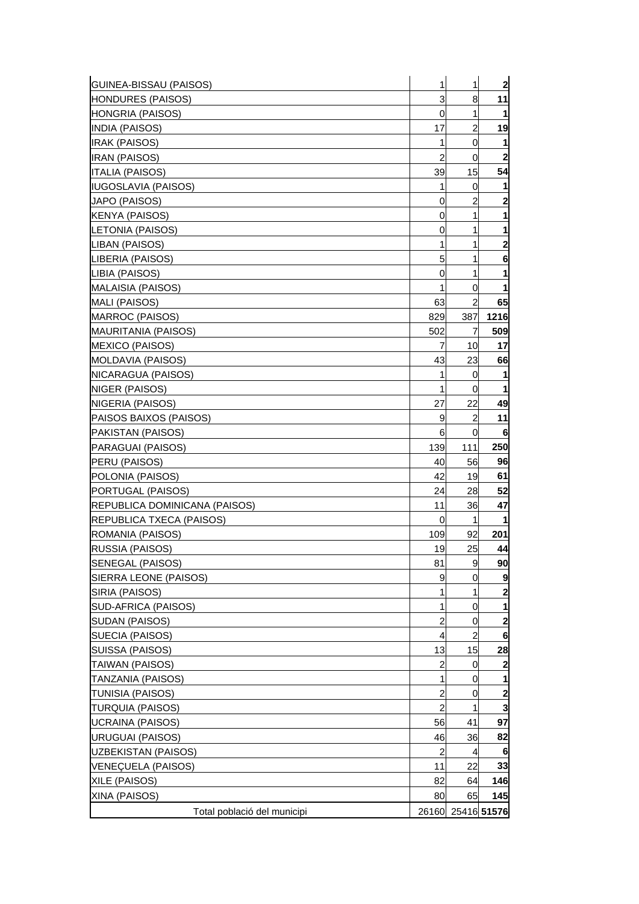| | | | |
|---|---|---|---|
| GUINEA-BISSAU (PAISOS) | 1 | 1 | **2** |
| HONDURES (PAISOS) | 3 | 8 | **11** |
| HONGRIA (PAISOS) | 0 | 1 | **1** |
| INDIA (PAISOS) | 17 | 2 | **19** |
| IRAK (PAISOS) | 1 | 0 | **1** |
| IRAN (PAISOS) | 2 | 0 | **2** |
| ITALIA (PAISOS) | 39 | 15 | **54** |
| IUGOSLAVIA (PAISOS) | 1 | 0 | **1** |
| JAPO (PAISOS) | 0 | 2 | **2** |
| KENYA (PAISOS) | 0 | 1 | **1** |
| LETONIA (PAISOS) | 0 | 1 | **1** |
| LIBAN (PAISOS) | 1 | 1 | **2** |
| LIBERIA (PAISOS) | 5 | 1 | **6** |
| LIBIA (PAISOS) | 0 | 1 | **1** |
| MALAISIA (PAISOS) | 1 | 0 | **1** |
| MALI (PAISOS) | 63 | 2 | **65** |
| MARROC (PAISOS) | 829 | 387 | **1216** |
| MAURITANIA (PAISOS) | 502 | 7 | **509** |
| MEXICO (PAISOS) | 7 | 10 | **17** |
| MOLDAVIA (PAISOS) | 43 | 23 | **66** |
| NICARAGUA (PAISOS) | 1 | 0 | **1** |
| NIGER (PAISOS) | 1 | 0 | **1** |
| NIGERIA (PAISOS) | 27 | 22 | **49** |
| PAISOS BAIXOS (PAISOS) | 9 | 2 | **11** |
| PAKISTAN (PAISOS) | 6 | 0 | **6** |
| PARAGUAI (PAISOS) | 139 | 111 | **250** |
| PERU (PAISOS) | 40 | 56 | **96** |
| POLONIA (PAISOS) | 42 | 19 | **61** |
| PORTUGAL (PAISOS) | 24 | 28 | **52** |
| REPUBLICA DOMINICANA (PAISOS) | 11 | 36 | **47** |
| REPUBLICA TXECA (PAISOS) | 0 | 1 | **1** |
| ROMANIA (PAISOS) | 109 | 92 | **201** |
| RUSSIA (PAISOS) | 19 | 25 | **44** |
| SENEGAL (PAISOS) | 81 | 9 | **90** |
| SIERRA LEONE (PAISOS) | 9 | 0 | **9** |
| SIRIA (PAISOS) | 1 | 1 | **2** |
| SUD-AFRICA (PAISOS) | 1 | 0 | **1** |
| SUDAN (PAISOS) | 2 | 0 | **2** |
| SUECIA (PAISOS) | 4 | 2 | **6** |
| SUISSA (PAISOS) | 13 | 15 | **28** |
| TAIWAN (PAISOS) | 2 | 0 | **2** |
| TANZANIA (PAISOS) | 1 | 0 | **1** |
| TUNISIA (PAISOS) | 2 | 0 | **2** |
| TURQUIA (PAISOS) | 2 | 1 | **3** |
| UCRAINA (PAISOS) | 56 | 41 | **97** |
| URUGUAI (PAISOS) | 46 | 36 | **82** |
| UZBEKISTAN (PAISOS) | 2 | 4 | **6** |
| VENEÇUELA (PAISOS) | 11 | 22 | **33** |
| XILE (PAISOS) | 82 | 64 | **146** |
| XINA (PAISOS) | 80 | 65 | **145** |
| Total població del municipi | 26160 | 25416 | **51576** |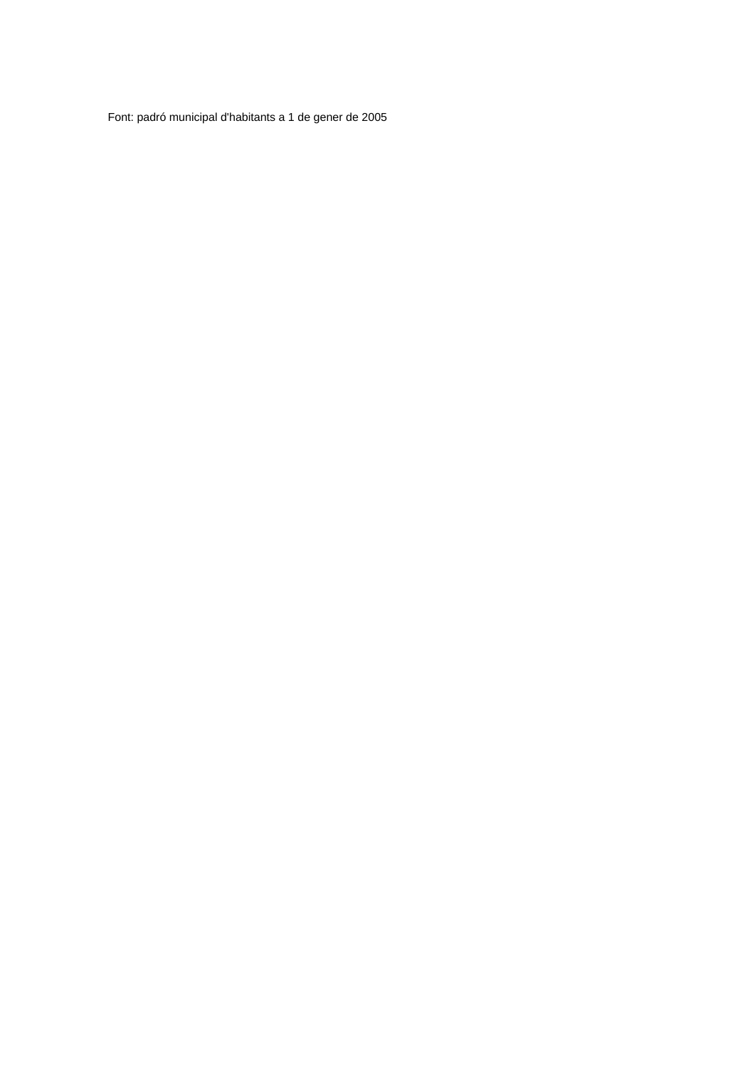Font: padró municipal d'habitants a 1 de gener de 2005